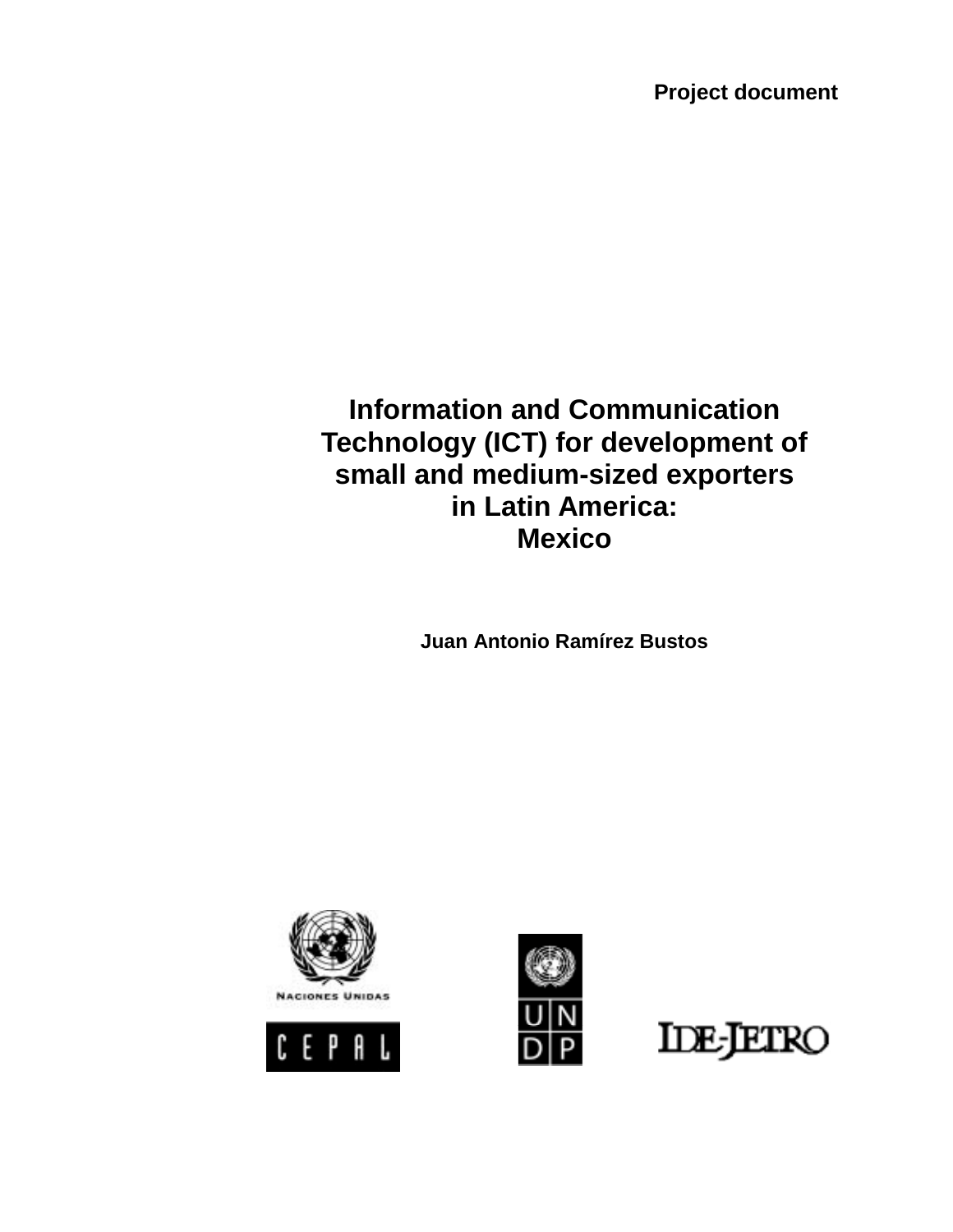Project document

# Information and Communication Technology (ICT) for development of small and medium-sized exporters in Latin America: Mexico

**Juan Antonio Ramírez Bustos**

NACIONES UNIDAS

CEPAL

UNDP

IDE-JETRO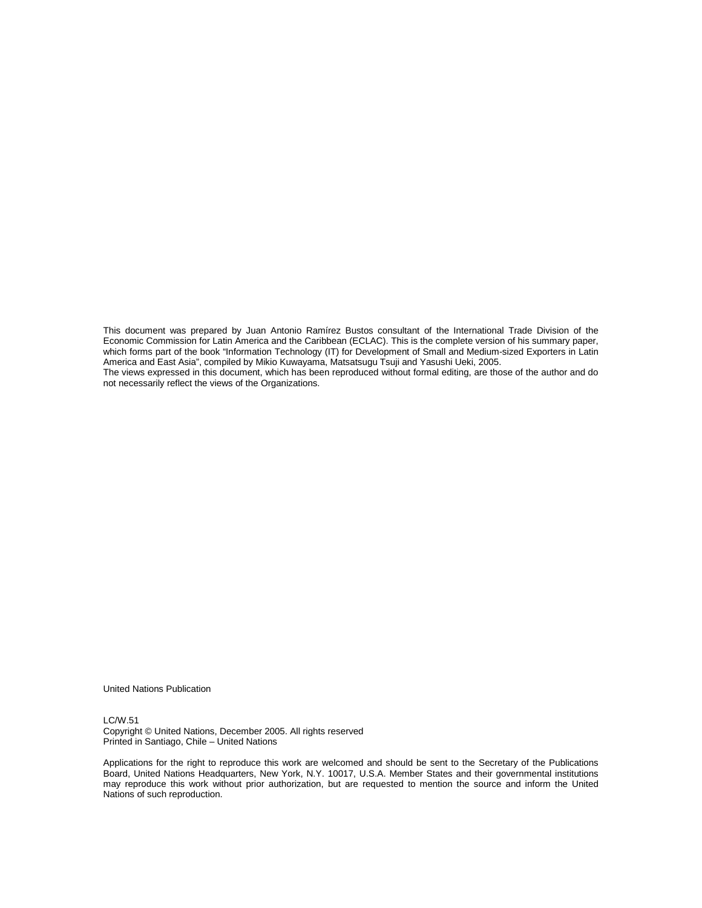This document was prepared by Juan Antonio Ramírez Bustos consultant of the International Trade Division of the Economic Commission for Latin America and the Caribbean (ECLAC). This is the complete version of his summary paper, which forms part of the book "Information Technology (IT) for Development of Small and Medium-sized Exporters in Latin America and East Asia", compiled by Mikio Kuwayama, Matsatsugu Tsuji and Yasushi Ueki, 2005.
The views expressed in this document, which has been reproduced without formal editing, are those of the author and do not necessarily reflect the views of the Organizations.

United Nations Publication

LC/W.51
Copyright © United Nations, December 2005. All rights reserved
Printed in Santiago, Chile – United Nations

Applications for the right to reproduce this work are welcomed and should be sent to the Secretary of the Publications Board, United Nations Headquarters, New York, N.Y. 10017, U.S.A. Member States and their governmental institutions may reproduce this work without prior authorization, but are requested to mention the source and inform the United Nations of such reproduction.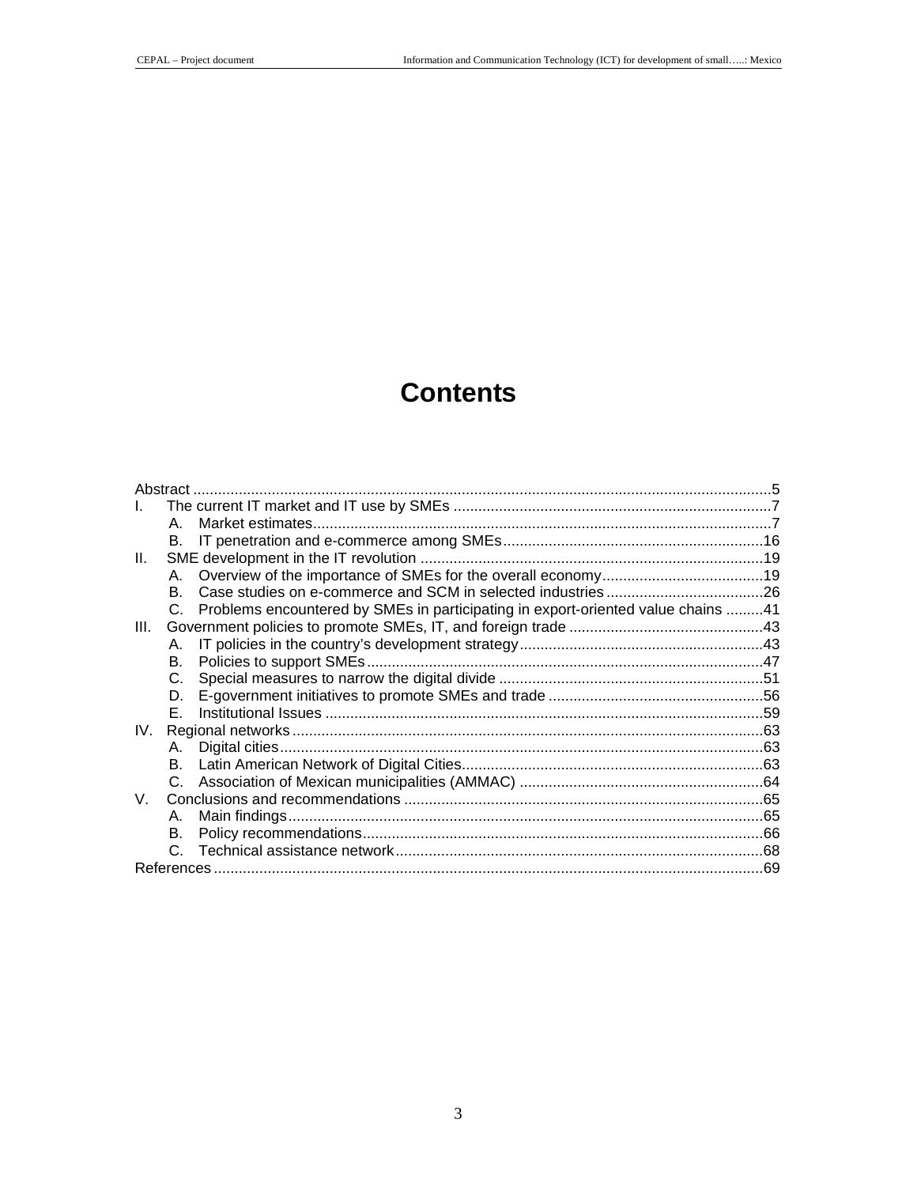# Contents

Abstract ....5

I. The current IT market and IT use by SMEs ....7
   A. Market estimates....7
   B. IT penetration and e-commerce among SMEs....16

II. SME development in the IT revolution ....19
   A. Overview of the importance of SMEs for the overall economy....19
   B. Case studies on e-commerce and SCM in selected industries ....26
   C. Problems encountered by SMEs in participating in export-oriented value chains ....41

III. Government policies to promote SMEs, IT, and foreign trade ....43
   A. IT policies in the country's development strategy....43
   B. Policies to support SMEs....47
   C. Special measures to narrow the digital divide ....51
   D. E-government initiatives to promote SMEs and trade ....56
   E. Institutional Issues ....59

IV. Regional networks....63
   A. Digital cities....63
   B. Latin American Network of Digital Cities....63
   C. Association of Mexican municipalities (AMMAC) ....64

V. Conclusions and recommendations ....65
   A. Main findings....65
   B. Policy recommendations....66
   C. Technical assistance network....68

References....69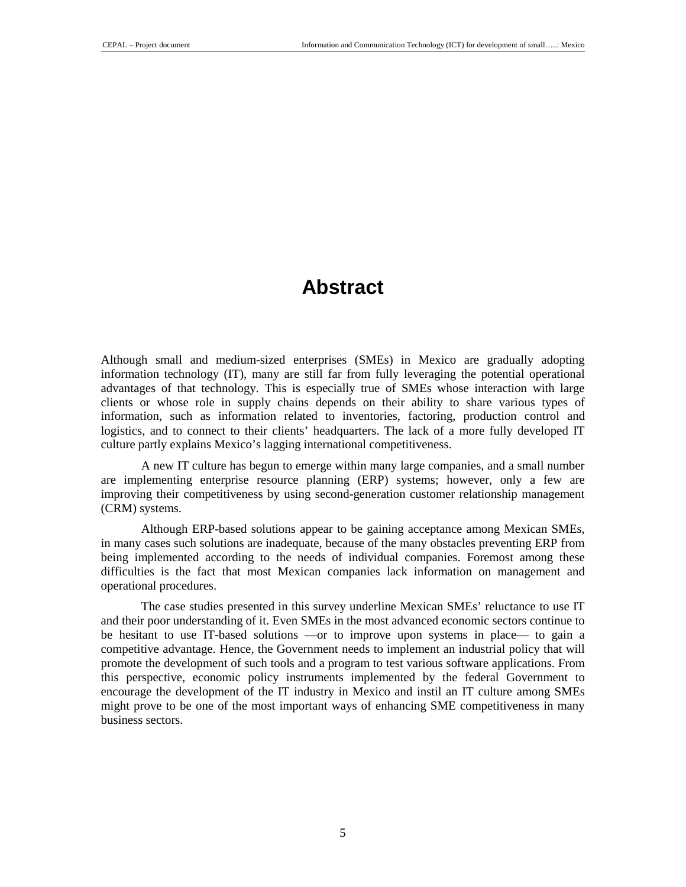# Abstract

Although small and medium-sized enterprises (SMEs) in Mexico are gradually adopting information technology (IT), many are still far from fully leveraging the potential operational advantages of that technology. This is especially true of SMEs whose interaction with large clients or whose role in supply chains depends on their ability to share various types of information, such as information related to inventories, factoring, production control and logistics, and to connect to their clients' headquarters. The lack of a more fully developed IT culture partly explains Mexico's lagging international competitiveness.

A new IT culture has begun to emerge within many large companies, and a small number are implementing enterprise resource planning (ERP) systems; however, only a few are improving their competitiveness by using second-generation customer relationship management (CRM) systems.

Although ERP-based solutions appear to be gaining acceptance among Mexican SMEs, in many cases such solutions are inadequate, because of the many obstacles preventing ERP from being implemented according to the needs of individual companies. Foremost among these difficulties is the fact that most Mexican companies lack information on management and operational procedures.

The case studies presented in this survey underline Mexican SMEs' reluctance to use IT and their poor understanding of it. Even SMEs in the most advanced economic sectors continue to be hesitant to use IT-based solutions —or to improve upon systems in place— to gain a competitive advantage. Hence, the Government needs to implement an industrial policy that will promote the development of such tools and a program to test various software applications. From this perspective, economic policy instruments implemented by the federal Government to encourage the development of the IT industry in Mexico and instil an IT culture among SMEs might prove to be one of the most important ways of enhancing SME competitiveness in many business sectors.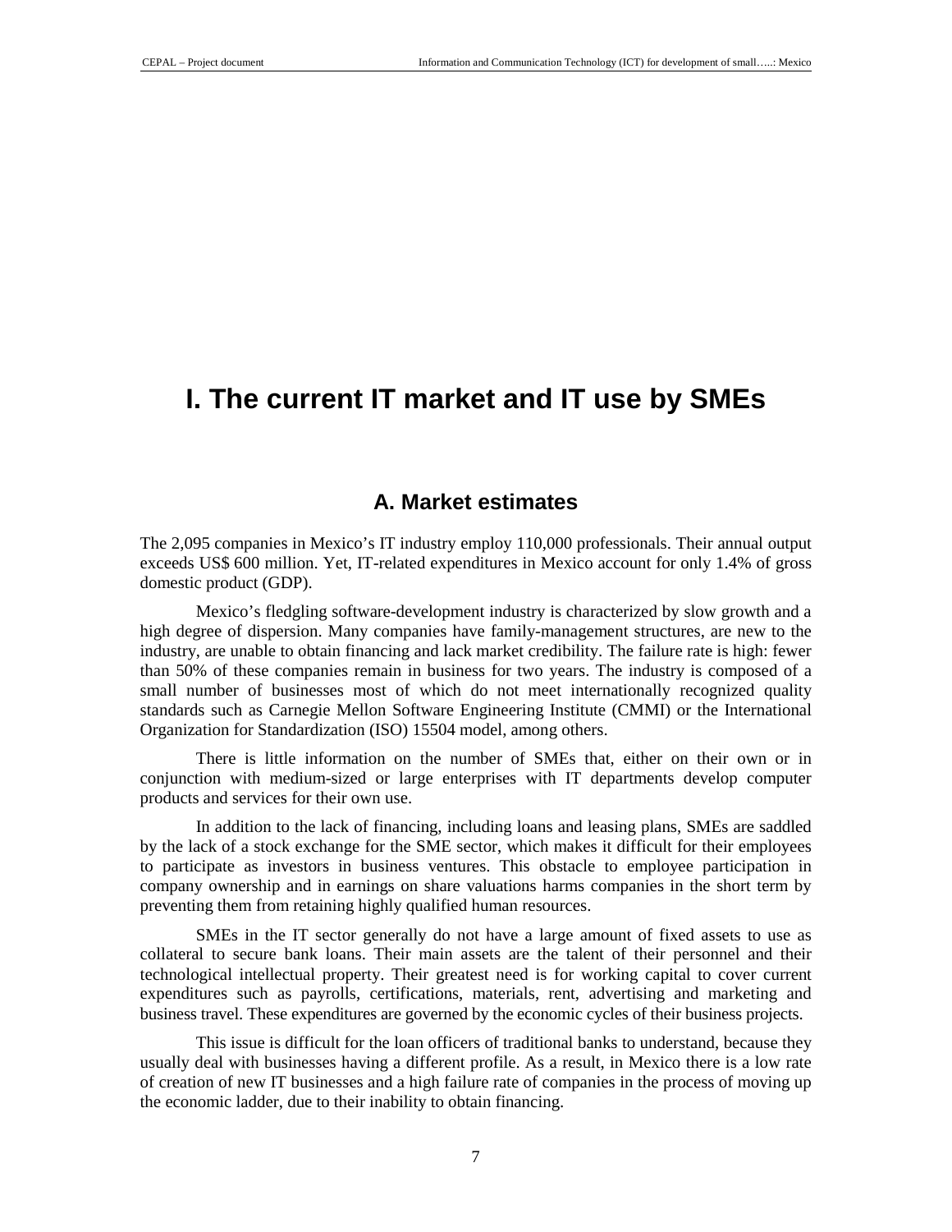# I. The current IT market and IT use by SMEs

## A. Market estimates

The 2,095 companies in Mexico's IT industry employ 110,000 professionals. Their annual output exceeds US$ 600 million. Yet, IT-related expenditures in Mexico account for only 1.4% of gross domestic product (GDP).

Mexico's fledgling software-development industry is characterized by slow growth and a high degree of dispersion. Many companies have family-management structures, are new to the industry, are unable to obtain financing and lack market credibility. The failure rate is high: fewer than 50% of these companies remain in business for two years. The industry is composed of a small number of businesses most of which do not meet internationally recognized quality standards such as Carnegie Mellon Software Engineering Institute (CMMI) or the International Organization for Standardization (ISO) 15504 model, among others.

There is little information on the number of SMEs that, either on their own or in conjunction with medium-sized or large enterprises with IT departments develop computer products and services for their own use.

In addition to the lack of financing, including loans and leasing plans, SMEs are saddled by the lack of a stock exchange for the SME sector, which makes it difficult for their employees to participate as investors in business ventures. This obstacle to employee participation in company ownership and in earnings on share valuations harms companies in the short term by preventing them from retaining highly qualified human resources.

SMEs in the IT sector generally do not have a large amount of fixed assets to use as collateral to secure bank loans. Their main assets are the talent of their personnel and their technological intellectual property. Their greatest need is for working capital to cover current expenditures such as payrolls, certifications, materials, rent, advertising and marketing and business travel. These expenditures are governed by the economic cycles of their business projects.

This issue is difficult for the loan officers of traditional banks to understand, because they usually deal with businesses having a different profile. As a result, in Mexico there is a low rate of creation of new IT businesses and a high failure rate of companies in the process of moving up the economic ladder, due to their inability to obtain financing.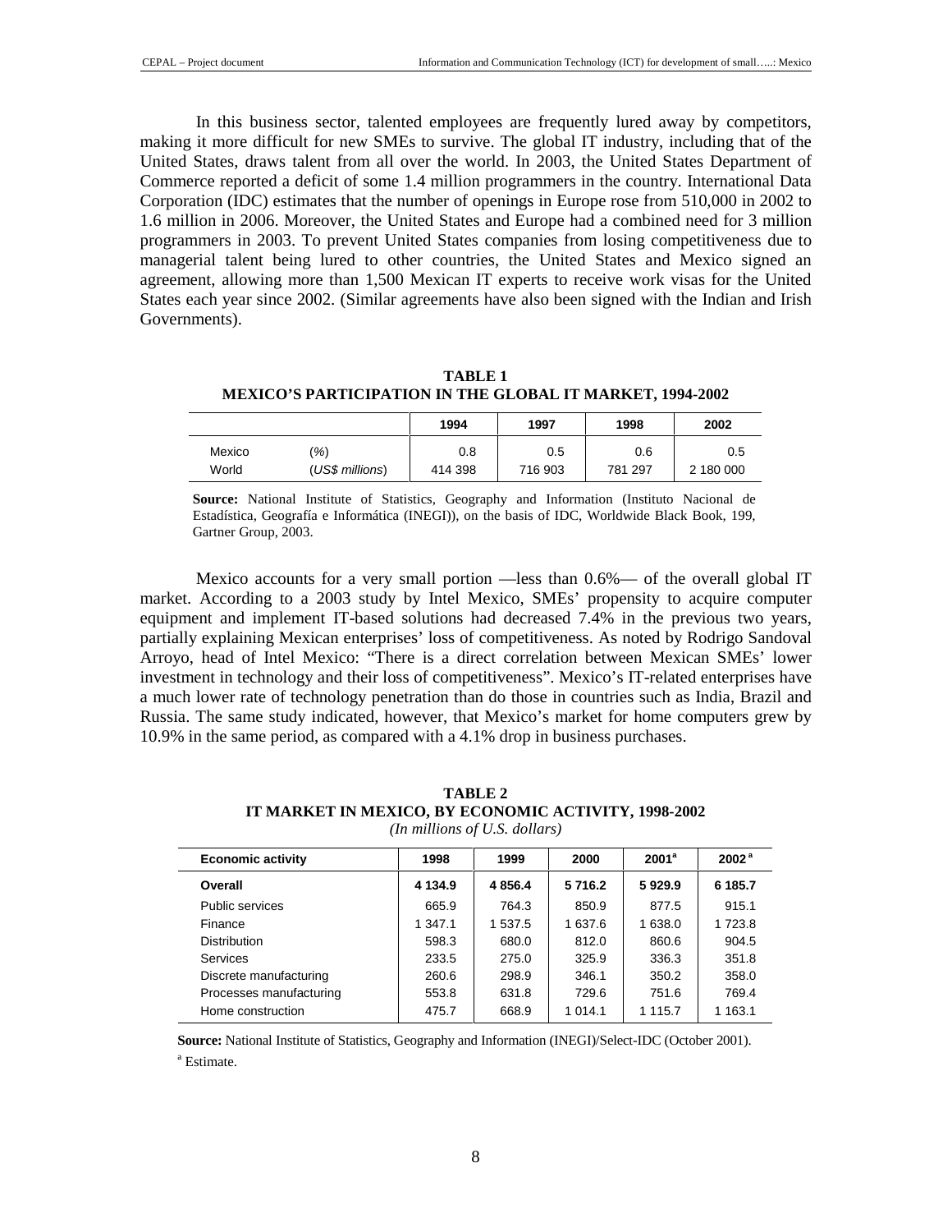In this business sector, talented employees are frequently lured away by competitors, making it more difficult for new SMEs to survive. The global IT industry, including that of the United States, draws talent from all over the world. In 2003, the United States Department of Commerce reported a deficit of some 1.4 million programmers in the country. International Data Corporation (IDC) estimates that the number of openings in Europe rose from 510,000 in 2002 to 1.6 million in 2006. Moreover, the United States and Europe had a combined need for 3 million programmers in 2003. To prevent United States companies from losing competitiveness due to managerial talent being lured to other countries, the United States and Mexico signed an agreement, allowing more than 1,500 Mexican IT experts to receive work visas for the United States each year since 2002. (Similar agreements have also been signed with the Indian and Irish Governments).

**TABLE 1**
**MEXICO'S PARTICIPATION IN THE GLOBAL IT MARKET, 1994-2002**

| | | 1994 | 1997 | 1998 | 2002 |
|---|---|---|---|---|---|
| Mexico | *(%)* | 0.8 | 0.5 | 0.6 | 0.5 |
| World | *(US$ millions)* | 414 398 | 716 903 | 781 297 | 2 180 000 |

**Source:** National Institute of Statistics, Geography and Information (Instituto Nacional de Estadística, Geografía e Informática (INEGI)), on the basis of IDC, Worldwide Black Book, 199, Gartner Group, 2003.

Mexico accounts for a very small portion —less than 0.6%— of the overall global IT market. According to a 2003 study by Intel Mexico, SMEs' propensity to acquire computer equipment and implement IT-based solutions had decreased 7.4% in the previous two years, partially explaining Mexican enterprises' loss of competitiveness. As noted by Rodrigo Sandoval Arroyo, head of Intel Mexico: "There is a direct correlation between Mexican SMEs' lower investment in technology and their loss of competitiveness". Mexico's IT-related enterprises have a much lower rate of technology penetration than do those in countries such as India, Brazil and Russia. The same study indicated, however, that Mexico's market for home computers grew by 10.9% in the same period, as compared with a 4.1% drop in business purchases.

**TABLE 2**
**IT MARKET IN MEXICO, BY ECONOMIC ACTIVITY, 1998-2002**
*(In millions of U.S. dollars)*

| Economic activity | 1998 | 1999 | 2000 | 2001[a] | 2002[a] |
|---|---|---|---|---|---|
| **Overall** | **4 134.9** | **4 856.4** | **5 716.2** | **5 929.9** | **6 185.7** |
| Public services | 665.9 | 764.3 | 850.9 | 877.5 | 915.1 |
| Finance | 1 347.1 | 1 537.5 | 1 637.6 | 1 638.0 | 1 723.8 |
| Distribution | 598.3 | 680.0 | 812.0 | 860.6 | 904.5 |
| Services | 233.5 | 275.0 | 325.9 | 336.3 | 351.8 |
| Discrete manufacturing | 260.6 | 298.9 | 346.1 | 350.2 | 358.0 |
| Processes manufacturing | 553.8 | 631.8 | 729.6 | 751.6 | 769.4 |
| Home construction | 475.7 | 668.9 | 1 014.1 | 1 115.7 | 1 163.1 |

**Source:** National Institute of Statistics, Geography and Information (INEGI)/Select-IDC (October 2001).

[a] Estimate.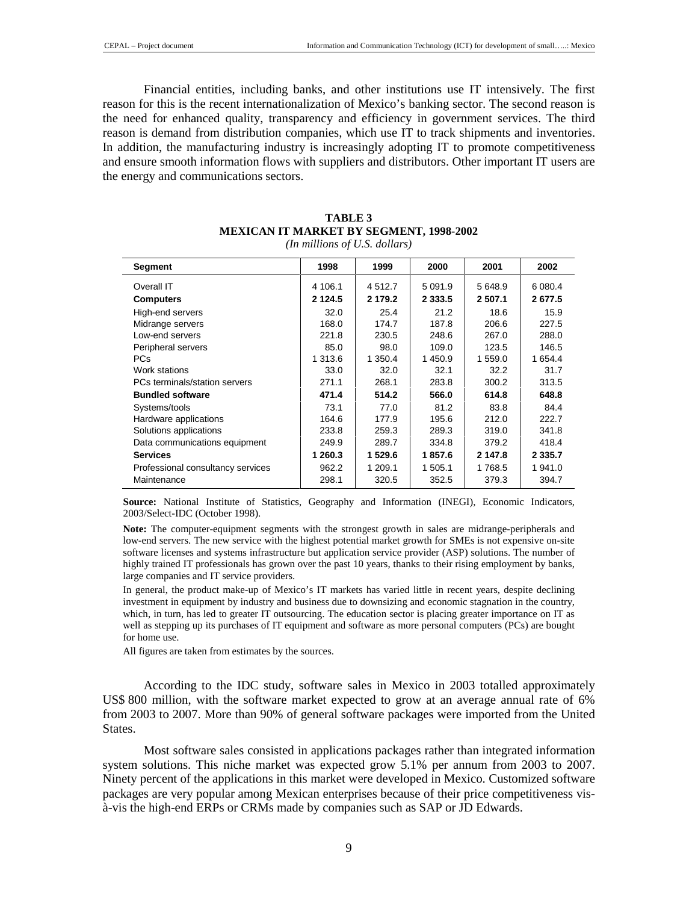Financial entities, including banks, and other institutions use IT intensively. The first reason for this is the recent internationalization of Mexico's banking sector. The second reason is the need for enhanced quality, transparency and efficiency in government services. The third reason is demand from distribution companies, which use IT to track shipments and inventories. In addition, the manufacturing industry is increasingly adopting IT to promote competitiveness and ensure smooth information flows with suppliers and distributors. Other important IT users are the energy and communications sectors.

**TABLE 3**
**MEXICAN IT MARKET BY SEGMENT, 1998-2002**
*(In millions of U.S. dollars)*

| Segment | 1998 | 1999 | 2000 | 2001 | 2002 |
|---|---|---|---|---|---|
| Overall IT | 4 106.1 | 4 512.7 | 5 091.9 | 5 648.9 | 6 080.4 |
| **Computers** | **2 124.5** | **2 179.2** | **2 333.5** | **2 507.1** | **2 677.5** |
| High-end servers | 32.0 | 25.4 | 21.2 | 18.6 | 15.9 |
| Midrange servers | 168.0 | 174.7 | 187.8 | 206.6 | 227.5 |
| Low-end servers | 221.8 | 230.5 | 248.6 | 267.0 | 288.0 |
| Peripheral servers | 85.0 | 98.0 | 109.0 | 123.5 | 146.5 |
| PCs | 1 313.6 | 1 350.4 | 1 450.9 | 1 559.0 | 1 654.4 |
| Work stations | 33.0 | 32.0 | 32.1 | 32.2 | 31.7 |
| PCs terminals/station servers | 271.1 | 268.1 | 283.8 | 300.2 | 313.5 |
| **Bundled software** | **471.4** | **514.2** | **566.0** | **614.8** | **648.8** |
| Systems/tools | 73.1 | 77.0 | 81.2 | 83.8 | 84.4 |
| Hardware applications | 164.6 | 177.9 | 195.6 | 212.0 | 222.7 |
| Solutions applications | 233.8 | 259.3 | 289.3 | 319.0 | 341.8 |
| Data communications equipment | 249.9 | 289.7 | 334.8 | 379.2 | 418.4 |
| **Services** | **1 260.3** | **1 529.6** | **1 857.6** | **2 147.8** | **2 335.7** |
| Professional consultancy services | 962.2 | 1 209.1 | 1 505.1 | 1 768.5 | 1 941.0 |
| Maintenance | 298.1 | 320.5 | 352.5 | 379.3 | 394.7 |

**Source:** National Institute of Statistics, Geography and Information (INEGI), Economic Indicators, 2003/Select-IDC (October 1998).

**Note:** The computer-equipment segments with the strongest growth in sales are midrange-peripherals and low-end servers. The new service with the highest potential market growth for SMEs is not expensive on-site software licenses and systems infrastructure but application service provider (ASP) solutions. The number of highly trained IT professionals has grown over the past 10 years, thanks to their rising employment by banks, large companies and IT service providers.

In general, the product make-up of Mexico's IT markets has varied little in recent years, despite declining investment in equipment by industry and business due to downsizing and economic stagnation in the country, which, in turn, has led to greater IT outsourcing. The education sector is placing greater importance on IT as well as stepping up its purchases of IT equipment and software as more personal computers (PCs) are bought for home use.

All figures are taken from estimates by the sources.

According to the IDC study, software sales in Mexico in 2003 totalled approximately US$ 800 million, with the software market expected to grow at an average annual rate of 6% from 2003 to 2007. More than 90% of general software packages were imported from the United States.

Most software sales consisted in applications packages rather than integrated information system solutions. This niche market was expected grow 5.1% per annum from 2003 to 2007. Ninety percent of the applications in this market were developed in Mexico. Customized software packages are very popular among Mexican enterprises because of their price competitiveness vis-à-vis the high-end ERPs or CRMs made by companies such as SAP or JD Edwards.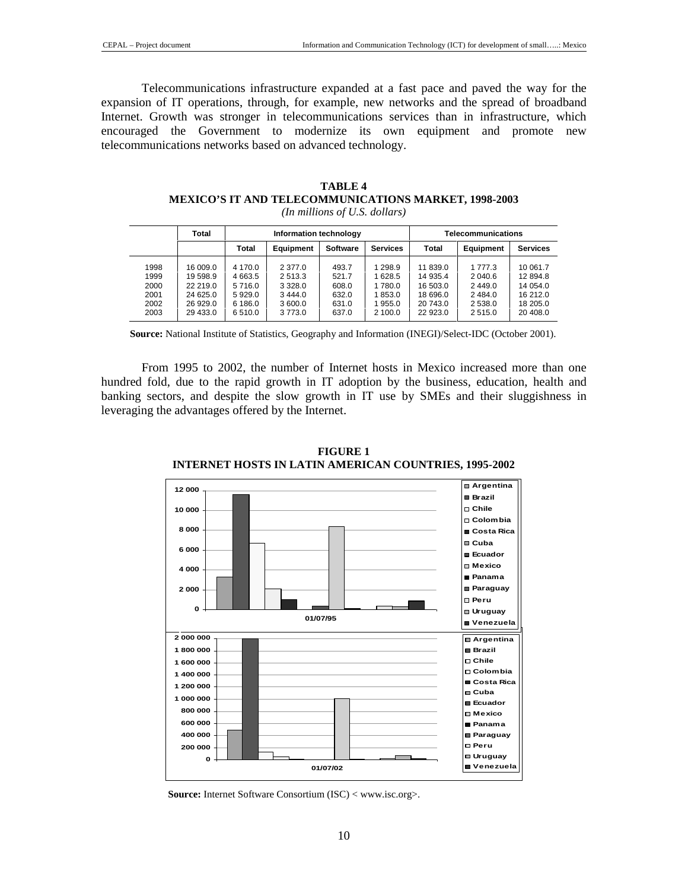Telecommunications infrastructure expanded at a fast pace and paved the way for the expansion of IT operations, through, for example, new networks and the spread of broadband Internet. Growth was stronger in telecommunications services than in infrastructure, which encouraged the Government to modernize its own equipment and promote new telecommunications networks based on advanced technology.

**TABLE 4**
**MEXICO'S IT AND TELECOMMUNICATIONS MARKET, 1998-2003**
*(In millions of U.S. dollars)*

| | Total | Information technology | | | | Telecommunications | | |
|---|---|---|---|---|---|---|---|---|
| | | Total | Equipment | Software | Services | Total | Equipment | Services |
| 1998 | 16 009.0 | 4 170.0 | 2 377.0 | 493.7 | 1 298.9 | 11 839.0 | 1 777.3 | 10 061.7 |
| 1999 | 19 598.9 | 4 663.5 | 2 513.3 | 521.7 | 1 628.5 | 14 935.4 | 2 040.6 | 12 894.8 |
| 2000 | 22 219.0 | 5 716.0 | 3 328.0 | 608.0 | 1 780.0 | 16 503.0 | 2 449.0 | 14 054.0 |
| 2001 | 24 625.0 | 5 929.0 | 3 444.0 | 632.0 | 1 853.0 | 18 696.0 | 2 484.0 | 16 212.0 |
| 2002 | 26 929.0 | 6 186.0 | 3 600.0 | 631.0 | 1 955.0 | 20 743.0 | 2 538.0 | 18 205.0 |
| 2003 | 29 433.0 | 6 510.0 | 3 773.0 | 637.0 | 2 100.0 | 22 923.0 | 2 515.0 | 20 408.0 |

**Source:** National Institute of Statistics, Geography and Information (INEGI)/Select-IDC (October 2001).

From 1995 to 2002, the number of Internet hosts in Mexico increased more than one hundred fold, due to the rapid growth in IT adoption by the business, education, health and banking sectors, and despite the slow growth in IT use by SMEs and their sluggishness in leveraging the advantages offered by the Internet.

**FIGURE 1**
**INTERNET HOSTS IN LATIN AMERICAN COUNTRIES, 1995-2002**

**Source:** Internet Software Consortium (ISC) < www.isc.org>.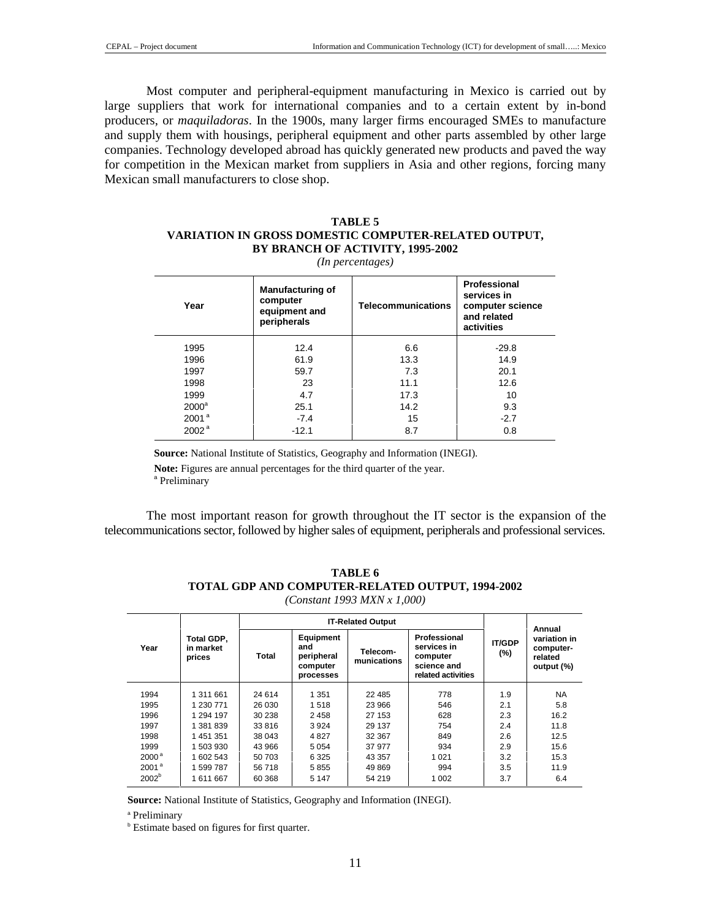Most computer and peripheral-equipment manufacturing in Mexico is carried out by large suppliers that work for international companies and to a certain extent by in-bond producers, or *maquiladoras*. In the 1900s, many larger firms encouraged SMEs to manufacture and supply them with housings, peripheral equipment and other parts assembled by other large companies. Technology developed abroad has quickly generated new products and paved the way for competition in the Mexican market from suppliers in Asia and other regions, forcing many Mexican small manufacturers to close shop.

**TABLE 5**
**VARIATION IN GROSS DOMESTIC COMPUTER-RELATED OUTPUT, BY BRANCH OF ACTIVITY, 1995-2002**
*(In percentages)*

| Year | Manufacturing of computer equipment and peripherals | Telecommunications | Professional services in computer science and related activities |
|---|---|---|---|
| 1995 | 12.4 | 6.6 | -29.8 |
| 1996 | 61.9 | 13.3 | 14.9 |
| 1997 | 59.7 | 7.3 | 20.1 |
| 1998 | 23 | 11.1 | 12.6 |
| 1999 | 4.7 | 17.3 | 10 |
| 2000[a] | 25.1 | 14.2 | 9.3 |
| 2001[a] | -7.4 | 15 | -2.7 |
| 2002[a] | -12.1 | 8.7 | 0.8 |

**Source:** National Institute of Statistics, Geography and Information (INEGI).

**Note:** Figures are annual percentages for the third quarter of the year.

[a] Preliminary

The most important reason for growth throughout the IT sector is the expansion of the telecommunications sector, followed by higher sales of equipment, peripherals and professional services.

**TABLE 6**
**TOTAL GDP AND COMPUTER-RELATED OUTPUT, 1994-2002**
*(Constant 1993 MXN x 1,000)*

| Year | Total GDP, in market prices | IT-Related Output | | | | IT/GDP (%) | Annual variation in computer-related output (%) |
|---|---|---|---|---|---|---|---|
| | | Total | Equipment and peripheral computer processes | Telecom-munications | Professional services in computer science and related activities | | |
| 1994 | 1 311 661 | 24 614 | 1 351 | 22 485 | 778 | 1.9 | NA |
| 1995 | 1 230 771 | 26 030 | 1 518 | 23 966 | 546 | 2.1 | 5.8 |
| 1996 | 1 294 197 | 30 238 | 2 458 | 27 153 | 628 | 2.3 | 16.2 |
| 1997 | 1 381 839 | 33 816 | 3 924 | 29 137 | 754 | 2.4 | 11.8 |
| 1998 | 1 451 351 | 38 043 | 4 827 | 32 367 | 849 | 2.6 | 12.5 |
| 1999 | 1 503 930 | 43 966 | 5 054 | 37 977 | 934 | 2.9 | 15.6 |
| 2000[a] | 1 602 543 | 50 703 | 6 325 | 43 357 | 1 021 | 3.2 | 15.3 |
| 2001[a] | 1 599 787 | 56 718 | 5 855 | 49 869 | 994 | 3.5 | 11.9 |
| 2002[b] | 1 611 667 | 60 368 | 5 147 | 54 219 | 1 002 | 3.7 | 6.4 |

**Source:** National Institute of Statistics, Geography and Information (INEGI).

[a] Preliminary

[b] Estimate based on figures for first quarter.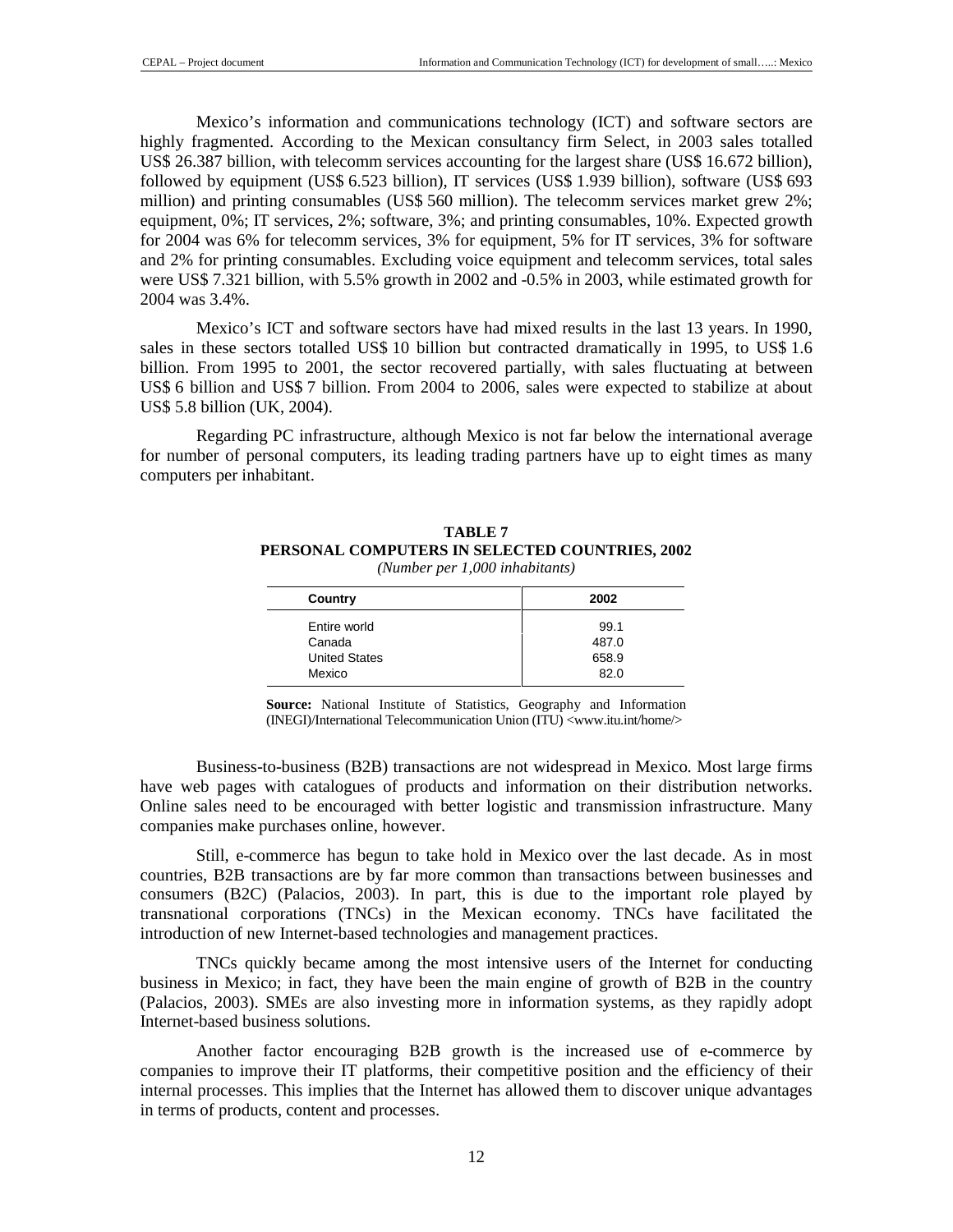Mexico's information and communications technology (ICT) and software sectors are highly fragmented. According to the Mexican consultancy firm Select, in 2003 sales totalled US$ 26.387 billion, with telecomm services accounting for the largest share (US$ 16.672 billion), followed by equipment (US$ 6.523 billion), IT services (US$ 1.939 billion), software (US$ 693 million) and printing consumables (US$ 560 million). The telecomm services market grew 2%; equipment, 0%; IT services, 2%; software, 3%; and printing consumables, 10%. Expected growth for 2004 was 6% for telecomm services, 3% for equipment, 5% for IT services, 3% for software and 2% for printing consumables. Excluding voice equipment and telecomm services, total sales were US$ 7.321 billion, with 5.5% growth in 2002 and -0.5% in 2003, while estimated growth for 2004 was 3.4%.

Mexico's ICT and software sectors have had mixed results in the last 13 years. In 1990, sales in these sectors totalled US$ 10 billion but contracted dramatically in 1995, to US$ 1.6 billion. From 1995 to 2001, the sector recovered partially, with sales fluctuating at between US$ 6 billion and US$ 7 billion. From 2004 to 2006, sales were expected to stabilize at about US$ 5.8 billion (UK, 2004).

Regarding PC infrastructure, although Mexico is not far below the international average for number of personal computers, its leading trading partners have up to eight times as many computers per inhabitant.

**TABLE 7**
**PERSONAL COMPUTERS IN SELECTED COUNTRIES, 2002**
*(Number per 1,000 inhabitants)*

| Country | 2002 |
|---|---|
| Entire world | 99.1 |
| Canada | 487.0 |
| United States | 658.9 |
| Mexico | 82.0 |

**Source:** National Institute of Statistics, Geography and Information (INEGI)/International Telecommunication Union (ITU) <www.itu.int/home/>

Business-to-business (B2B) transactions are not widespread in Mexico. Most large firms have web pages with catalogues of products and information on their distribution networks. Online sales need to be encouraged with better logistic and transmission infrastructure. Many companies make purchases online, however.

Still, e-commerce has begun to take hold in Mexico over the last decade. As in most countries, B2B transactions are by far more common than transactions between businesses and consumers (B2C) (Palacios, 2003). In part, this is due to the important role played by transnational corporations (TNCs) in the Mexican economy. TNCs have facilitated the introduction of new Internet-based technologies and management practices.

TNCs quickly became among the most intensive users of the Internet for conducting business in Mexico; in fact, they have been the main engine of growth of B2B in the country (Palacios, 2003). SMEs are also investing more in information systems, as they rapidly adopt Internet-based business solutions.

Another factor encouraging B2B growth is the increased use of e-commerce by companies to improve their IT platforms, their competitive position and the efficiency of their internal processes. This implies that the Internet has allowed them to discover unique advantages in terms of products, content and processes.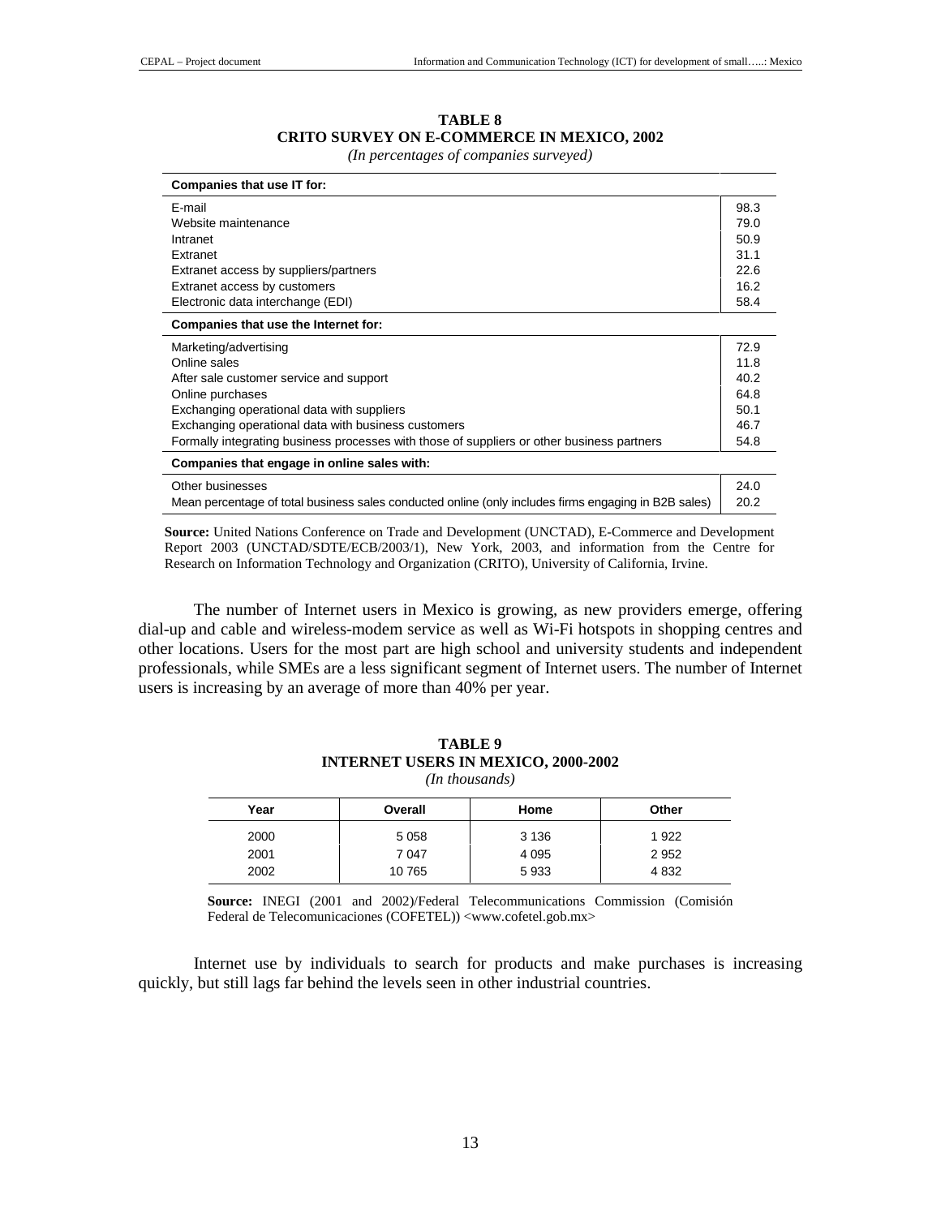**TABLE 8**
**CRITO SURVEY ON E-COMMERCE IN MEXICO, 2002**
*(In percentages of companies surveyed)*

| **Companies that use IT for:** | |
|---|---|
| E-mail | 98.3 |
| Website maintenance | 79.0 |
| Intranet | 50.9 |
| Extranet | 31.1 |
| Extranet access by suppliers/partners | 22.6 |
| Extranet access by customers | 16.2 |
| Electronic data interchange (EDI) | 58.4 |
| **Companies that use the Internet for:** | |
| Marketing/advertising | 72.9 |
| Online sales | 11.8 |
| After sale customer service and support | 40.2 |
| Online purchases | 64.8 |
| Exchanging operational data with suppliers | 50.1 |
| Exchanging operational data with business customers | 46.7 |
| Formally integrating business processes with those of suppliers or other business partners | 54.8 |
| **Companies that engage in online sales with:** | |
| Other businesses | 24.0 |
| Mean percentage of total business sales conducted online (only includes firms engaging in B2B sales) | 20.2 |

**Source:** United Nations Conference on Trade and Development (UNCTAD), E-Commerce and Development Report 2003 (UNCTAD/SDTE/ECB/2003/1), New York, 2003, and information from the Centre for Research on Information Technology and Organization (CRITO), University of California, Irvine.

The number of Internet users in Mexico is growing, as new providers emerge, offering dial-up and cable and wireless-modem service as well as Wi-Fi hotspots in shopping centres and other locations. Users for the most part are high school and university students and independent professionals, while SMEs are a less significant segment of Internet users. The number of Internet users is increasing by an average of more than 40% per year.

**TABLE 9**
**INTERNET USERS IN MEXICO, 2000-2002**
*(In thousands)*

| Year | Overall | Home | Other |
|---|---|---|---|
| 2000 | 5 058 | 3 136 | 1 922 |
| 2001 | 7 047 | 4 095 | 2 952 |
| 2002 | 10 765 | 5 933 | 4 832 |

**Source:** INEGI (2001 and 2002)/Federal Telecommunications Commission (Comisión Federal de Telecomunicaciones (COFETEL)) <www.cofetel.gob.mx>

Internet use by individuals to search for products and make purchases is increasing quickly, but still lags far behind the levels seen in other industrial countries.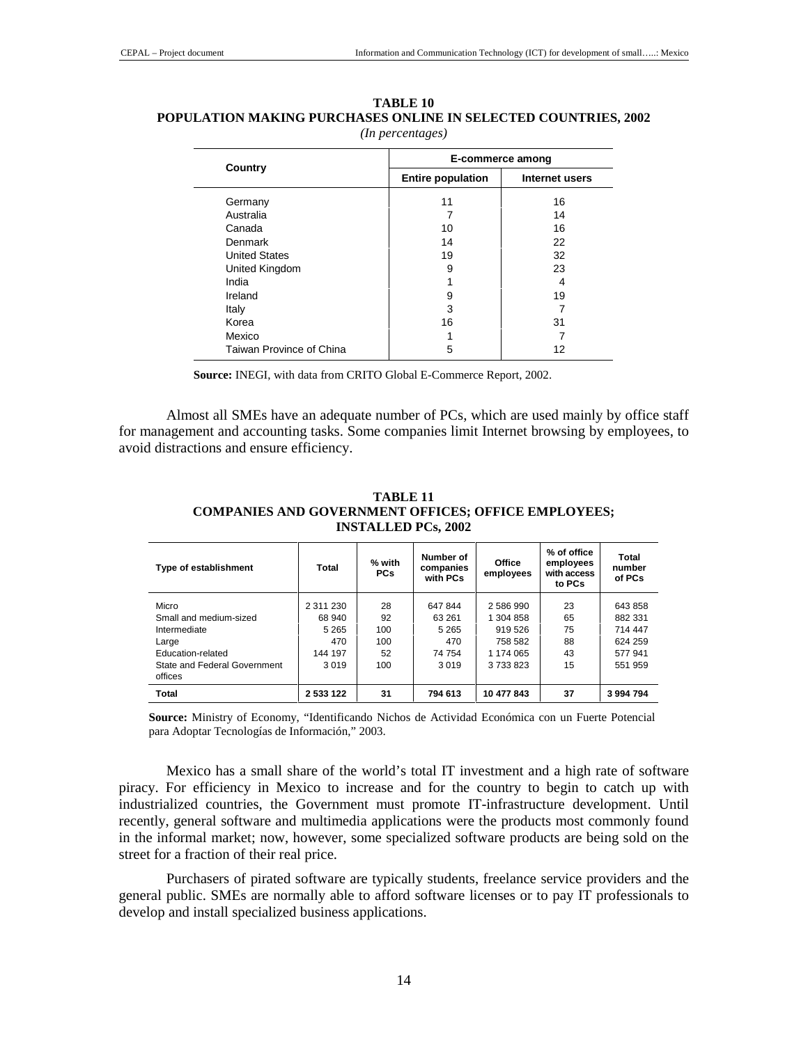**TABLE 10**
**POPULATION MAKING PURCHASES ONLINE IN SELECTED COUNTRIES, 2002**
*(In percentages)*

| Country | E-commerce among | |
|---|---|---|
| | Entire population | Internet users |
| Germany | 11 | 16 |
| Australia | 7 | 14 |
| Canada | 10 | 16 |
| Denmark | 14 | 22 |
| United States | 19 | 32 |
| United Kingdom | 9 | 23 |
| India | 1 | 4 |
| Ireland | 9 | 19 |
| Italy | 3 | 7 |
| Korea | 16 | 31 |
| Mexico | 1 | 7 |
| Taiwan Province of China | 5 | 12 |

**Source:** INEGI, with data from CRITO Global E-Commerce Report, 2002.

Almost all SMEs have an adequate number of PCs, which are used mainly by office staff for management and accounting tasks. Some companies limit Internet browsing by employees, to avoid distractions and ensure efficiency.

**TABLE 11**
**COMPANIES AND GOVERNMENT OFFICES; OFFICE EMPLOYEES; INSTALLED PCs, 2002**

| Type of establishment | Total | % with PCs | Number of companies with PCs | Office employees | % of office employees with access to PCs | Total number of PCs |
|---|---|---|---|---|---|---|
| Micro | 2 311 230 | 28 | 647 844 | 2 586 990 | 23 | 643 858 |
| Small and medium-sized | 68 940 | 92 | 63 261 | 1 304 858 | 65 | 882 331 |
| Intermediate | 5 265 | 100 | 5 265 | 919 526 | 75 | 714 447 |
| Large | 470 | 100 | 470 | 758 582 | 88 | 624 259 |
| Education-related | 144 197 | 52 | 74 754 | 1 174 065 | 43 | 577 941 |
| State and Federal Government offices | 3 019 | 100 | 3 019 | 3 733 823 | 15 | 551 959 |
| **Total** | **2 533 122** | **31** | **794 613** | **10 477 843** | **37** | **3 994 794** |

**Source:** Ministry of Economy, "Identificando Nichos de Actividad Económica con un Fuerte Potencial para Adoptar Tecnologías de Información," 2003.

Mexico has a small share of the world's total IT investment and a high rate of software piracy. For efficiency in Mexico to increase and for the country to begin to catch up with industrialized countries, the Government must promote IT-infrastructure development. Until recently, general software and multimedia applications were the products most commonly found in the informal market; now, however, some specialized software products are being sold on the street for a fraction of their real price.

Purchasers of pirated software are typically students, freelance service providers and the general public. SMEs are normally able to afford software licenses or to pay IT professionals to develop and install specialized business applications.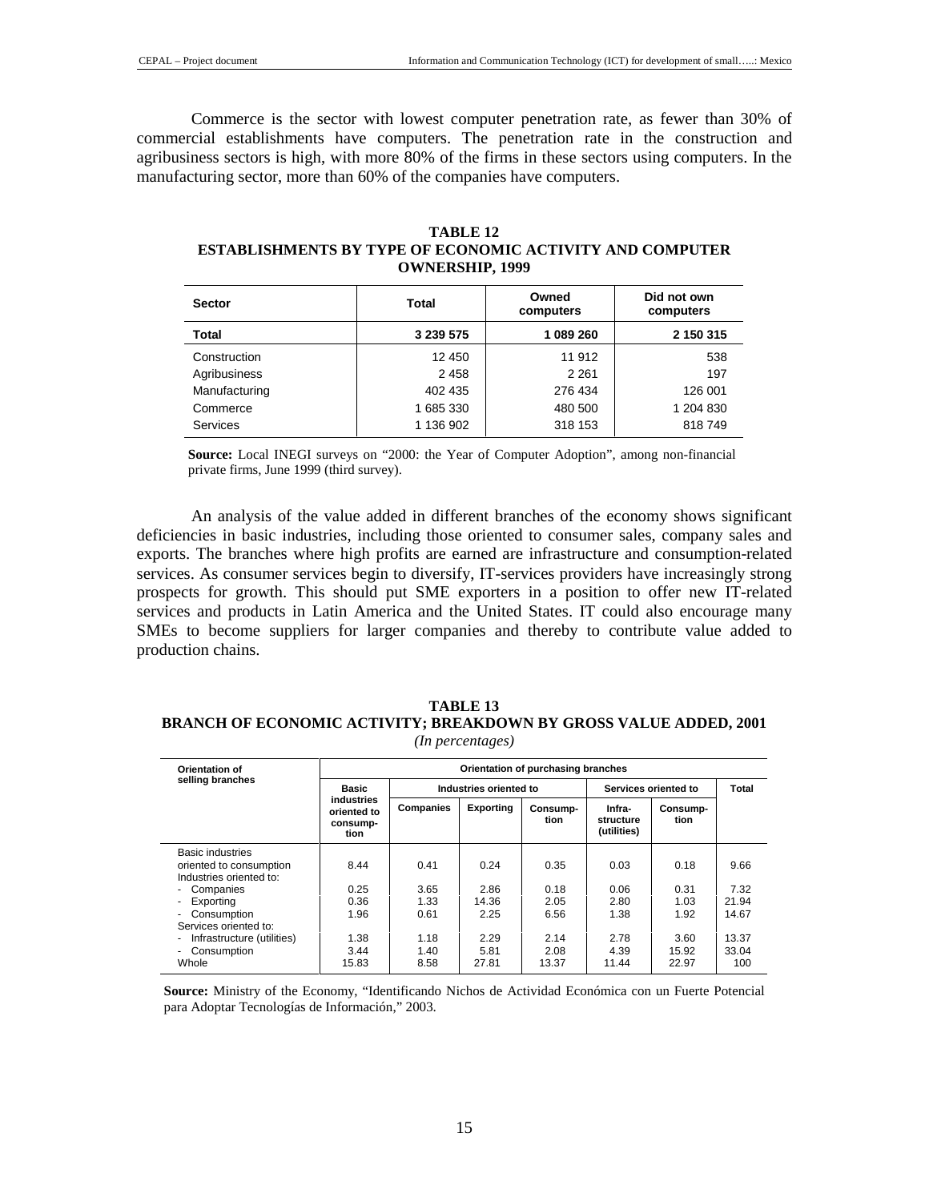Commerce is the sector with lowest computer penetration rate, as fewer than 30% of commercial establishments have computers. The penetration rate in the construction and agribusiness sectors is high, with more 80% of the firms in these sectors using computers. In the manufacturing sector, more than 60% of the companies have computers.

**TABLE 12**
**ESTABLISHMENTS BY TYPE OF ECONOMIC ACTIVITY AND COMPUTER OWNERSHIP, 1999**

| Sector | Total | Owned computers | Did not own computers |
|---|---|---|---|
| **Total** | **3 239 575** | **1 089 260** | **2 150 315** |
| Construction | 12 450 | 11 912 | 538 |
| Agribusiness | 2 458 | 2 261 | 197 |
| Manufacturing | 402 435 | 276 434 | 126 001 |
| Commerce | 1 685 330 | 480 500 | 1 204 830 |
| Services | 1 136 902 | 318 153 | 818 749 |

**Source:** Local INEGI surveys on "2000: the Year of Computer Adoption", among non-financial private firms, June 1999 (third survey).

An analysis of the value added in different branches of the economy shows significant deficiencies in basic industries, including those oriented to consumer sales, company sales and exports. The branches where high profits are earned are infrastructure and consumption-related services. As consumer services begin to diversify, IT-services providers have increasingly strong prospects for growth. This should put SME exporters in a position to offer new IT-related services and products in Latin America and the United States. IT could also encourage many SMEs to become suppliers for larger companies and thereby to contribute value added to production chains.

**TABLE 13**
**BRANCH OF ECONOMIC ACTIVITY; BREAKDOWN BY GROSS VALUE ADDED, 2001**
*(In percentages)*

| Orientation of selling branches | Orientation of purchasing branches | | | | | | |
|---|---|---|---|---|---|---|---|
| | Basic industries oriented to consumption | Industries oriented to | | | Services oriented to | | Total |
| | | Companies | Exporting | Consumption | Infrastructure (utilities) | Consumption | |
| Basic industries oriented to consumption | 8.44 | 0.41 | 0.24 | 0.35 | 0.03 | 0.18 | 9.66 |
| Industries oriented to: | | | | | | | |
| - Companies | 0.25 | 3.65 | 2.86 | 0.18 | 0.06 | 0.31 | 7.32 |
| - Exporting | 0.36 | 1.33 | 14.36 | 2.05 | 2.80 | 1.03 | 21.94 |
| - Consumption | 1.96 | 0.61 | 2.25 | 6.56 | 1.38 | 1.92 | 14.67 |
| Services oriented to: | | | | | | | |
| - Infrastructure (utilities) | 1.38 | 1.18 | 2.29 | 2.14 | 2.78 | 3.60 | 13.37 |
| - Consumption | 3.44 | 1.40 | 5.81 | 2.08 | 4.39 | 15.92 | 33.04 |
| Whole | 15.83 | 8.58 | 27.81 | 13.37 | 11.44 | 22.97 | 100 |

**Source:** Ministry of the Economy, "Identificando Nichos de Actividad Económica con un Fuerte Potencial para Adoptar Tecnologías de Información," 2003.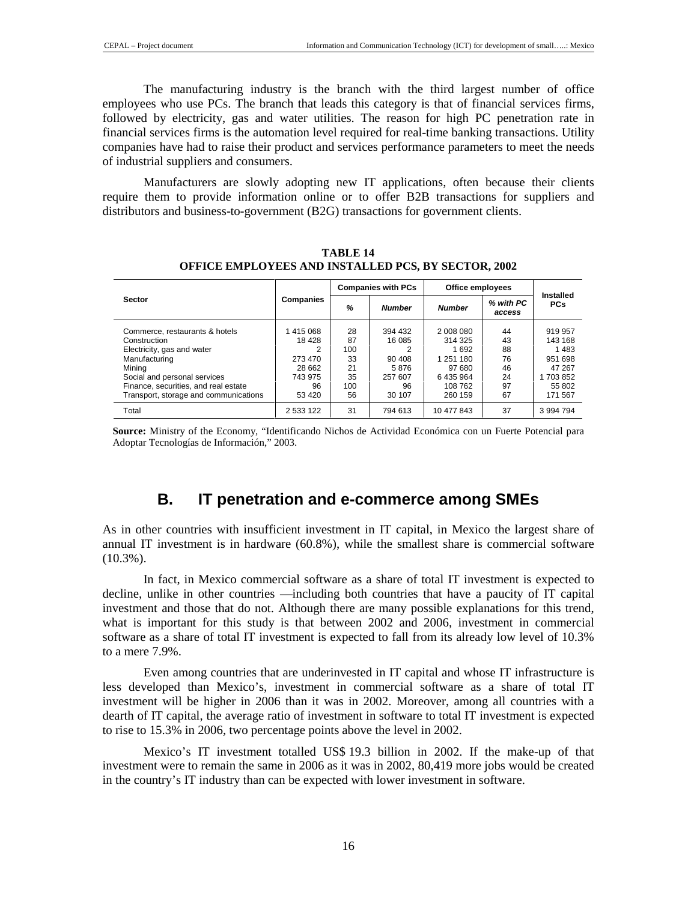The manufacturing industry is the branch with the third largest number of office employees who use PCs. The branch that leads this category is that of financial services firms, followed by electricity, gas and water utilities. The reason for high PC penetration rate in financial services firms is the automation level required for real-time banking transactions. Utility companies have had to raise their product and services performance parameters to meet the needs of industrial suppliers and consumers.

Manufacturers are slowly adopting new IT applications, often because their clients require them to provide information online or to offer B2B transactions for suppliers and distributors and business-to-government (B2G) transactions for government clients.

**TABLE 14**
**OFFICE EMPLOYEES AND INSTALLED PCS, BY SECTOR, 2002**

| Sector | Companies | Companies with PCs | | Office employees | | Installed PCs |
|---|---|---|---|---|---|---|
| | | *%* | *Number* | *Number* | *% with PC access* | |
| Commerce, restaurants & hotels | 1 415 068 | 28 | 394 432 | 2 008 080 | 44 | 919 957 |
| Construction | 18 428 | 87 | 16 085 | 314 325 | 43 | 143 168 |
| Electricity, gas and water | 2 | 100 | 2 | 1 692 | 88 | 1 483 |
| Manufacturing | 273 470 | 33 | 90 408 | 1 251 180 | 76 | 951 698 |
| Mining | 28 662 | 21 | 5 876 | 97 680 | 46 | 47 267 |
| Social and personal services | 743 975 | 35 | 257 607 | 6 435 964 | 24 | 1 703 852 |
| Finance, securities, and real estate | 96 | 100 | 96 | 108 762 | 97 | 55 802 |
| Transport, storage and communications | 53 420 | 56 | 30 107 | 260 159 | 67 | 171 567 |
| Total | 2 533 122 | 31 | 794 613 | 10 477 843 | 37 | 3 994 794 |

**Source:** Ministry of the Economy, "Identificando Nichos de Actividad Económica con un Fuerte Potencial para Adoptar Tecnologías de Información," 2003.

## B. IT penetration and e-commerce among SMEs

As in other countries with insufficient investment in IT capital, in Mexico the largest share of annual IT investment is in hardware (60.8%), while the smallest share is commercial software (10.3%).

In fact, in Mexico commercial software as a share of total IT investment is expected to decline, unlike in other countries —including both countries that have a paucity of IT capital investment and those that do not. Although there are many possible explanations for this trend, what is important for this study is that between 2002 and 2006, investment in commercial software as a share of total IT investment is expected to fall from its already low level of 10.3% to a mere 7.9%.

Even among countries that are underinvested in IT capital and whose IT infrastructure is less developed than Mexico's, investment in commercial software as a share of total IT investment will be higher in 2006 than it was in 2002. Moreover, among all countries with a dearth of IT capital, the average ratio of investment in software to total IT investment is expected to rise to 15.3% in 2006, two percentage points above the level in 2002.

Mexico's IT investment totalled US$ 19.3 billion in 2002. If the make-up of that investment were to remain the same in 2006 as it was in 2002, 80,419 more jobs would be created in the country's IT industry than can be expected with lower investment in software.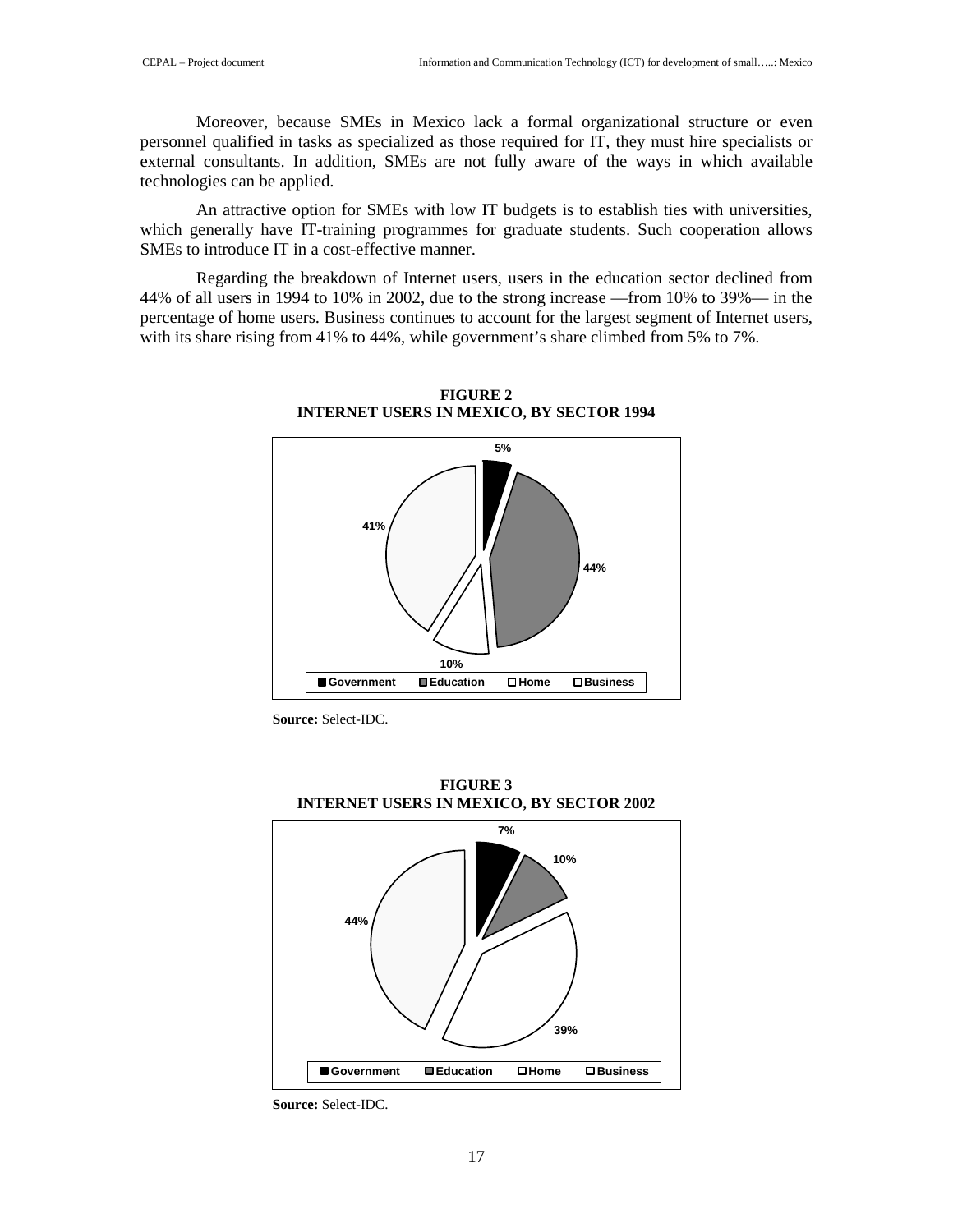Moreover, because SMEs in Mexico lack a formal organizational structure or even personnel qualified in tasks as specialized as those required for IT, they must hire specialists or external consultants. In addition, SMEs are not fully aware of the ways in which available technologies can be applied.

An attractive option for SMEs with low IT budgets is to establish ties with universities, which generally have IT-training programmes for graduate students. Such cooperation allows SMEs to introduce IT in a cost-effective manner.

Regarding the breakdown of Internet users, users in the education sector declined from 44% of all users in 1994 to 10% in 2002, due to the strong increase —from 10% to 39%— in the percentage of home users. Business continues to account for the largest segment of Internet users, with its share rising from 41% to 44%, while government's share climbed from 5% to 7%.

**FIGURE 2**
**INTERNET USERS IN MEXICO, BY SECTOR 1994**

| Sector | Share |
|---|---|
| Government | 5% |
| Education | 44% |
| Home | 10% |
| Business | 41% |

**Source:** Select-IDC.

**FIGURE 3**
**INTERNET USERS IN MEXICO, BY SECTOR 2002**

| Sector | Share |
|---|---|
| Government | 7% |
| Education | 10% |
| Home | 39% |
| Business | 44% |

**Source:** Select-IDC.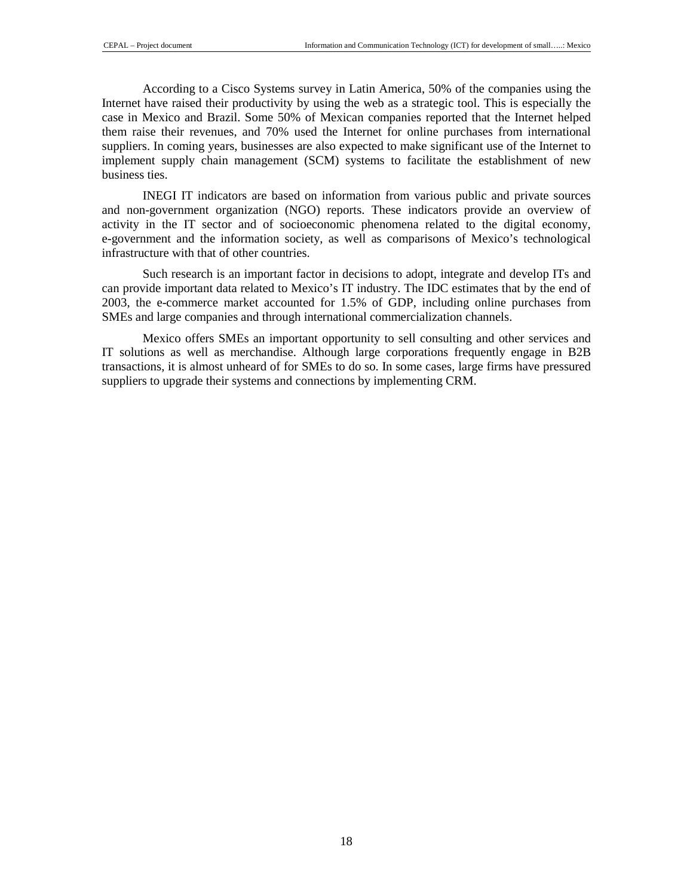According to a Cisco Systems survey in Latin America, 50% of the companies using the Internet have raised their productivity by using the web as a strategic tool. This is especially the case in Mexico and Brazil. Some 50% of Mexican companies reported that the Internet helped them raise their revenues, and 70% used the Internet for online purchases from international suppliers. In coming years, businesses are also expected to make significant use of the Internet to implement supply chain management (SCM) systems to facilitate the establishment of new business ties.

INEGI IT indicators are based on information from various public and private sources and non-government organization (NGO) reports. These indicators provide an overview of activity in the IT sector and of socioeconomic phenomena related to the digital economy, e-government and the information society, as well as comparisons of Mexico's technological infrastructure with that of other countries.

Such research is an important factor in decisions to adopt, integrate and develop ITs and can provide important data related to Mexico's IT industry. The IDC estimates that by the end of 2003, the e-commerce market accounted for 1.5% of GDP, including online purchases from SMEs and large companies and through international commercialization channels.

Mexico offers SMEs an important opportunity to sell consulting and other services and IT solutions as well as merchandise. Although large corporations frequently engage in B2B transactions, it is almost unheard of for SMEs to do so. In some cases, large firms have pressured suppliers to upgrade their systems and connections by implementing CRM.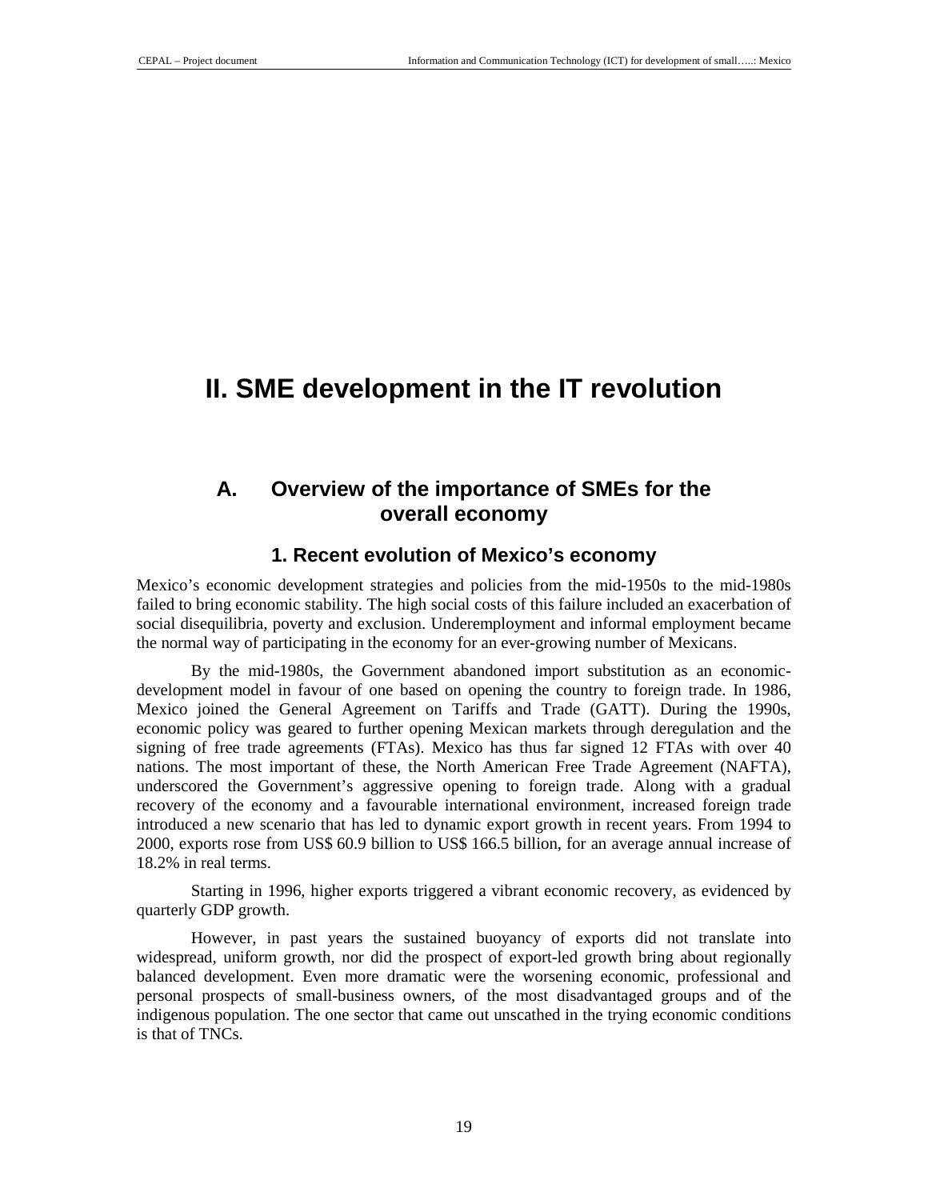# II. SME development in the IT revolution

## A. Overview of the importance of SMEs for the overall economy

### 1. Recent evolution of Mexico's economy

Mexico's economic development strategies and policies from the mid-1950s to the mid-1980s failed to bring economic stability. The high social costs of this failure included an exacerbation of social disequilibria, poverty and exclusion. Underemployment and informal employment became the normal way of participating in the economy for an ever-growing number of Mexicans.

By the mid-1980s, the Government abandoned import substitution as an economic-development model in favour of one based on opening the country to foreign trade. In 1986, Mexico joined the General Agreement on Tariffs and Trade (GATT). During the 1990s, economic policy was geared to further opening Mexican markets through deregulation and the signing of free trade agreements (FTAs). Mexico has thus far signed 12 FTAs with over 40 nations. The most important of these, the North American Free Trade Agreement (NAFTA), underscored the Government's aggressive opening to foreign trade. Along with a gradual recovery of the economy and a favourable international environment, increased foreign trade introduced a new scenario that has led to dynamic export growth in recent years. From 1994 to 2000, exports rose from US$ 60.9 billion to US$ 166.5 billion, for an average annual increase of 18.2% in real terms.

Starting in 1996, higher exports triggered a vibrant economic recovery, as evidenced by quarterly GDP growth.

However, in past years the sustained buoyancy of exports did not translate into widespread, uniform growth, nor did the prospect of export-led growth bring about regionally balanced development. Even more dramatic were the worsening economic, professional and personal prospects of small-business owners, of the most disadvantaged groups and of the indigenous population. The one sector that came out unscathed in the trying economic conditions is that of TNCs.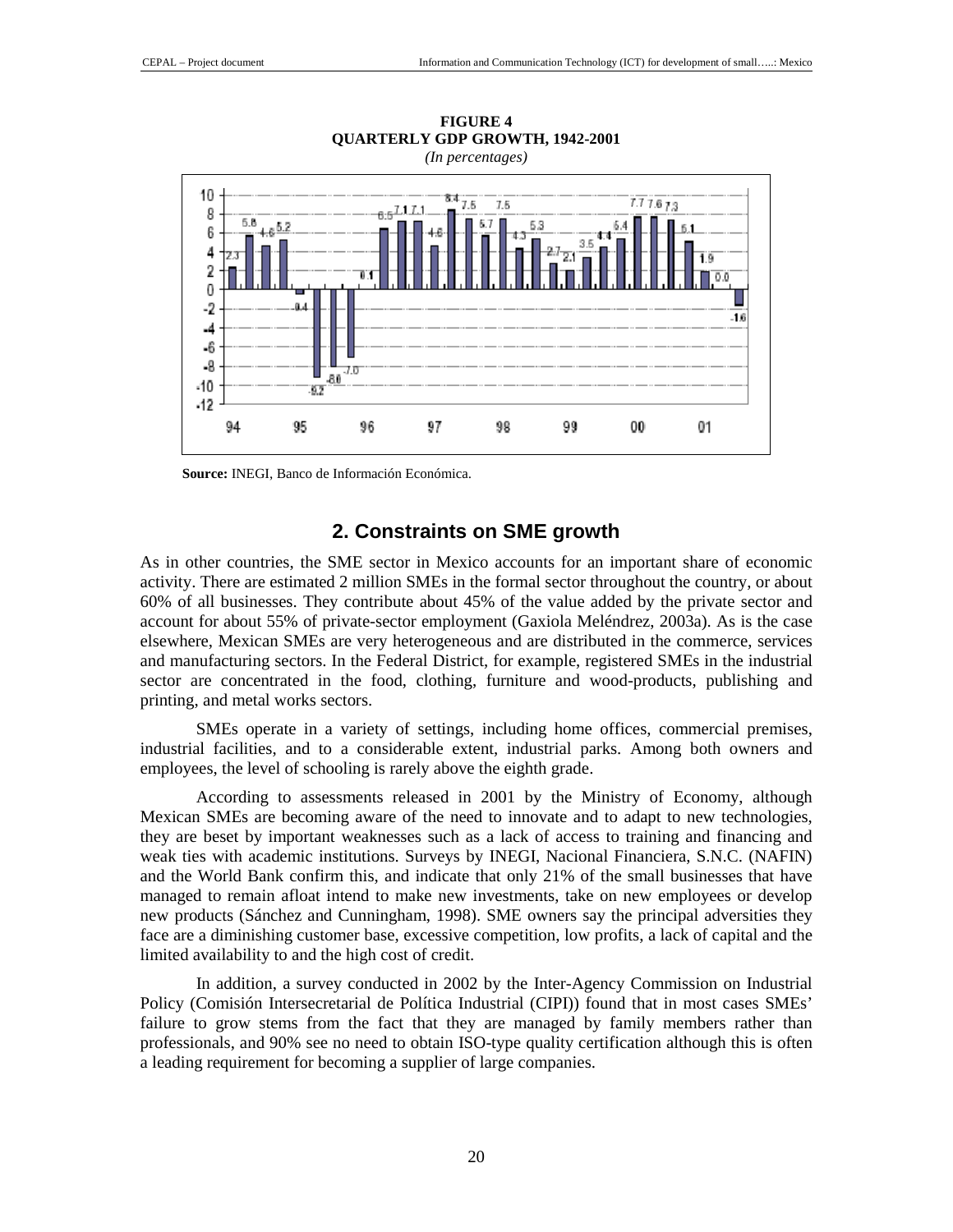**FIGURE 4**
**QUARTERLY GDP GROWTH, 1942-2001**
*(In percentages)*

**Source:** INEGI, Banco de Información Económica.

## 2. Constraints on SME growth

As in other countries, the SME sector in Mexico accounts for an important share of economic activity. There are estimated 2 million SMEs in the formal sector throughout the country, or about 60% of all businesses. They contribute about 45% of the value added by the private sector and account for about 55% of private-sector employment (Gaxiola Meléndrez, 2003a). As is the case elsewhere, Mexican SMEs are very heterogeneous and are distributed in the commerce, services and manufacturing sectors. In the Federal District, for example, registered SMEs in the industrial sector are concentrated in the food, clothing, furniture and wood-products, publishing and printing, and metal works sectors.

SMEs operate in a variety of settings, including home offices, commercial premises, industrial facilities, and to a considerable extent, industrial parks. Among both owners and employees, the level of schooling is rarely above the eighth grade.

According to assessments released in 2001 by the Ministry of Economy, although Mexican SMEs are becoming aware of the need to innovate and to adapt to new technologies, they are beset by important weaknesses such as a lack of access to training and financing and weak ties with academic institutions. Surveys by INEGI, Nacional Financiera, S.N.C. (NAFIN) and the World Bank confirm this, and indicate that only 21% of the small businesses that have managed to remain afloat intend to make new investments, take on new employees or develop new products (Sánchez and Cunningham, 1998). SME owners say the principal adversities they face are a diminishing customer base, excessive competition, low profits, a lack of capital and the limited availability to and the high cost of credit.

In addition, a survey conducted in 2002 by the Inter-Agency Commission on Industrial Policy (Comisión Intersecretarial de Política Industrial (CIPI)) found that in most cases SMEs' failure to grow stems from the fact that they are managed by family members rather than professionals, and 90% see no need to obtain ISO-type quality certification although this is often a leading requirement for becoming a supplier of large companies.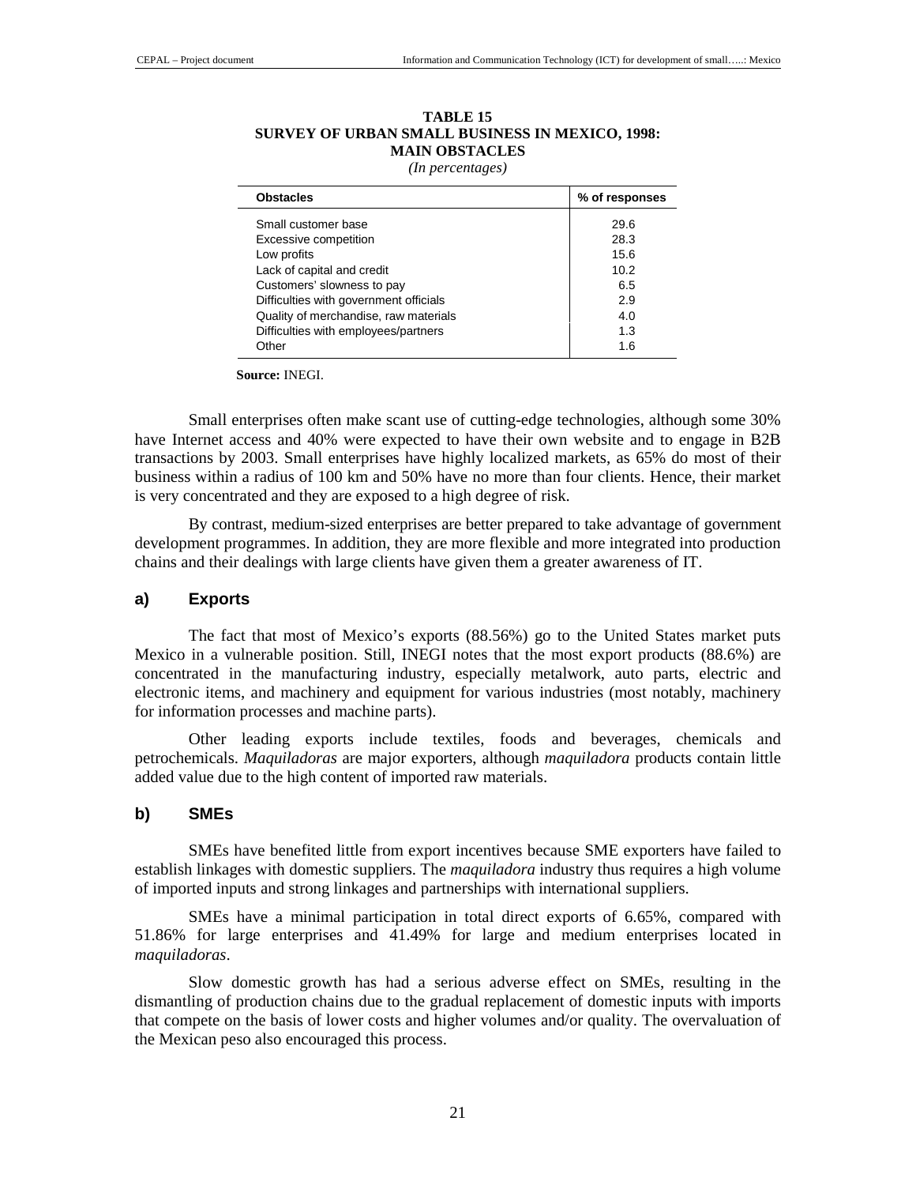**TABLE 15**
**SURVEY OF URBAN SMALL BUSINESS IN MEXICO, 1998:**
**MAIN OBSTACLES**
*(In percentages)*

| Obstacles | % of responses |
|---|---|
| Small customer base | 29.6 |
| Excessive competition | 28.3 |
| Low profits | 15.6 |
| Lack of capital and credit | 10.2 |
| Customers' slowness to pay | 6.5 |
| Difficulties with government officials | 2.9 |
| Quality of merchandise, raw materials | 4.0 |
| Difficulties with employees/partners | 1.3 |
| Other | 1.6 |

**Source:** INEGI.

Small enterprises often make scant use of cutting-edge technologies, although some 30% have Internet access and 40% were expected to have their own website and to engage in B2B transactions by 2003. Small enterprises have highly localized markets, as 65% do most of their business within a radius of 100 km and 50% have no more than four clients. Hence, their market is very concentrated and they are exposed to a high degree of risk.

By contrast, medium-sized enterprises are better prepared to take advantage of government development programmes. In addition, they are more flexible and more integrated into production chains and their dealings with large clients have given them a greater awareness of IT.

### a) Exports

The fact that most of Mexico's exports (88.56%) go to the United States market puts Mexico in a vulnerable position. Still, INEGI notes that the most export products (88.6%) are concentrated in the manufacturing industry, especially metalwork, auto parts, electric and electronic items, and machinery and equipment for various industries (most notably, machinery for information processes and machine parts).

Other leading exports include textiles, foods and beverages, chemicals and petrochemicals. *Maquiladoras* are major exporters, although *maquiladora* products contain little added value due to the high content of imported raw materials.

### b) SMEs

SMEs have benefited little from export incentives because SME exporters have failed to establish linkages with domestic suppliers. The *maquiladora* industry thus requires a high volume of imported inputs and strong linkages and partnerships with international suppliers.

SMEs have a minimal participation in total direct exports of 6.65%, compared with 51.86% for large enterprises and 41.49% for large and medium enterprises located in *maquiladoras*.

Slow domestic growth has had a serious adverse effect on SMEs, resulting in the dismantling of production chains due to the gradual replacement of domestic inputs with imports that compete on the basis of lower costs and higher volumes and/or quality. The overvaluation of the Mexican peso also encouraged this process.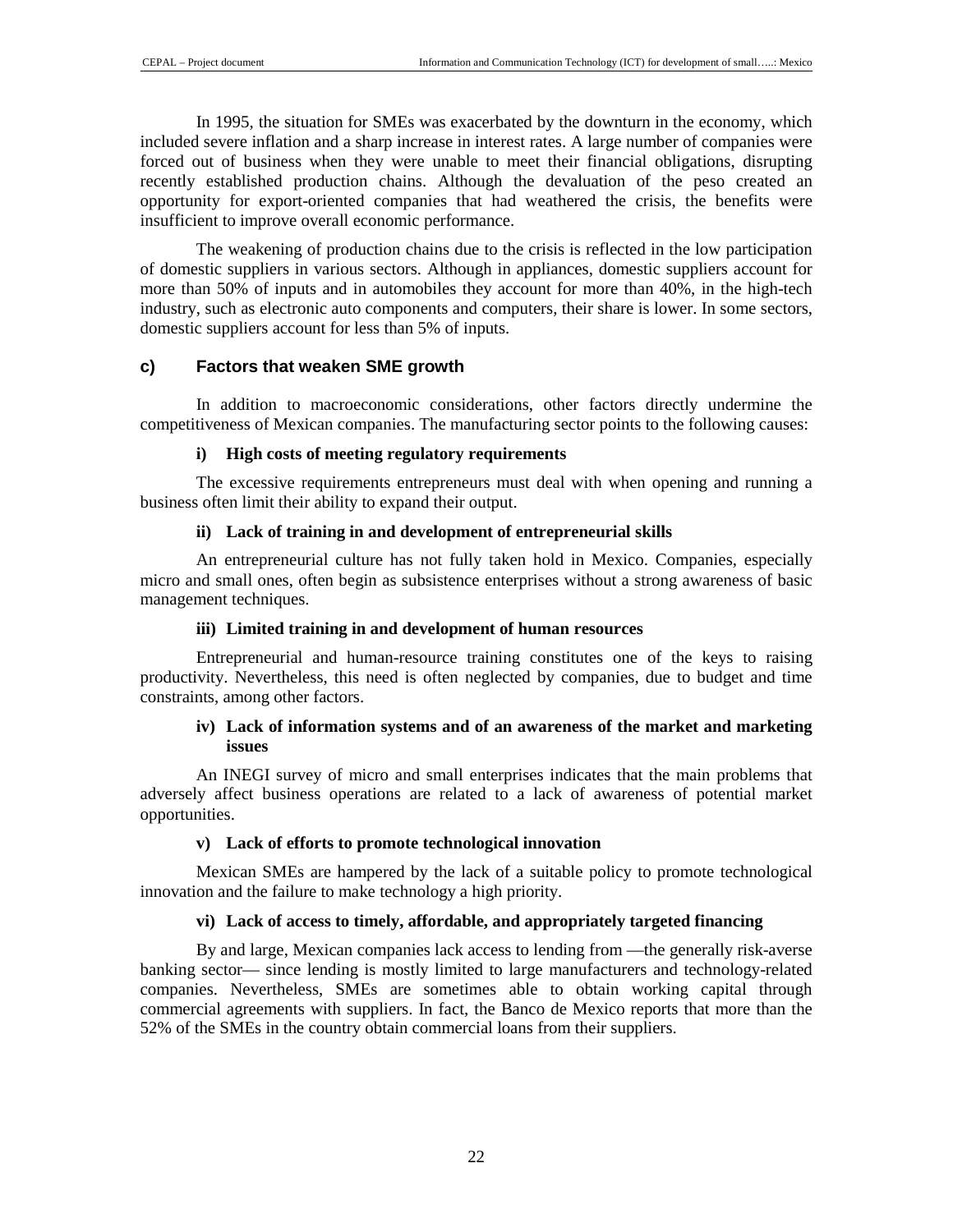In 1995, the situation for SMEs was exacerbated by the downturn in the economy, which included severe inflation and a sharp increase in interest rates. A large number of companies were forced out of business when they were unable to meet their financial obligations, disrupting recently established production chains. Although the devaluation of the peso created an opportunity for export-oriented companies that had weathered the crisis, the benefits were insufficient to improve overall economic performance.

The weakening of production chains due to the crisis is reflected in the low participation of domestic suppliers in various sectors. Although in appliances, domestic suppliers account for more than 50% of inputs and in automobiles they account for more than 40%, in the high-tech industry, such as electronic auto components and computers, their share is lower. In some sectors, domestic suppliers account for less than 5% of inputs.

### c) Factors that weaken SME growth

In addition to macroeconomic considerations, other factors directly undermine the competitiveness of Mexican companies. The manufacturing sector points to the following causes:

#### i) High costs of meeting regulatory requirements

The excessive requirements entrepreneurs must deal with when opening and running a business often limit their ability to expand their output.

#### ii) Lack of training in and development of entrepreneurial skills

An entrepreneurial culture has not fully taken hold in Mexico. Companies, especially micro and small ones, often begin as subsistence enterprises without a strong awareness of basic management techniques.

#### iii) Limited training in and development of human resources

Entrepreneurial and human-resource training constitutes one of the keys to raising productivity. Nevertheless, this need is often neglected by companies, due to budget and time constraints, among other factors.

#### iv) Lack of information systems and of an awareness of the market and marketing issues

An INEGI survey of micro and small enterprises indicates that the main problems that adversely affect business operations are related to a lack of awareness of potential market opportunities.

#### v) Lack of efforts to promote technological innovation

Mexican SMEs are hampered by the lack of a suitable policy to promote technological innovation and the failure to make technology a high priority.

#### vi) Lack of access to timely, affordable, and appropriately targeted financing

By and large, Mexican companies lack access to lending from —the generally risk-averse banking sector— since lending is mostly limited to large manufacturers and technology-related companies. Nevertheless, SMEs are sometimes able to obtain working capital through commercial agreements with suppliers. In fact, the Banco de Mexico reports that more than the 52% of the SMEs in the country obtain commercial loans from their suppliers.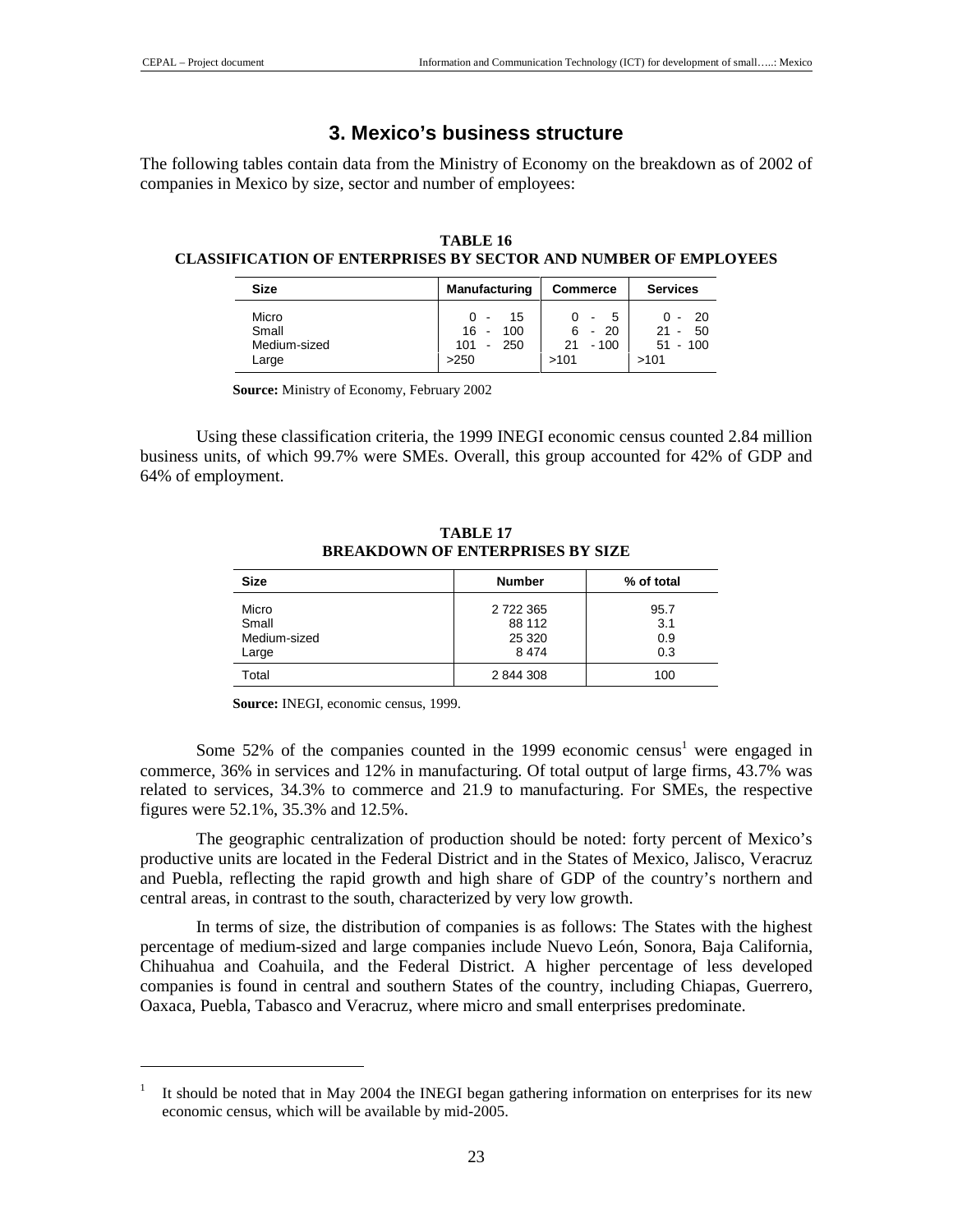# 3. Mexico's business structure

The following tables contain data from the Ministry of Economy on the breakdown as of 2002 of companies in Mexico by size, sector and number of employees:

**TABLE 16**
**CLASSIFICATION OF ENTERPRISES BY SECTOR AND NUMBER OF EMPLOYEES**

| Size | Manufacturing | Commerce | Services |
|---|---|---|---|
| Micro | 0 - 15 | 0 - 5 | 0 - 20 |
| Small | 16 - 100 | 6 - 20 | 21 - 50 |
| Medium-sized | 101 - 250 | 21 - 100 | 51 - 100 |
| Large | >250 | >101 | >101 |

**Source:** Ministry of Economy, February 2002

Using these classification criteria, the 1999 INEGI economic census counted 2.84 million business units, of which 99.7% were SMEs. Overall, this group accounted for 42% of GDP and 64% of employment.

**TABLE 17**
**BREAKDOWN OF ENTERPRISES BY SIZE**

| Size | Number | % of total |
|---|---|---|
| Micro | 2 722 365 | 95.7 |
| Small | 88 112 | 3.1 |
| Medium-sized | 25 320 | 0.9 |
| Large | 8 474 | 0.3 |
| Total | 2 844 308 | 100 |

**Source:** INEGI, economic census, 1999.

Some 52% of the companies counted in the 1999 economic census[1] were engaged in commerce, 36% in services and 12% in manufacturing. Of total output of large firms, 43.7% was related to services, 34.3% to commerce and 21.9 to manufacturing. For SMEs, the respective figures were 52.1%, 35.3% and 12.5%.

The geographic centralization of production should be noted: forty percent of Mexico's productive units are located in the Federal District and in the States of Mexico, Jalisco, Veracruz and Puebla, reflecting the rapid growth and high share of GDP of the country's northern and central areas, in contrast to the south, characterized by very low growth.

In terms of size, the distribution of companies is as follows: The States with the highest percentage of medium-sized and large companies include Nuevo León, Sonora, Baja California, Chihuahua and Coahuila, and the Federal District. A higher percentage of less developed companies is found in central and southern States of the country, including Chiapas, Guerrero, Oaxaca, Puebla, Tabasco and Veracruz, where micro and small enterprises predominate.

[1] It should be noted that in May 2004 the INEGI began gathering information on enterprises for its new economic census, which will be available by mid-2005.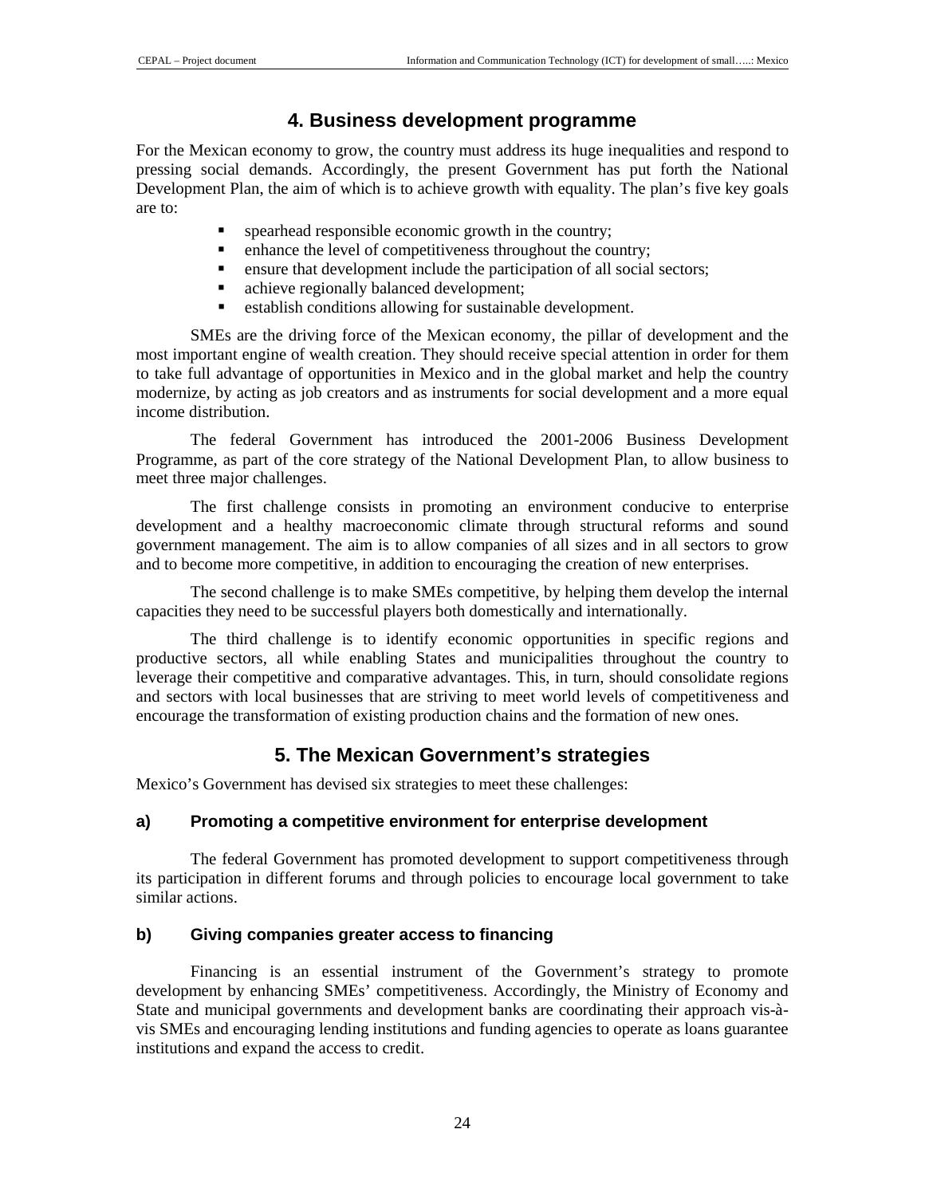## 4. Business development programme

For the Mexican economy to grow, the country must address its huge inequalities and respond to pressing social demands. Accordingly, the present Government has put forth the National Development Plan, the aim of which is to achieve growth with equality. The plan's five key goals are to:

- spearhead responsible economic growth in the country;
- enhance the level of competitiveness throughout the country;
- ensure that development include the participation of all social sectors;
- achieve regionally balanced development;
- establish conditions allowing for sustainable development.

SMEs are the driving force of the Mexican economy, the pillar of development and the most important engine of wealth creation. They should receive special attention in order for them to take full advantage of opportunities in Mexico and in the global market and help the country modernize, by acting as job creators and as instruments for social development and a more equal income distribution.

The federal Government has introduced the 2001-2006 Business Development Programme, as part of the core strategy of the National Development Plan, to allow business to meet three major challenges.

The first challenge consists in promoting an environment conducive to enterprise development and a healthy macroeconomic climate through structural reforms and sound government management. The aim is to allow companies of all sizes and in all sectors to grow and to become more competitive, in addition to encouraging the creation of new enterprises.

The second challenge is to make SMEs competitive, by helping them develop the internal capacities they need to be successful players both domestically and internationally.

The third challenge is to identify economic opportunities in specific regions and productive sectors, all while enabling States and municipalities throughout the country to leverage their competitive and comparative advantages. This, in turn, should consolidate regions and sectors with local businesses that are striving to meet world levels of competitiveness and encourage the transformation of existing production chains and the formation of new ones.

## 5. The Mexican Government's strategies

Mexico's Government has devised six strategies to meet these challenges:

### a) Promoting a competitive environment for enterprise development

The federal Government has promoted development to support competitiveness through its participation in different forums and through policies to encourage local government to take similar actions.

### b) Giving companies greater access to financing

Financing is an essential instrument of the Government's strategy to promote development by enhancing SMEs' competitiveness. Accordingly, the Ministry of Economy and State and municipal governments and development banks are coordinating their approach vis-à-vis SMEs and encouraging lending institutions and funding agencies to operate as loans guarantee institutions and expand the access to credit.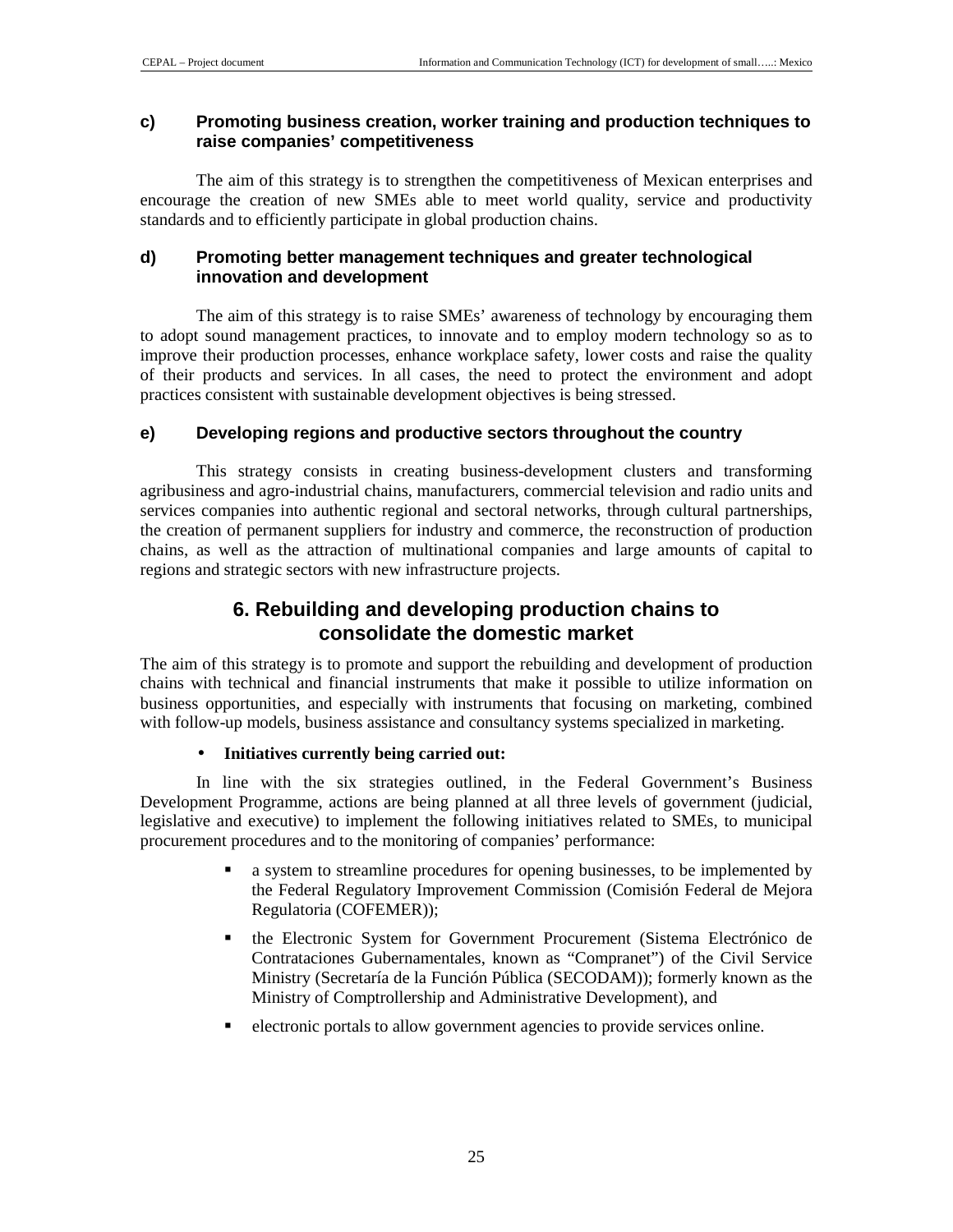#### c) Promoting business creation, worker training and production techniques to raise companies' competitiveness

The aim of this strategy is to strengthen the competitiveness of Mexican enterprises and encourage the creation of new SMEs able to meet world quality, service and productivity standards and to efficiently participate in global production chains.

#### d) Promoting better management techniques and greater technological innovation and development

The aim of this strategy is to raise SMEs' awareness of technology by encouraging them to adopt sound management practices, to innovate and to employ modern technology so as to improve their production processes, enhance workplace safety, lower costs and raise the quality of their products and services. In all cases, the need to protect the environment and adopt practices consistent with sustainable development objectives is being stressed.

#### e) Developing regions and productive sectors throughout the country

This strategy consists in creating business-development clusters and transforming agribusiness and agro-industrial chains, manufacturers, commercial television and radio units and services companies into authentic regional and sectoral networks, through cultural partnerships, the creation of permanent suppliers for industry and commerce, the reconstruction of production chains, as well as the attraction of multinational companies and large amounts of capital to regions and strategic sectors with new infrastructure projects.

## 6. Rebuilding and developing production chains to consolidate the domestic market

The aim of this strategy is to promote and support the rebuilding and development of production chains with technical and financial instruments that make it possible to utilize information on business opportunities, and especially with instruments that focusing on marketing, combined with follow-up models, business assistance and consultancy systems specialized in marketing.

- **Initiatives currently being carried out:**

In line with the six strategies outlined, in the Federal Government's Business Development Programme, actions are being planned at all three levels of government (judicial, legislative and executive) to implement the following initiatives related to SMEs, to municipal procurement procedures and to the monitoring of companies' performance:

- a system to streamline procedures for opening businesses, to be implemented by the Federal Regulatory Improvement Commission (Comisión Federal de Mejora Regulatoria (COFEMER));
- the Electronic System for Government Procurement (Sistema Electrónico de Contrataciones Gubernamentales, known as "Compranet") of the Civil Service Ministry (Secretaría de la Función Pública (SECODAM)); formerly known as the Ministry of Comptrollership and Administrative Development), and
- electronic portals to allow government agencies to provide services online.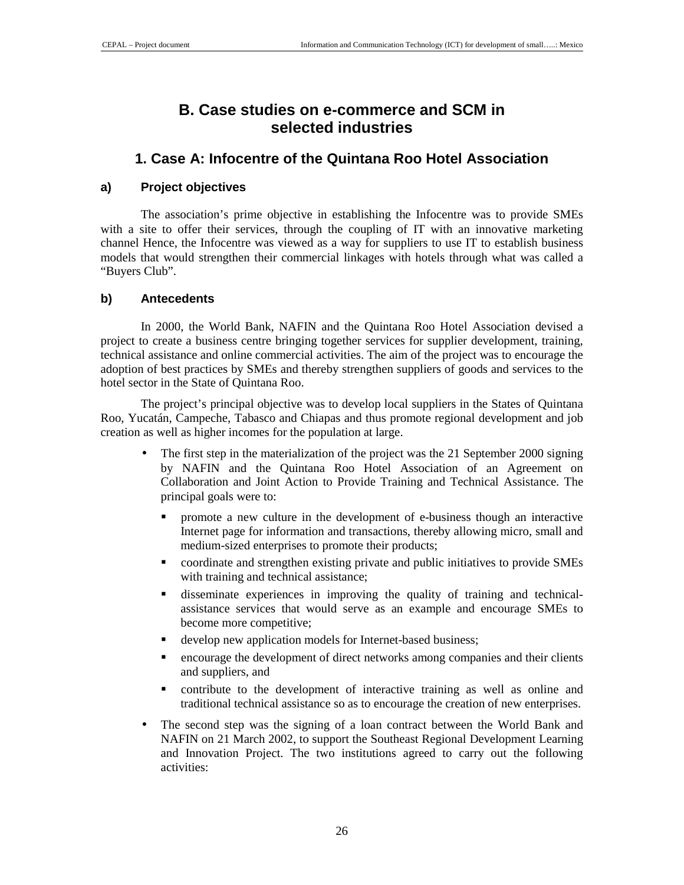## B. Case studies on e-commerce and SCM in selected industries

### 1. Case A: Infocentre of the Quintana Roo Hotel Association

#### a) Project objectives

The association's prime objective in establishing the Infocentre was to provide SMEs with a site to offer their services, through the coupling of IT with an innovative marketing channel Hence, the Infocentre was viewed as a way for suppliers to use IT to establish business models that would strengthen their commercial linkages with hotels through what was called a "Buyers Club".

#### b) Antecedents

In 2000, the World Bank, NAFIN and the Quintana Roo Hotel Association devised a project to create a business centre bringing together services for supplier development, training, technical assistance and online commercial activities. The aim of the project was to encourage the adoption of best practices by SMEs and thereby strengthen suppliers of goods and services to the hotel sector in the State of Quintana Roo.

The project's principal objective was to develop local suppliers in the States of Quintana Roo, Yucatán, Campeche, Tabasco and Chiapas and thus promote regional development and job creation as well as higher incomes for the population at large.

- The first step in the materialization of the project was the 21 September 2000 signing by NAFIN and the Quintana Roo Hotel Association of an Agreement on Collaboration and Joint Action to Provide Training and Technical Assistance. The principal goals were to:
  - promote a new culture in the development of e-business though an interactive Internet page for information and transactions, thereby allowing micro, small and medium-sized enterprises to promote their products;
  - coordinate and strengthen existing private and public initiatives to provide SMEs with training and technical assistance;
  - disseminate experiences in improving the quality of training and technical-assistance services that would serve as an example and encourage SMEs to become more competitive;
  - develop new application models for Internet-based business;
  - encourage the development of direct networks among companies and their clients and suppliers, and
  - contribute to the development of interactive training as well as online and traditional technical assistance so as to encourage the creation of new enterprises.
- The second step was the signing of a loan contract between the World Bank and NAFIN on 21 March 2002, to support the Southeast Regional Development Learning and Innovation Project. The two institutions agreed to carry out the following activities: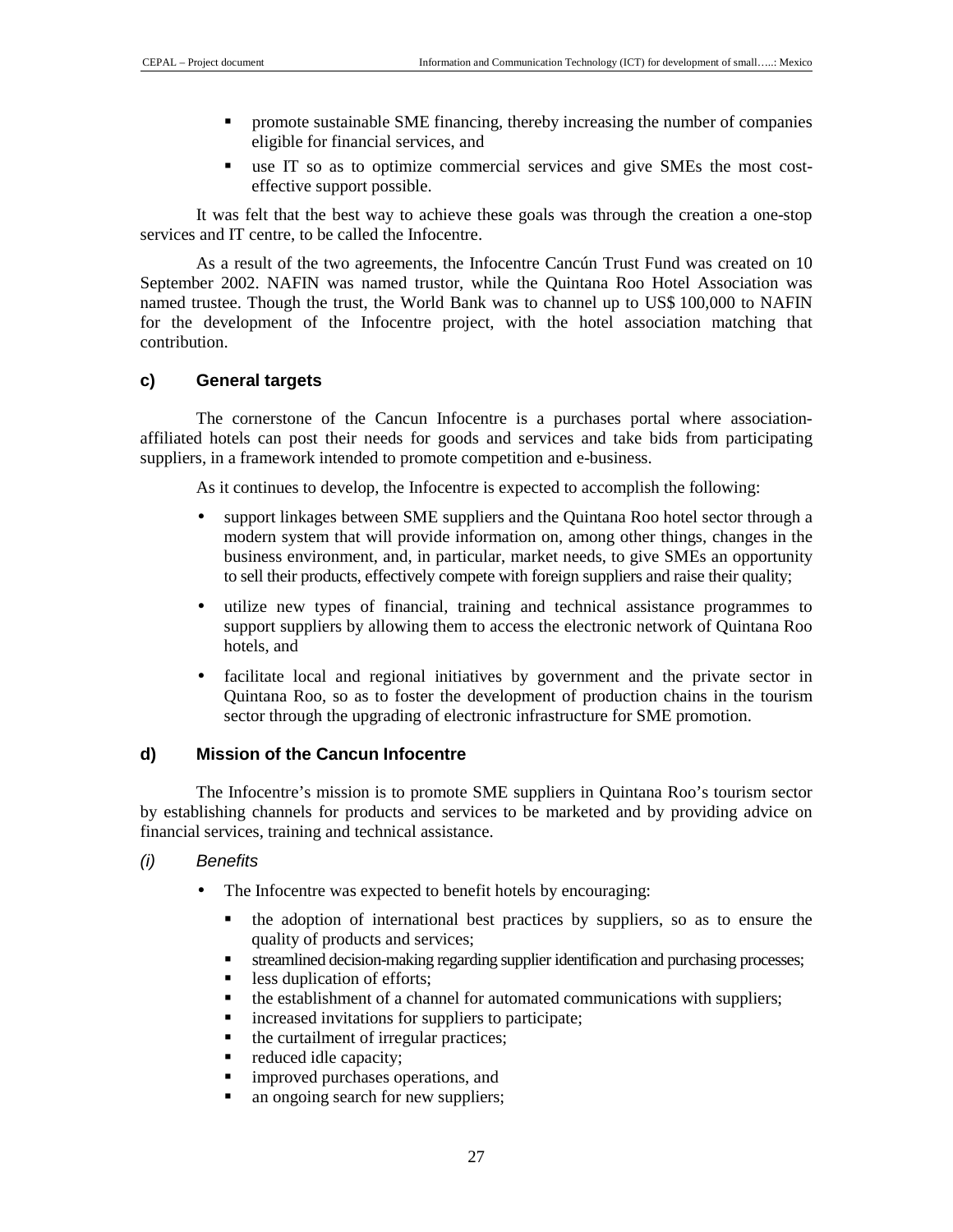- promote sustainable SME financing, thereby increasing the number of companies eligible for financial services, and
- use IT so as to optimize commercial services and give SMEs the most cost-effective support possible.

It was felt that the best way to achieve these goals was through the creation a one-stop services and IT centre, to be called the Infocentre.

As a result of the two agreements, the Infocentre Cancún Trust Fund was created on 10 September 2002. NAFIN was named trustor, while the Quintana Roo Hotel Association was named trustee. Though the trust, the World Bank was to channel up to US$ 100,000 to NAFIN for the development of the Infocentre project, with the hotel association matching that contribution.

### c) General targets

The cornerstone of the Cancun Infocentre is a purchases portal where association-affiliated hotels can post their needs for goods and services and take bids from participating suppliers, in a framework intended to promote competition and e-business.

As it continues to develop, the Infocentre is expected to accomplish the following:

- support linkages between SME suppliers and the Quintana Roo hotel sector through a modern system that will provide information on, among other things, changes in the business environment, and, in particular, market needs, to give SMEs an opportunity to sell their products, effectively compete with foreign suppliers and raise their quality;
- utilize new types of financial, training and technical assistance programmes to support suppliers by allowing them to access the electronic network of Quintana Roo hotels, and
- facilitate local and regional initiatives by government and the private sector in Quintana Roo, so as to foster the development of production chains in the tourism sector through the upgrading of electronic infrastructure for SME promotion.

### d) Mission of the Cancun Infocentre

The Infocentre's mission is to promote SME suppliers in Quintana Roo's tourism sector by establishing channels for products and services to be marketed and by providing advice on financial services, training and technical assistance.

#### *(i) Benefits*

- The Infocentre was expected to benefit hotels by encouraging:
  - the adoption of international best practices by suppliers, so as to ensure the quality of products and services;
  - streamlined decision-making regarding supplier identification and purchasing processes;
  - less duplication of efforts;
  - the establishment of a channel for automated communications with suppliers;
  - increased invitations for suppliers to participate;
  - the curtailment of irregular practices;
  - reduced idle capacity;
  - improved purchases operations, and
  - an ongoing search for new suppliers;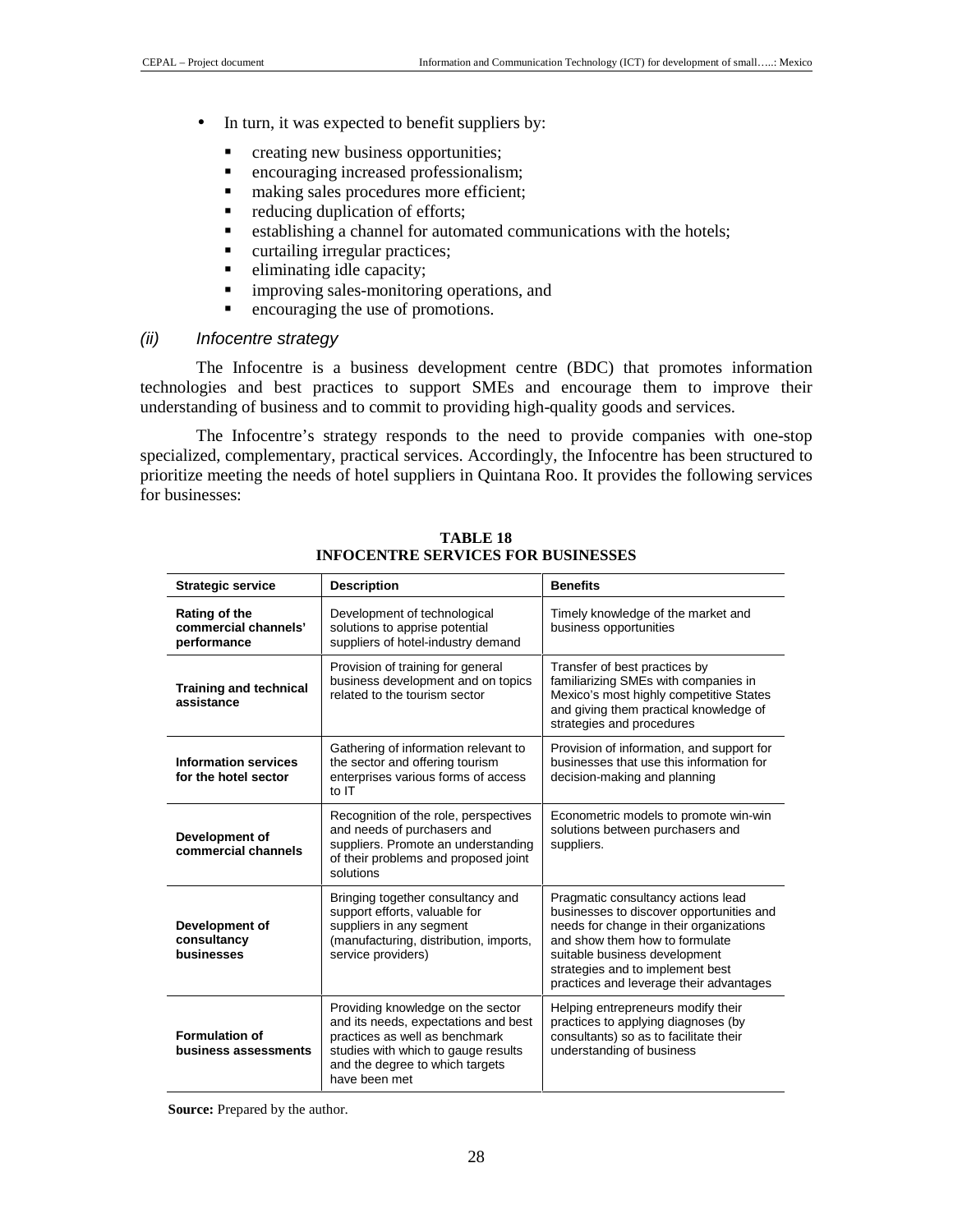- In turn, it was expected to benefit suppliers by:
  - creating new business opportunities;
  - encouraging increased professionalism;
  - making sales procedures more efficient;
  - reducing duplication of efforts;
  - establishing a channel for automated communications with the hotels;
  - curtailing irregular practices;
  - eliminating idle capacity;
  - improving sales-monitoring operations, and
  - encouraging the use of promotions.

*(ii) Infocentre strategy*

The Infocentre is a business development centre (BDC) that promotes information technologies and best practices to support SMEs and encourage them to improve their understanding of business and to commit to providing high-quality goods and services.

The Infocentre's strategy responds to the need to provide companies with one-stop specialized, complementary, practical services. Accordingly, the Infocentre has been structured to prioritize meeting the needs of hotel suppliers in Quintana Roo. It provides the following services for businesses:

**TABLE 18**
**INFOCENTRE SERVICES FOR BUSINESSES**

| Strategic service | Description | Benefits |
|---|---|---|
| **Rating of the commercial channels' performance** | Development of technological solutions to apprise potential suppliers of hotel-industry demand | Timely knowledge of the market and business opportunities |
| **Training and technical assistance** | Provision of training for general business development and on topics related to the tourism sector | Transfer of best practices by familiarizing SMEs with companies in Mexico's most highly competitive States and giving them practical knowledge of strategies and procedures |
| **Information services for the hotel sector** | Gathering of information relevant to the sector and offering tourism enterprises various forms of access to IT | Provision of information, and support for businesses that use this information for decision-making and planning |
| **Development of commercial channels** | Recognition of the role, perspectives and needs of purchasers and suppliers. Promote an understanding of their problems and proposed joint solutions | Econometric models to promote win-win solutions between purchasers and suppliers. |
| **Development of consultancy businesses** | Bringing together consultancy and support efforts, valuable for suppliers in any segment (manufacturing, distribution, imports, service providers) | Pragmatic consultancy actions lead businesses to discover opportunities and needs for change in their organizations and show them how to formulate suitable business development strategies and to implement best practices and leverage their advantages |
| **Formulation of business assessments** | Providing knowledge on the sector and its needs, expectations and best practices as well as benchmark studies with which to gauge results and the degree to which targets have been met | Helping entrepreneurs modify their practices to applying diagnoses (by consultants) so as to facilitate their understanding of business |

**Source:** Prepared by the author.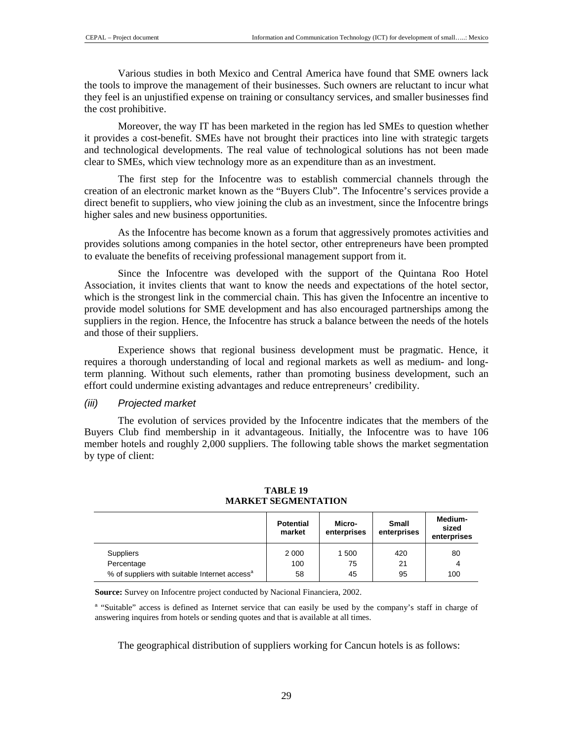Various studies in both Mexico and Central America have found that SME owners lack the tools to improve the management of their businesses. Such owners are reluctant to incur what they feel is an unjustified expense on training or consultancy services, and smaller businesses find the cost prohibitive.

Moreover, the way IT has been marketed in the region has led SMEs to question whether it provides a cost-benefit. SMEs have not brought their practices into line with strategic targets and technological developments. The real value of technological solutions has not been made clear to SMEs, which view technology more as an expenditure than as an investment.

The first step for the Infocentre was to establish commercial channels through the creation of an electronic market known as the "Buyers Club". The Infocentre's services provide a direct benefit to suppliers, who view joining the club as an investment, since the Infocentre brings higher sales and new business opportunities.

As the Infocentre has become known as a forum that aggressively promotes activities and provides solutions among companies in the hotel sector, other entrepreneurs have been prompted to evaluate the benefits of receiving professional management support from it.

Since the Infocentre was developed with the support of the Quintana Roo Hotel Association, it invites clients that want to know the needs and expectations of the hotel sector, which is the strongest link in the commercial chain. This has given the Infocentre an incentive to provide model solutions for SME development and has also encouraged partnerships among the suppliers in the region. Hence, the Infocentre has struck a balance between the needs of the hotels and those of their suppliers.

Experience shows that regional business development must be pragmatic. Hence, it requires a thorough understanding of local and regional markets as well as medium- and long-term planning. Without such elements, rather than promoting business development, such an effort could undermine existing advantages and reduce entrepreneurs' credibility.

#### *(iii) Projected market*

The evolution of services provided by the Infocentre indicates that the members of the Buyers Club find membership in it advantageous. Initially, the Infocentre was to have 106 member hotels and roughly 2,000 suppliers. The following table shows the market segmentation by type of client:

**TABLE 19**
**MARKET SEGMENTATION**

| | Potential market | Micro-enterprises | Small enterprises | Medium-sized enterprises |
|---|---|---|---|---|
| Suppliers | 2 000 | 1 500 | 420 | 80 |
| Percentage | 100 | 75 | 21 | 4 |
| % of suppliers with suitable Internet access[a] | 58 | 45 | 95 | 100 |

**Source:** Survey on Infocentre project conducted by Nacional Financiera, 2002.

[a] "Suitable" access is defined as Internet service that can easily be used by the company's staff in charge of answering inquires from hotels or sending quotes and that is available at all times.

The geographical distribution of suppliers working for Cancun hotels is as follows: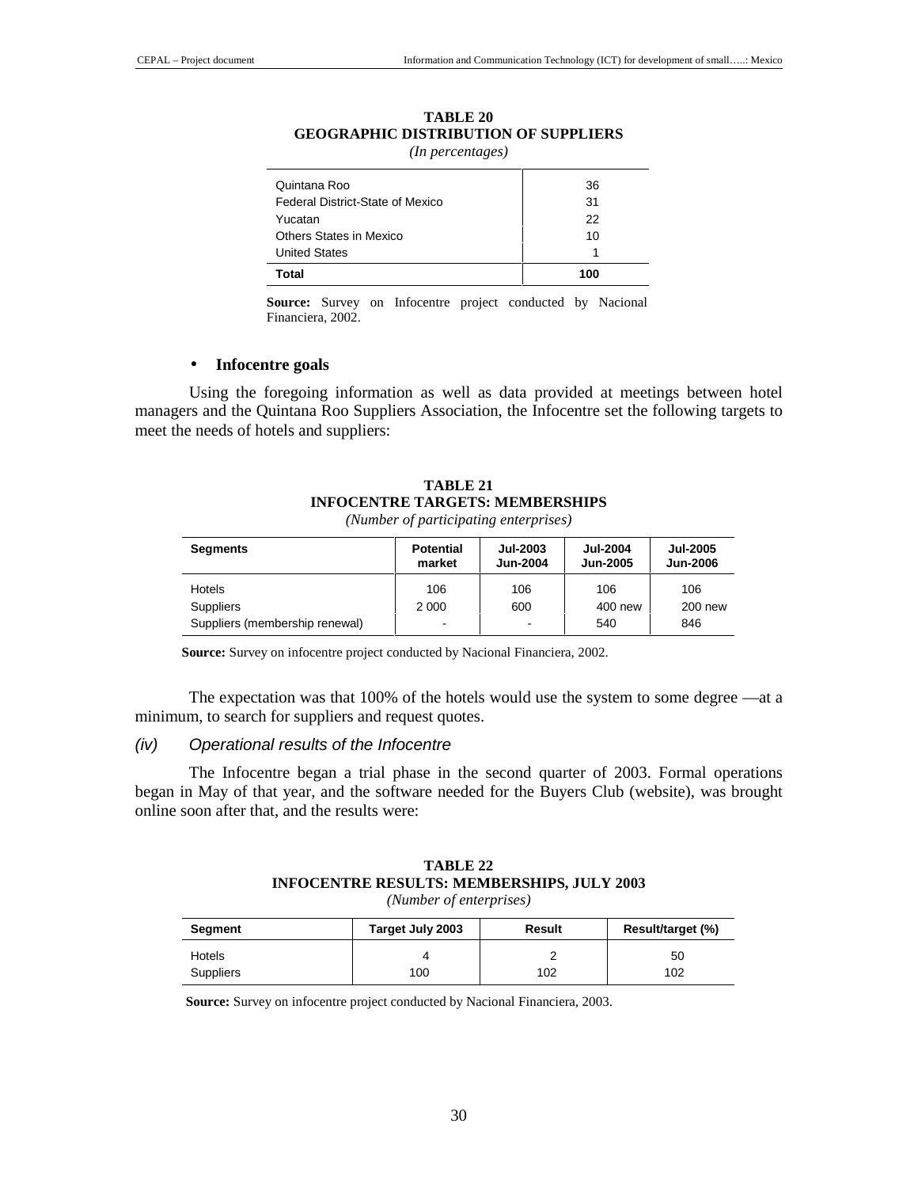**TABLE 20**
**GEOGRAPHIC DISTRIBUTION OF SUPPLIERS**
*(In percentages)*

| | |
|---|---|
| Quintana Roo | 36 |
| Federal District-State of Mexico | 31 |
| Yucatan | 22 |
| Others States in Mexico | 10 |
| United States | 1 |
| **Total** | **100** |

**Source:** Survey on Infocentre project conducted by Nacional Financiera, 2002.

- **Infocentre goals**

Using the foregoing information as well as data provided at meetings between hotel managers and the Quintana Roo Suppliers Association, the Infocentre set the following targets to meet the needs of hotels and suppliers:

**TABLE 21**
**INFOCENTRE TARGETS: MEMBERSHIPS**
*(Number of participating enterprises)*

| Segments | Potential market | Jul-2003 Jun-2004 | Jul-2004 Jun-2005 | Jul-2005 Jun-2006 |
|---|---|---|---|---|
| Hotels | 106 | 106 | 106 | 106 |
| Suppliers | 2 000 | 600 | 400 new | 200 new |
| Suppliers (membership renewal) | - | - | 540 | 846 |

**Source:** Survey on infocentre project conducted by Nacional Financiera, 2002.

The expectation was that 100% of the hotels would use the system to some degree —at a minimum, to search for suppliers and request quotes.

### *(iv) Operational results of the Infocentre*

The Infocentre began a trial phase in the second quarter of 2003. Formal operations began in May of that year, and the software needed for the Buyers Club (website), was brought online soon after that, and the results were:

**TABLE 22**
**INFOCENTRE RESULTS: MEMBERSHIPS, JULY 2003**
*(Number of enterprises)*

| Segment | Target July 2003 | Result | Result/target (%) |
|---|---|---|---|
| Hotels | 4 | 2 | 50 |
| Suppliers | 100 | 102 | 102 |

**Source:** Survey on infocentre project conducted by Nacional Financiera, 2003.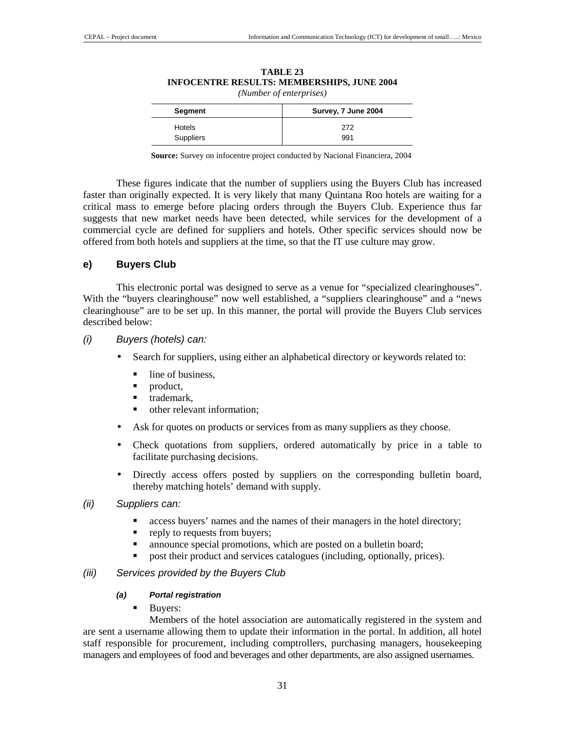**TABLE 23**
**INFOCENTRE RESULTS: MEMBERSHIPS, JUNE 2004**
*(Number of enterprises)*

| Segment | Survey, 7 June 2004 |
|---|---|
| Hotels | 272 |
| Suppliers | 991 |

**Source:** Survey on infocentre project conducted by Nacional Financiera, 2004

These figures indicate that the number of suppliers using the Buyers Club has increased faster than originally expected. It is very likely that many Quintana Roo hotels are waiting for a critical mass to emerge before placing orders through the Buyers Club. Experience thus far suggests that new market needs have been detected, while services for the development of a commercial cycle are defined for suppliers and hotels. Other specific services should now be offered from both hotels and suppliers at the time, so that the IT use culture may grow.

### e) Buyers Club

This electronic portal was designed to serve as a venue for "specialized clearinghouses". With the "buyers clearinghouse" now well established, a "suppliers clearinghouse" and a "news clearinghouse" are to be set up. In this manner, the portal will provide the Buyers Club services described below:

*(i) Buyers (hotels) can:*

- Search for suppliers, using either an alphabetical directory or keywords related to:
  - line of business,
  - product,
  - trademark,
  - other relevant information;
- Ask for quotes on products or services from as many suppliers as they choose.
- Check quotations from suppliers, ordered automatically by price in a table to facilitate purchasing decisions.
- Directly access offers posted by suppliers on the corresponding bulletin board, thereby matching hotels' demand with supply.

*(ii) Suppliers can:*

- access buyers' names and the names of their managers in the hotel directory;
- reply to requests from buyers;
- announce special promotions, which are posted on a bulletin board;
- post their product and services catalogues (including, optionally, prices).

*(iii) Services provided by the Buyers Club*

***(a) Portal registration***

- Buyers:

Members of the hotel association are automatically registered in the system and are sent a username allowing them to update their information in the portal. In addition, all hotel staff responsible for procurement, including comptrollers, purchasing managers, housekeeping managers and employees of food and beverages and other departments, are also assigned usernames.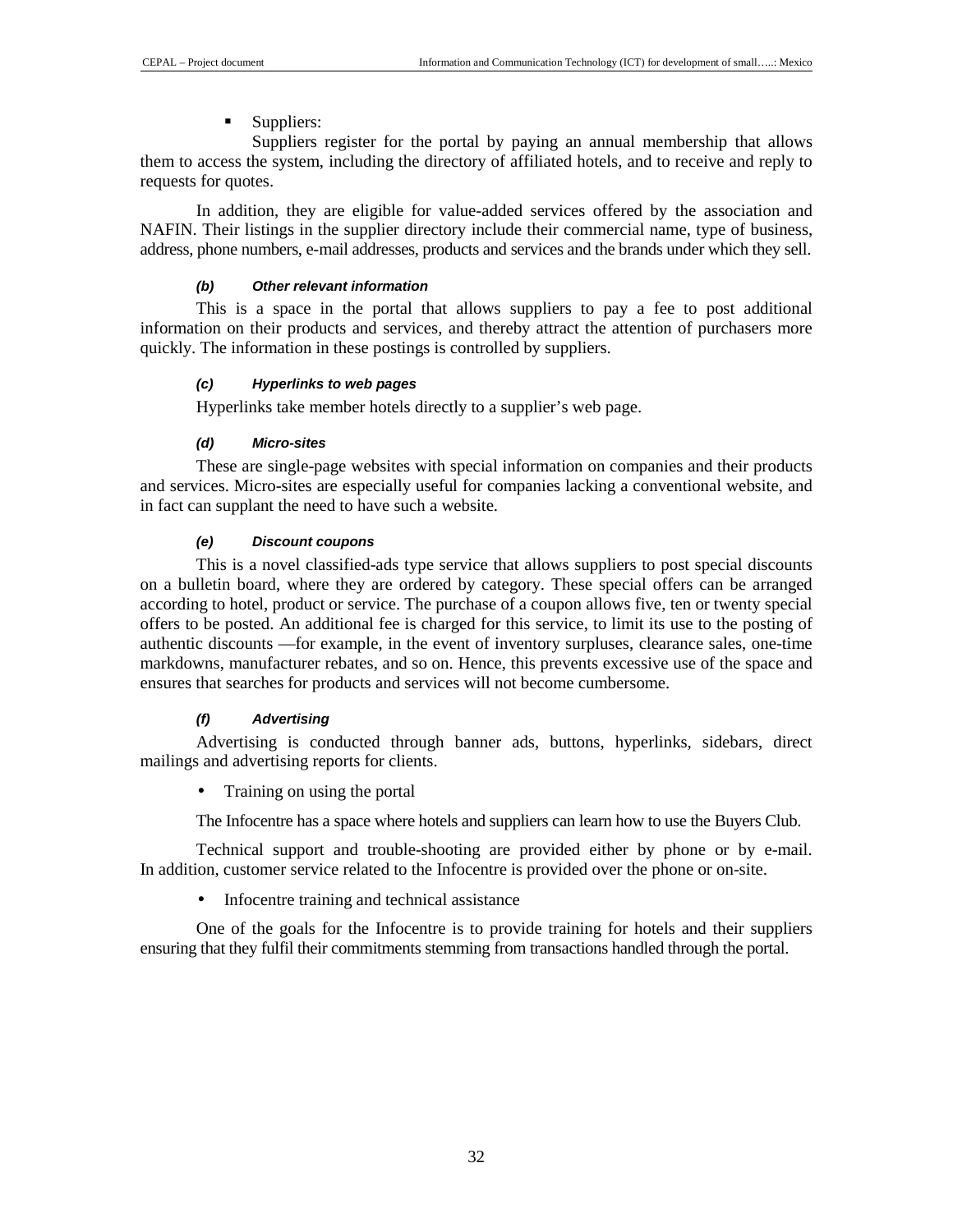- Suppliers:

Suppliers register for the portal by paying an annual membership that allows them to access the system, including the directory of affiliated hotels, and to receive and reply to requests for quotes.

In addition, they are eligible for value-added services offered by the association and NAFIN. Their listings in the supplier directory include their commercial name, type of business, address, phone numbers, e-mail addresses, products and services and the brands under which they sell.

#### *(b) Other relevant information*

This is a space in the portal that allows suppliers to pay a fee to post additional information on their products and services, and thereby attract the attention of purchasers more quickly. The information in these postings is controlled by suppliers.

#### *(c) Hyperlinks to web pages*

Hyperlinks take member hotels directly to a supplier's web page.

#### *(d) Micro-sites*

These are single-page websites with special information on companies and their products and services. Micro-sites are especially useful for companies lacking a conventional website, and in fact can supplant the need to have such a website.

#### *(e) Discount coupons*

This is a novel classified-ads type service that allows suppliers to post special discounts on a bulletin board, where they are ordered by category. These special offers can be arranged according to hotel, product or service. The purchase of a coupon allows five, ten or twenty special offers to be posted. An additional fee is charged for this service, to limit its use to the posting of authentic discounts —for example, in the event of inventory surpluses, clearance sales, one-time markdowns, manufacturer rebates, and so on. Hence, this prevents excessive use of the space and ensures that searches for products and services will not become cumbersome.

#### *(f) Advertising*

Advertising is conducted through banner ads, buttons, hyperlinks, sidebars, direct mailings and advertising reports for clients.

- Training on using the portal

The Infocentre has a space where hotels and suppliers can learn how to use the Buyers Club.

Technical support and trouble-shooting are provided either by phone or by e-mail. In addition, customer service related to the Infocentre is provided over the phone or on-site.

- Infocentre training and technical assistance

One of the goals for the Infocentre is to provide training for hotels and their suppliers ensuring that they fulfil their commitments stemming from transactions handled through the portal.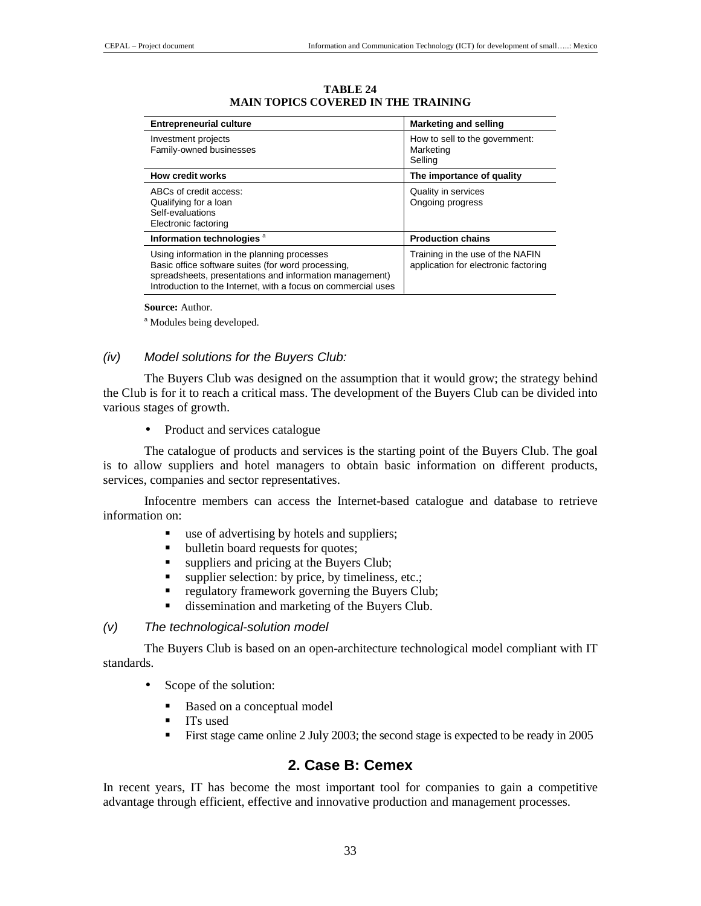**TABLE 24**
**MAIN TOPICS COVERED IN THE TRAINING**

| Entrepreneurial culture | Marketing and selling |
| --- | --- |
| Investment projects<br>Family-owned businesses | How to sell to the government:<br>Marketing<br>Selling |
| **How credit works** | **The importance of quality** |
| ABCs of credit access:<br>Qualifying for a loan<br>Self-evaluations<br>Electronic factoring | Quality in services<br>Ongoing progress |
| **Information technologies** [a] | **Production chains** |
| Using information in the planning processes<br>Basic office software suites (for word processing, spreadsheets, presentations and information management)<br>Introduction to the Internet, with a focus on commercial uses | Training in the use of the NAFIN application for electronic factoring |

**Source:** Author.

[a] Modules being developed.

*(iv) Model solutions for the Buyers Club:*

The Buyers Club was designed on the assumption that it would grow; the strategy behind the Club is for it to reach a critical mass. The development of the Buyers Club can be divided into various stages of growth.

- Product and services catalogue

The catalogue of products and services is the starting point of the Buyers Club. The goal is to allow suppliers and hotel managers to obtain basic information on different products, services, companies and sector representatives.

Infocentre members can access the Internet-based catalogue and database to retrieve information on:

- use of advertising by hotels and suppliers;
- bulletin board requests for quotes;
- suppliers and pricing at the Buyers Club;
- supplier selection: by price, by timeliness, etc.;
- regulatory framework governing the Buyers Club;
- dissemination and marketing of the Buyers Club.

*(v) The technological-solution model*

The Buyers Club is based on an open-architecture technological model compliant with IT standards.

- Scope of the solution:
  - Based on a conceptual model
  - ITs used
  - First stage came online 2 July 2003; the second stage is expected to be ready in 2005

## 2. Case B: Cemex

In recent years, IT has become the most important tool for companies to gain a competitive advantage through efficient, effective and innovative production and management processes.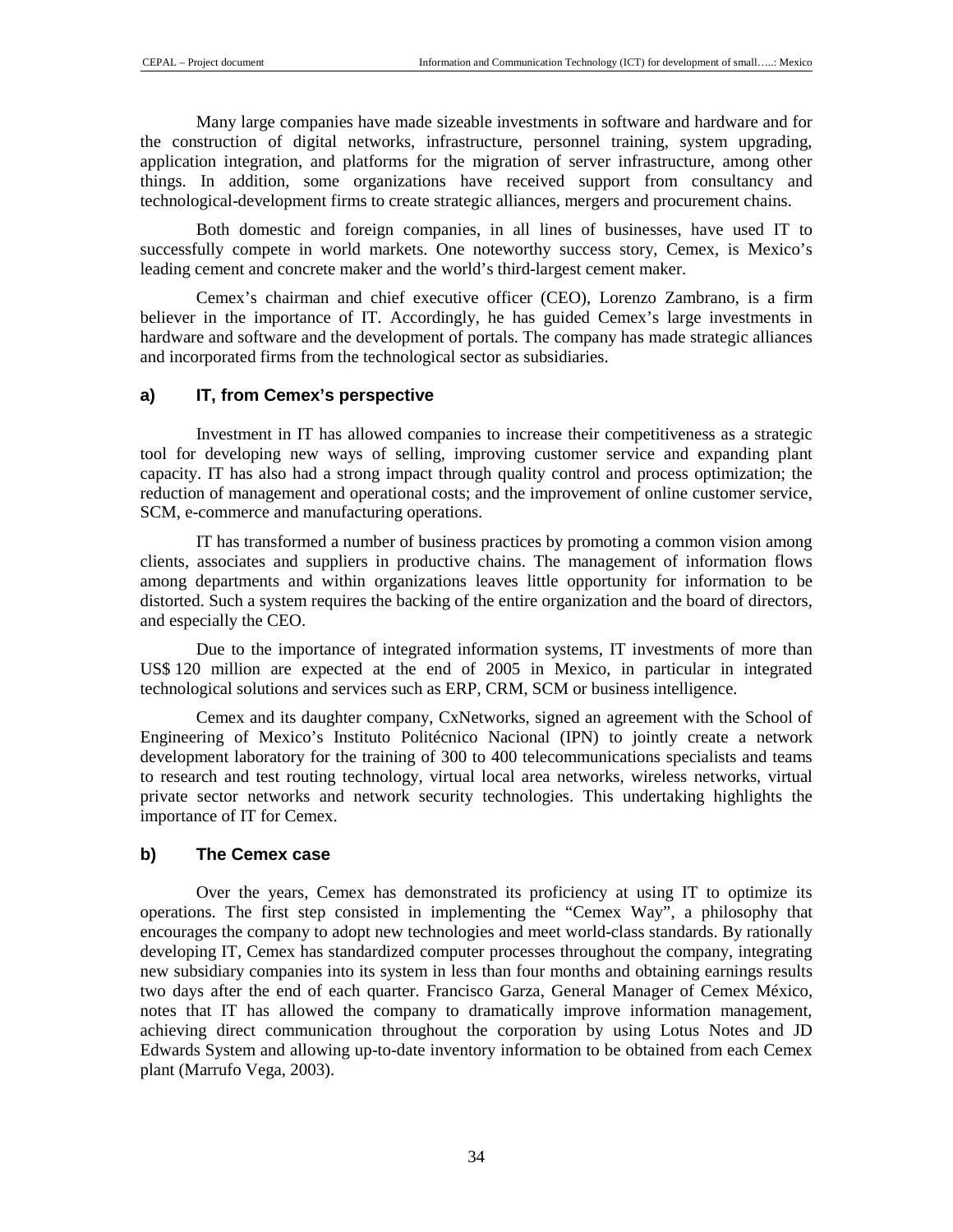Many large companies have made sizeable investments in software and hardware and for the construction of digital networks, infrastructure, personnel training, system upgrading, application integration, and platforms for the migration of server infrastructure, among other things. In addition, some organizations have received support from consultancy and technological-development firms to create strategic alliances, mergers and procurement chains.

Both domestic and foreign companies, in all lines of businesses, have used IT to successfully compete in world markets. One noteworthy success story, Cemex, is Mexico's leading cement and concrete maker and the world's third-largest cement maker.

Cemex's chairman and chief executive officer (CEO), Lorenzo Zambrano, is a firm believer in the importance of IT. Accordingly, he has guided Cemex's large investments in hardware and software and the development of portals. The company has made strategic alliances and incorporated firms from the technological sector as subsidiaries.

### a) IT, from Cemex's perspective

Investment in IT has allowed companies to increase their competitiveness as a strategic tool for developing new ways of selling, improving customer service and expanding plant capacity. IT has also had a strong impact through quality control and process optimization; the reduction of management and operational costs; and the improvement of online customer service, SCM, e-commerce and manufacturing operations.

IT has transformed a number of business practices by promoting a common vision among clients, associates and suppliers in productive chains. The management of information flows among departments and within organizations leaves little opportunity for information to be distorted. Such a system requires the backing of the entire organization and the board of directors, and especially the CEO.

Due to the importance of integrated information systems, IT investments of more than US$ 120 million are expected at the end of 2005 in Mexico, in particular in integrated technological solutions and services such as ERP, CRM, SCM or business intelligence.

Cemex and its daughter company, CxNetworks, signed an agreement with the School of Engineering of Mexico's Instituto Politécnico Nacional (IPN) to jointly create a network development laboratory for the training of 300 to 400 telecommunications specialists and teams to research and test routing technology, virtual local area networks, wireless networks, virtual private sector networks and network security technologies. This undertaking highlights the importance of IT for Cemex.

### b) The Cemex case

Over the years, Cemex has demonstrated its proficiency at using IT to optimize its operations. The first step consisted in implementing the "Cemex Way", a philosophy that encourages the company to adopt new technologies and meet world-class standards. By rationally developing IT, Cemex has standardized computer processes throughout the company, integrating new subsidiary companies into its system in less than four months and obtaining earnings results two days after the end of each quarter. Francisco Garza, General Manager of Cemex México, notes that IT has allowed the company to dramatically improve information management, achieving direct communication throughout the corporation by using Lotus Notes and JD Edwards System and allowing up-to-date inventory information to be obtained from each Cemex plant (Marrufo Vega, 2003).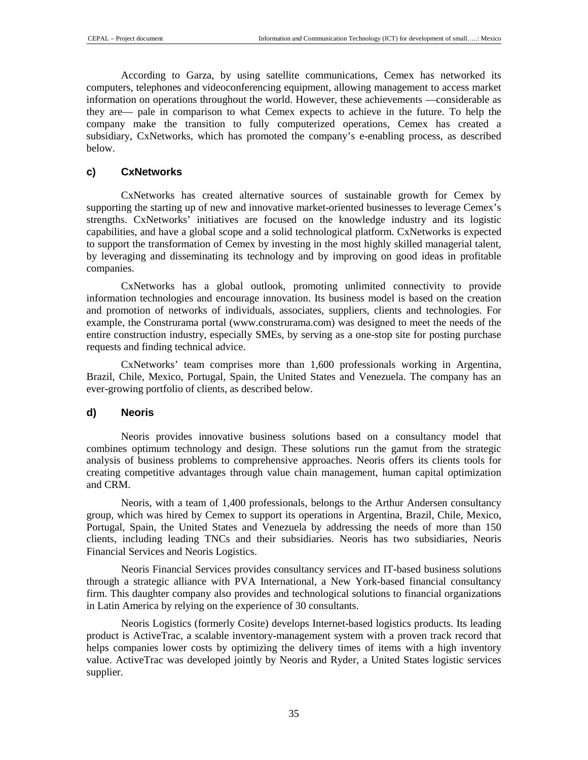According to Garza, by using satellite communications, Cemex has networked its computers, telephones and videoconferencing equipment, allowing management to access market information on operations throughout the world. However, these achievements —considerable as they are— pale in comparison to what Cemex expects to achieve in the future. To help the company make the transition to fully computerized operations, Cemex has created a subsidiary, CxNetworks, which has promoted the company's e-enabling process, as described below.

#### c) CxNetworks

CxNetworks has created alternative sources of sustainable growth for Cemex by supporting the starting up of new and innovative market-oriented businesses to leverage Cemex's strengths. CxNetworks' initiatives are focused on the knowledge industry and its logistic capabilities, and have a global scope and a solid technological platform. CxNetworks is expected to support the transformation of Cemex by investing in the most highly skilled managerial talent, by leveraging and disseminating its technology and by improving on good ideas in profitable companies.

CxNetworks has a global outlook, promoting unlimited connectivity to provide information technologies and encourage innovation. Its business model is based on the creation and promotion of networks of individuals, associates, suppliers, clients and technologies. For example, the Construrama portal (www.construrama.com) was designed to meet the needs of the entire construction industry, especially SMEs, by serving as a one-stop site for posting purchase requests and finding technical advice.

CxNetworks' team comprises more than 1,600 professionals working in Argentina, Brazil, Chile, Mexico, Portugal, Spain, the United States and Venezuela. The company has an ever-growing portfolio of clients, as described below.

#### d) Neoris

Neoris provides innovative business solutions based on a consultancy model that combines optimum technology and design. These solutions run the gamut from the strategic analysis of business problems to comprehensive approaches. Neoris offers its clients tools for creating competitive advantages through value chain management, human capital optimization and CRM.

Neoris, with a team of 1,400 professionals, belongs to the Arthur Andersen consultancy group, which was hired by Cemex to support its operations in Argentina, Brazil, Chile, Mexico, Portugal, Spain, the United States and Venezuela by addressing the needs of more than 150 clients, including leading TNCs and their subsidiaries. Neoris has two subsidiaries, Neoris Financial Services and Neoris Logistics.

Neoris Financial Services provides consultancy services and IT-based business solutions through a strategic alliance with PVA International, a New York-based financial consultancy firm. This daughter company also provides and technological solutions to financial organizations in Latin America by relying on the experience of 30 consultants.

Neoris Logistics (formerly Cosite) develops Internet-based logistics products. Its leading product is ActiveTrac, a scalable inventory-management system with a proven track record that helps companies lower costs by optimizing the delivery times of items with a high inventory value. ActiveTrac was developed jointly by Neoris and Ryder, a United States logistic services supplier.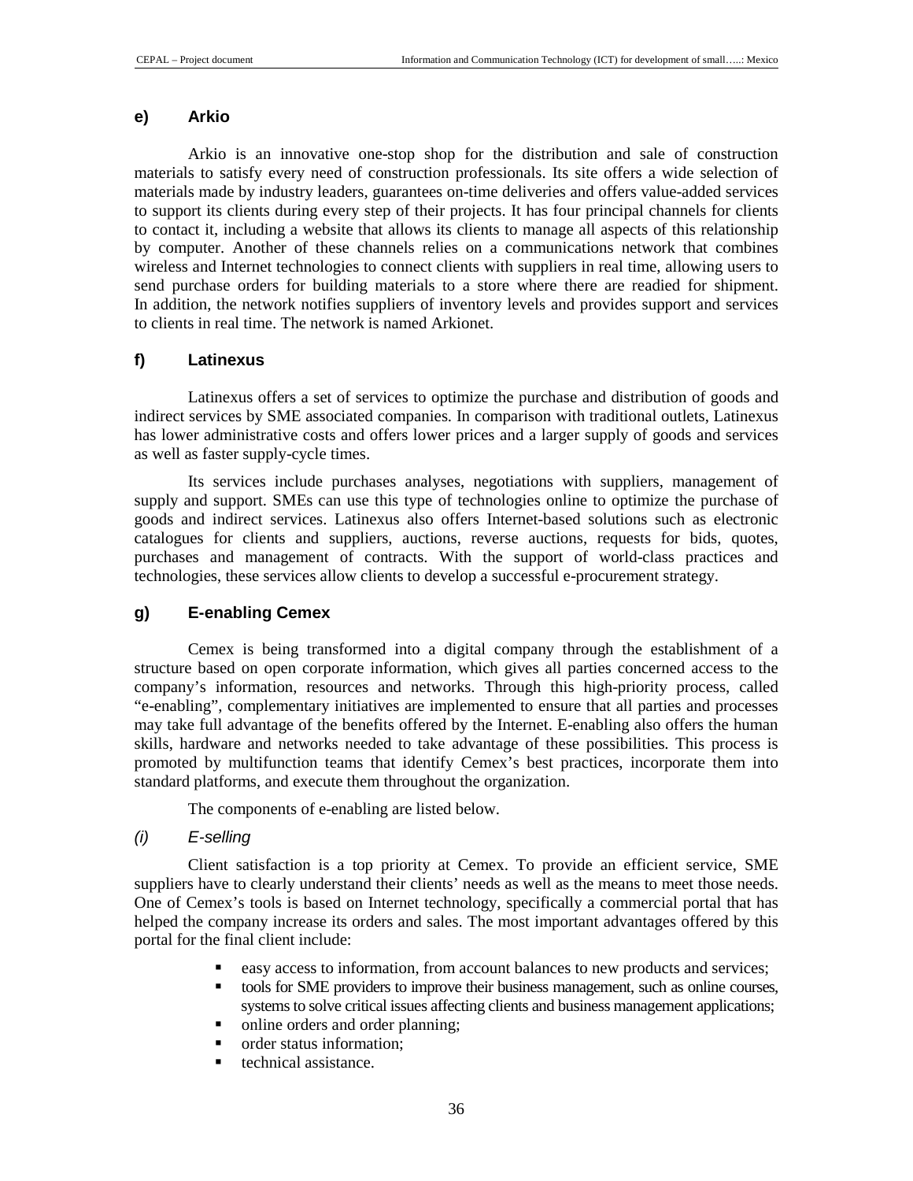### e) Arkio

Arkio is an innovative one-stop shop for the distribution and sale of construction materials to satisfy every need of construction professionals. Its site offers a wide selection of materials made by industry leaders, guarantees on-time deliveries and offers value-added services to support its clients during every step of their projects. It has four principal channels for clients to contact it, including a website that allows its clients to manage all aspects of this relationship by computer. Another of these channels relies on a communications network that combines wireless and Internet technologies to connect clients with suppliers in real time, allowing users to send purchase orders for building materials to a store where there are readied for shipment. In addition, the network notifies suppliers of inventory levels and provides support and services to clients in real time. The network is named Arkionet.

### f) Latinexus

Latinexus offers a set of services to optimize the purchase and distribution of goods and indirect services by SME associated companies. In comparison with traditional outlets, Latinexus has lower administrative costs and offers lower prices and a larger supply of goods and services as well as faster supply-cycle times.

Its services include purchases analyses, negotiations with suppliers, management of supply and support. SMEs can use this type of technologies online to optimize the purchase of goods and indirect services. Latinexus also offers Internet-based solutions such as electronic catalogues for clients and suppliers, auctions, reverse auctions, requests for bids, quotes, purchases and management of contracts. With the support of world-class practices and technologies, these services allow clients to develop a successful e-procurement strategy.

### g) E-enabling Cemex

Cemex is being transformed into a digital company through the establishment of a structure based on open corporate information, which gives all parties concerned access to the company's information, resources and networks. Through this high-priority process, called "e-enabling", complementary initiatives are implemented to ensure that all parties and processes may take full advantage of the benefits offered by the Internet. E-enabling also offers the human skills, hardware and networks needed to take advantage of these possibilities. This process is promoted by multifunction teams that identify Cemex's best practices, incorporate them into standard platforms, and execute them throughout the organization.

The components of e-enabling are listed below.

#### *(i) E-selling*

Client satisfaction is a top priority at Cemex. To provide an efficient service, SME suppliers have to clearly understand their clients' needs as well as the means to meet those needs. One of Cemex's tools is based on Internet technology, specifically a commercial portal that has helped the company increase its orders and sales. The most important advantages offered by this portal for the final client include:

- easy access to information, from account balances to new products and services;
- tools for SME providers to improve their business management, such as online courses, systems to solve critical issues affecting clients and business management applications;
- online orders and order planning;
- order status information;
- technical assistance.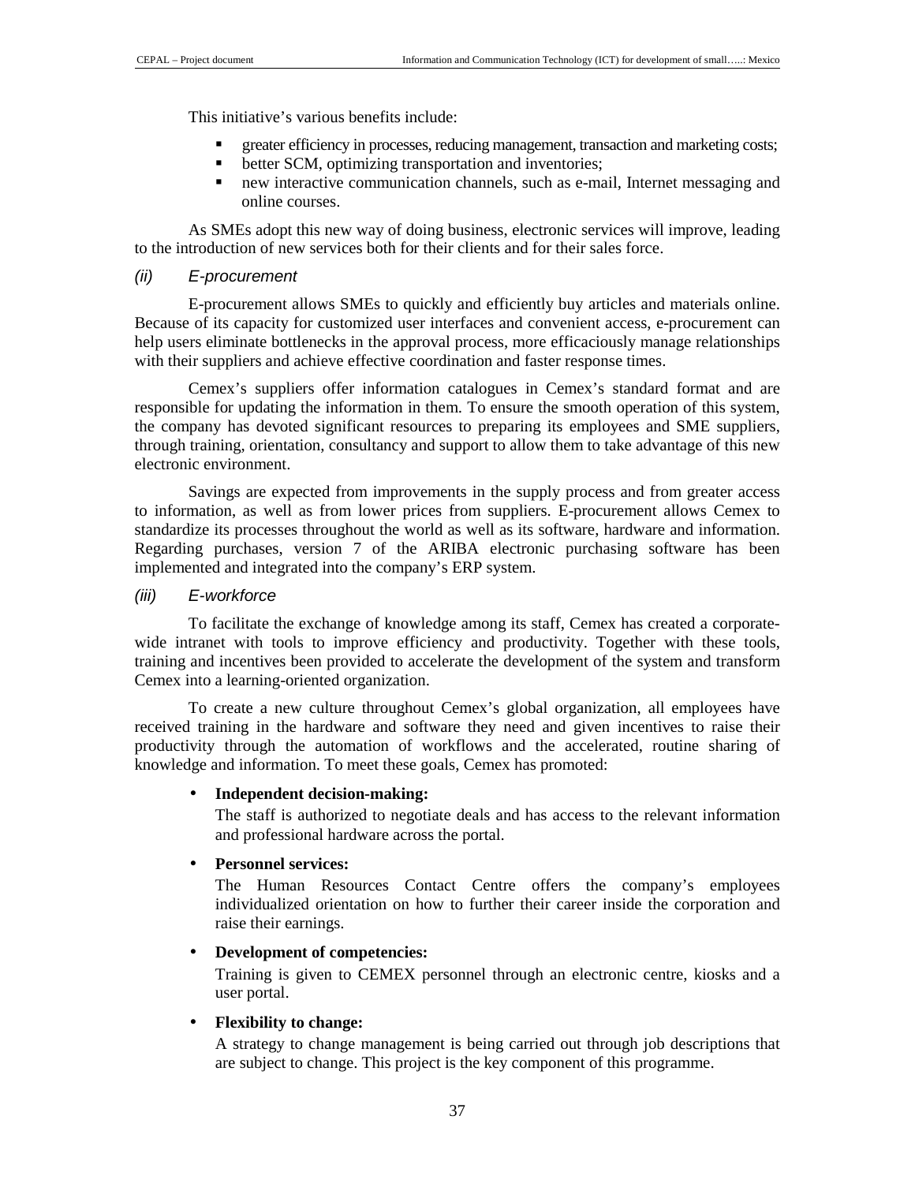This initiative's various benefits include:

- greater efficiency in processes, reducing management, transaction and marketing costs;
- better SCM, optimizing transportation and inventories;
- new interactive communication channels, such as e-mail, Internet messaging and online courses.

As SMEs adopt this new way of doing business, electronic services will improve, leading to the introduction of new services both for their clients and for their sales force.

*(ii) E-procurement*

E-procurement allows SMEs to quickly and efficiently buy articles and materials online. Because of its capacity for customized user interfaces and convenient access, e-procurement can help users eliminate bottlenecks in the approval process, more efficaciously manage relationships with their suppliers and achieve effective coordination and faster response times.

Cemex's suppliers offer information catalogues in Cemex's standard format and are responsible for updating the information in them. To ensure the smooth operation of this system, the company has devoted significant resources to preparing its employees and SME suppliers, through training, orientation, consultancy and support to allow them to take advantage of this new electronic environment.

Savings are expected from improvements in the supply process and from greater access to information, as well as from lower prices from suppliers. E-procurement allows Cemex to standardize its processes throughout the world as well as its software, hardware and information. Regarding purchases, version 7 of the ARIBA electronic purchasing software has been implemented and integrated into the company's ERP system.

*(iii) E-workforce*

To facilitate the exchange of knowledge among its staff, Cemex has created a corporate-wide intranet with tools to improve efficiency and productivity. Together with these tools, training and incentives been provided to accelerate the development of the system and transform Cemex into a learning-oriented organization.

To create a new culture throughout Cemex's global organization, all employees have received training in the hardware and software they need and given incentives to raise their productivity through the automation of workflows and the accelerated, routine sharing of knowledge and information. To meet these goals, Cemex has promoted:

- **Independent decision-making:**
  The staff is authorized to negotiate deals and has access to the relevant information and professional hardware across the portal.

- **Personnel services:**
  The Human Resources Contact Centre offers the company's employees individualized orientation on how to further their career inside the corporation and raise their earnings.

- **Development of competencies:**
  Training is given to CEMEX personnel through an electronic centre, kiosks and a user portal.

- **Flexibility to change:**
  A strategy to change management is being carried out through job descriptions that are subject to change. This project is the key component of this programme.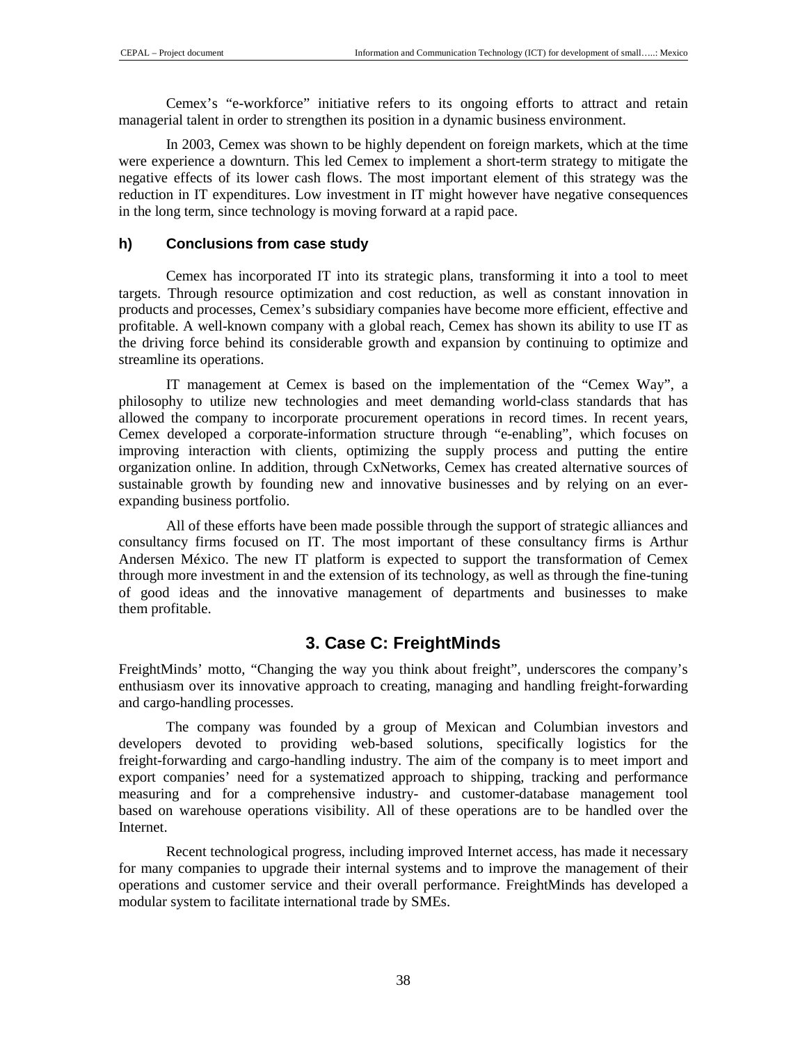Cemex's "e-workforce" initiative refers to its ongoing efforts to attract and retain managerial talent in order to strengthen its position in a dynamic business environment.

In 2003, Cemex was shown to be highly dependent on foreign markets, which at the time were experience a downturn. This led Cemex to implement a short-term strategy to mitigate the negative effects of its lower cash flows. The most important element of this strategy was the reduction in IT expenditures. Low investment in IT might however have negative consequences in the long term, since technology is moving forward at a rapid pace.

#### h) Conclusions from case study

Cemex has incorporated IT into its strategic plans, transforming it into a tool to meet targets. Through resource optimization and cost reduction, as well as constant innovation in products and processes, Cemex's subsidiary companies have become more efficient, effective and profitable. A well-known company with a global reach, Cemex has shown its ability to use IT as the driving force behind its considerable growth and expansion by continuing to optimize and streamline its operations.

IT management at Cemex is based on the implementation of the "Cemex Way", a philosophy to utilize new technologies and meet demanding world-class standards that has allowed the company to incorporate procurement operations in record times. In recent years, Cemex developed a corporate-information structure through "e-enabling", which focuses on improving interaction with clients, optimizing the supply process and putting the entire organization online. In addition, through CxNetworks, Cemex has created alternative sources of sustainable growth by founding new and innovative businesses and by relying on an ever-expanding business portfolio.

All of these efforts have been made possible through the support of strategic alliances and consultancy firms focused on IT. The most important of these consultancy firms is Arthur Andersen México. The new IT platform is expected to support the transformation of Cemex through more investment in and the extension of its technology, as well as through the fine-tuning of good ideas and the innovative management of departments and businesses to make them profitable.

## 3. Case C: FreightMinds

FreightMinds' motto, "Changing the way you think about freight", underscores the company's enthusiasm over its innovative approach to creating, managing and handling freight-forwarding and cargo-handling processes.

The company was founded by a group of Mexican and Columbian investors and developers devoted to providing web-based solutions, specifically logistics for the freight-forwarding and cargo-handling industry. The aim of the company is to meet import and export companies' need for a systematized approach to shipping, tracking and performance measuring and for a comprehensive industry- and customer-database management tool based on warehouse operations visibility. All of these operations are to be handled over the Internet.

Recent technological progress, including improved Internet access, has made it necessary for many companies to upgrade their internal systems and to improve the management of their operations and customer service and their overall performance. FreightMinds has developed a modular system to facilitate international trade by SMEs.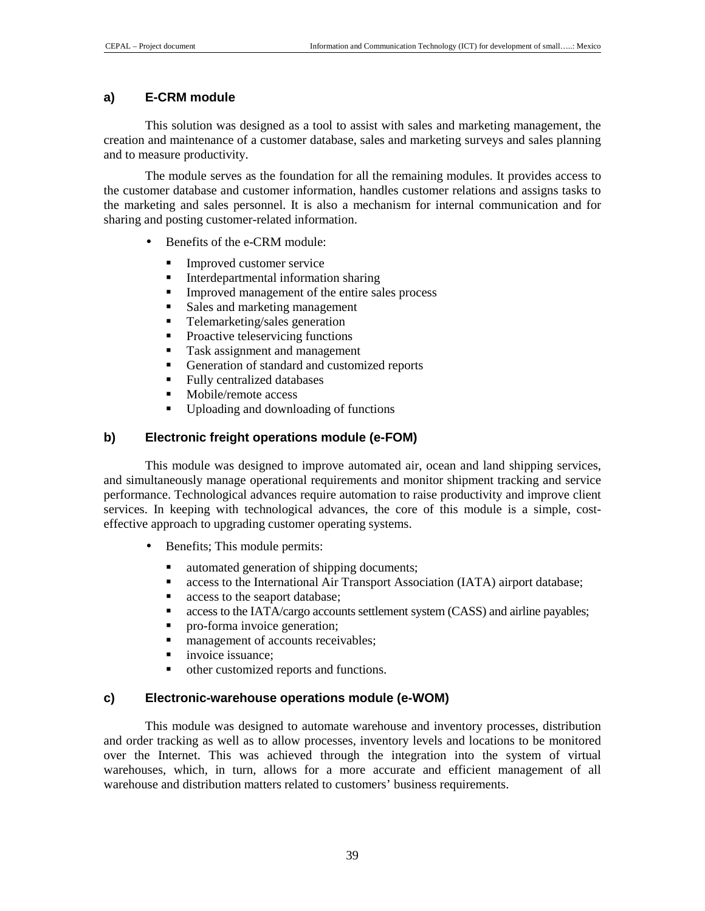### a) E-CRM module

This solution was designed as a tool to assist with sales and marketing management, the creation and maintenance of a customer database, sales and marketing surveys and sales planning and to measure productivity.

The module serves as the foundation for all the remaining modules. It provides access to the customer database and customer information, handles customer relations and assigns tasks to the marketing and sales personnel. It is also a mechanism for internal communication and for sharing and posting customer-related information.

- Benefits of the e-CRM module:
  - Improved customer service
  - Interdepartmental information sharing
  - Improved management of the entire sales process
  - Sales and marketing management
  - Telemarketing/sales generation
  - Proactive teleservicing functions
  - Task assignment and management
  - Generation of standard and customized reports
  - Fully centralized databases
  - Mobile/remote access
  - Uploading and downloading of functions

### b) Electronic freight operations module (e-FOM)

This module was designed to improve automated air, ocean and land shipping services, and simultaneously manage operational requirements and monitor shipment tracking and service performance. Technological advances require automation to raise productivity and improve client services. In keeping with technological advances, the core of this module is a simple, cost-effective approach to upgrading customer operating systems.

- Benefits; This module permits:
  - automated generation of shipping documents;
  - access to the International Air Transport Association (IATA) airport database;
  - access to the seaport database;
  - access to the IATA/cargo accounts settlement system (CASS) and airline payables;
  - pro-forma invoice generation;
  - management of accounts receivables;
  - invoice issuance;
  - other customized reports and functions.

### c) Electronic-warehouse operations module (e-WOM)

This module was designed to automate warehouse and inventory processes, distribution and order tracking as well as to allow processes, inventory levels and locations to be monitored over the Internet. This was achieved through the integration into the system of virtual warehouses, which, in turn, allows for a more accurate and efficient management of all warehouse and distribution matters related to customers' business requirements.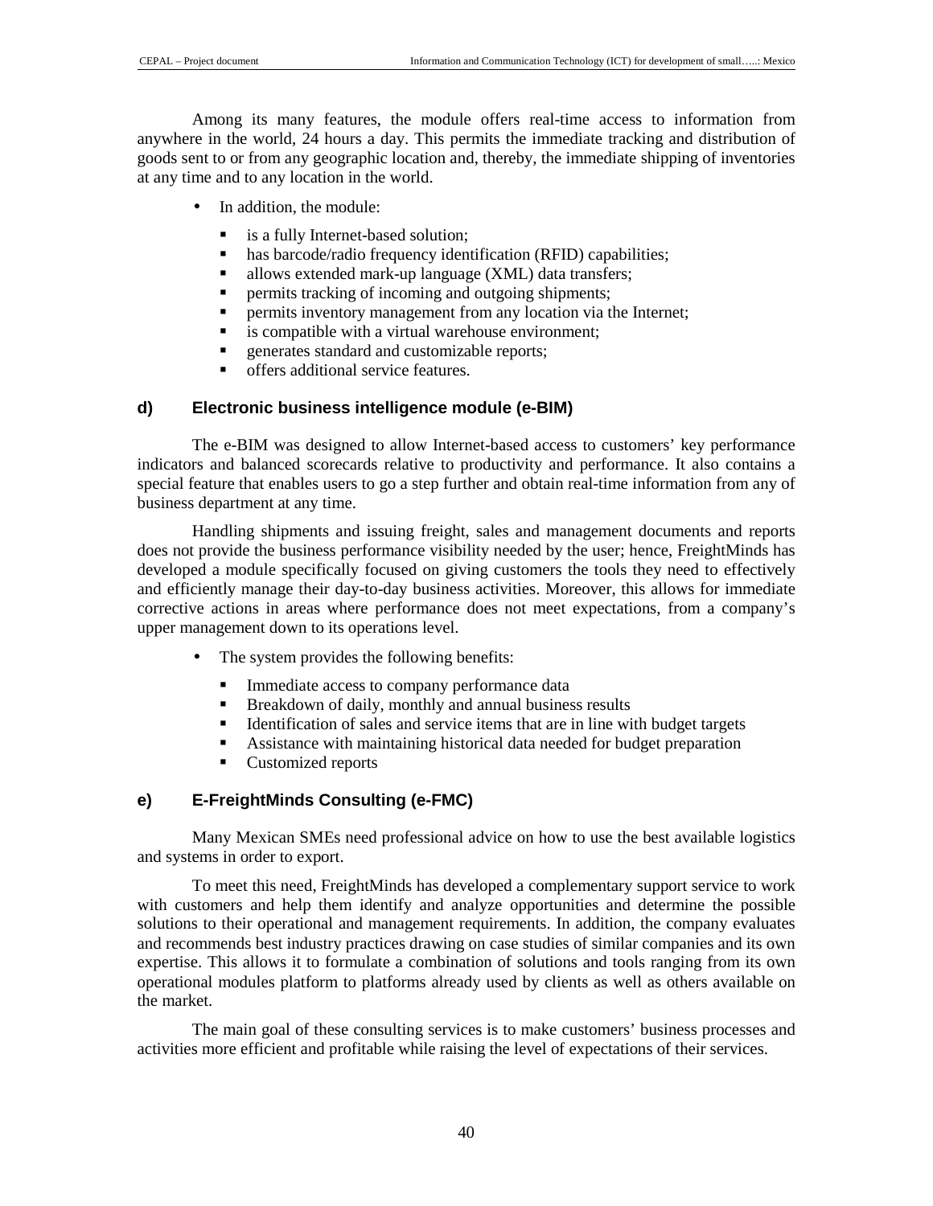Among its many features, the module offers real-time access to information from anywhere in the world, 24 hours a day. This permits the immediate tracking and distribution of goods sent to or from any geographic location and, thereby, the immediate shipping of inventories at any time and to any location in the world.

- In addition, the module:
  - is a fully Internet-based solution;
  - has barcode/radio frequency identification (RFID) capabilities;
  - allows extended mark-up language (XML) data transfers;
  - permits tracking of incoming and outgoing shipments;
  - permits inventory management from any location via the Internet;
  - is compatible with a virtual warehouse environment;
  - generates standard and customizable reports;
  - offers additional service features.

#### d) Electronic business intelligence module (e-BIM)

The e-BIM was designed to allow Internet-based access to customers' key performance indicators and balanced scorecards relative to productivity and performance. It also contains a special feature that enables users to go a step further and obtain real-time information from any of business department at any time.

Handling shipments and issuing freight, sales and management documents and reports does not provide the business performance visibility needed by the user; hence, FreightMinds has developed a module specifically focused on giving customers the tools they need to effectively and efficiently manage their day-to-day business activities. Moreover, this allows for immediate corrective actions in areas where performance does not meet expectations, from a company's upper management down to its operations level.

- The system provides the following benefits:
  - Immediate access to company performance data
  - Breakdown of daily, monthly and annual business results
  - Identification of sales and service items that are in line with budget targets
  - Assistance with maintaining historical data needed for budget preparation
  - Customized reports

#### e) E-FreightMinds Consulting (e-FMC)

Many Mexican SMEs need professional advice on how to use the best available logistics and systems in order to export.

To meet this need, FreightMinds has developed a complementary support service to work with customers and help them identify and analyze opportunities and determine the possible solutions to their operational and management requirements. In addition, the company evaluates and recommends best industry practices drawing on case studies of similar companies and its own expertise. This allows it to formulate a combination of solutions and tools ranging from its own operational modules platform to platforms already used by clients as well as others available on the market.

The main goal of these consulting services is to make customers' business processes and activities more efficient and profitable while raising the level of expectations of their services.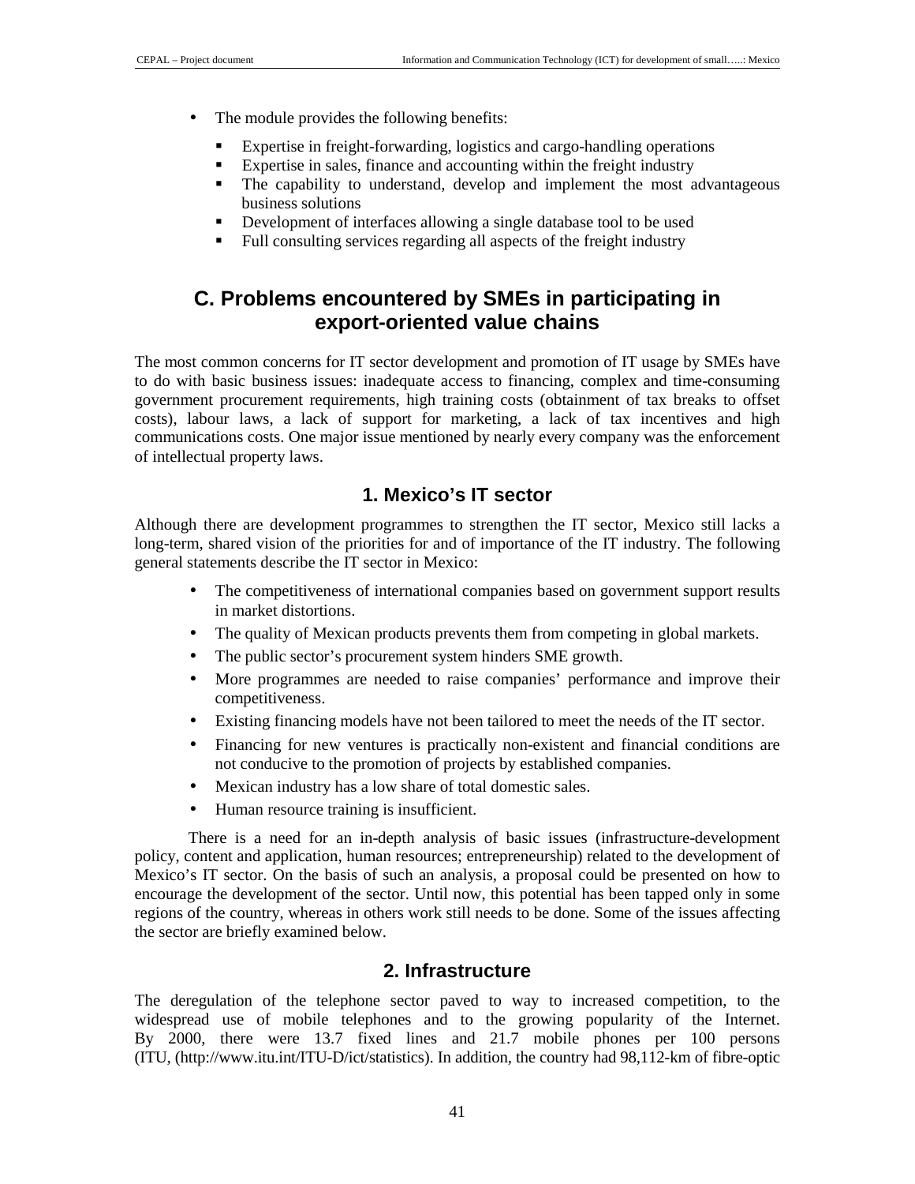- The module provides the following benefits:
  - Expertise in freight-forwarding, logistics and cargo-handling operations
  - Expertise in sales, finance and accounting within the freight industry
  - The capability to understand, develop and implement the most advantageous business solutions
  - Development of interfaces allowing a single database tool to be used
  - Full consulting services regarding all aspects of the freight industry

## C. Problems encountered by SMEs in participating in export-oriented value chains

The most common concerns for IT sector development and promotion of IT usage by SMEs have to do with basic business issues: inadequate access to financing, complex and time-consuming government procurement requirements, high training costs (obtainment of tax breaks to offset costs), labour laws, a lack of support for marketing, a lack of tax incentives and high communications costs. One major issue mentioned by nearly every company was the enforcement of intellectual property laws.

### 1. Mexico's IT sector

Although there are development programmes to strengthen the IT sector, Mexico still lacks a long-term, shared vision of the priorities for and of importance of the IT industry. The following general statements describe the IT sector in Mexico:

- The competitiveness of international companies based on government support results in market distortions.
- The quality of Mexican products prevents them from competing in global markets.
- The public sector's procurement system hinders SME growth.
- More programmes are needed to raise companies' performance and improve their competitiveness.
- Existing financing models have not been tailored to meet the needs of the IT sector.
- Financing for new ventures is practically non-existent and financial conditions are not conducive to the promotion of projects by established companies.
- Mexican industry has a low share of total domestic sales.
- Human resource training is insufficient.

There is a need for an in-depth analysis of basic issues (infrastructure-development policy, content and application, human resources; entrepreneurship) related to the development of Mexico's IT sector. On the basis of such an analysis, a proposal could be presented on how to encourage the development of the sector. Until now, this potential has been tapped only in some regions of the country, whereas in others work still needs to be done. Some of the issues affecting the sector are briefly examined below.

### 2. Infrastructure

The deregulation of the telephone sector paved to way to increased competition, to the widespread use of mobile telephones and to the growing popularity of the Internet. By 2000, there were 13.7 fixed lines and 21.7 mobile phones per 100 persons (ITU, (http://www.itu.int/ITU-D/ict/statistics). In addition, the country had 98,112-km of fibre-optic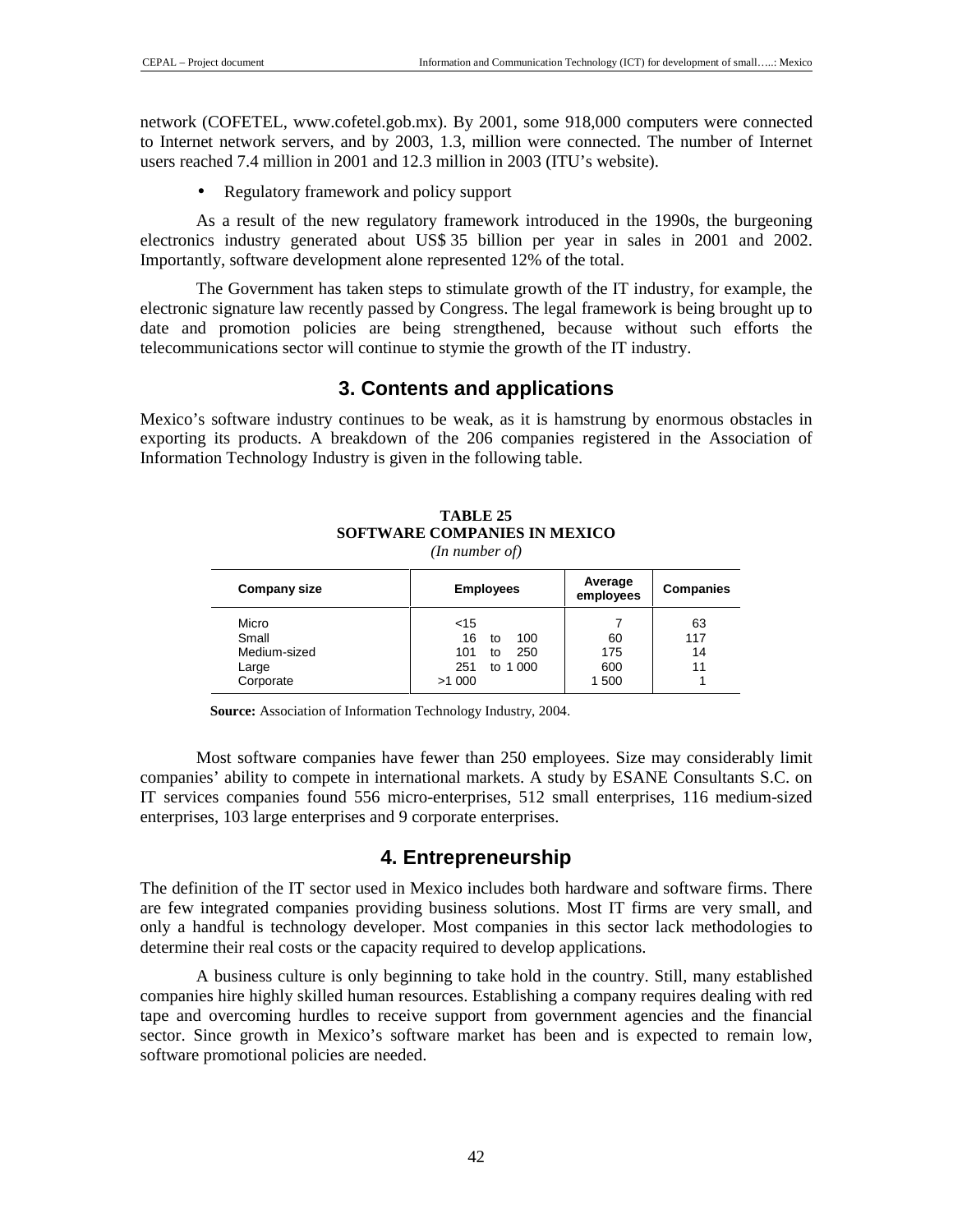network (COFETEL, www.cofetel.gob.mx). By 2001, some 918,000 computers were connected to Internet network servers, and by 2003, 1.3, million were connected. The number of Internet users reached 7.4 million in 2001 and 12.3 million in 2003 (ITU's website).

- Regulatory framework and policy support

As a result of the new regulatory framework introduced in the 1990s, the burgeoning electronics industry generated about US$ 35 billion per year in sales in 2001 and 2002. Importantly, software development alone represented 12% of the total.

The Government has taken steps to stimulate growth of the IT industry, for example, the electronic signature law recently passed by Congress. The legal framework is being brought up to date and promotion policies are being strengthened, because without such efforts the telecommunications sector will continue to stymie the growth of the IT industry.

## 3. Contents and applications

Mexico's software industry continues to be weak, as it is hamstrung by enormous obstacles in exporting its products. A breakdown of the 206 companies registered in the Association of Information Technology Industry is given in the following table.

**TABLE 25**
**SOFTWARE COMPANIES IN MEXICO**
*(In number of)*

| Company size | Employees | Average employees | Companies |
|---|---|---|---|
| Micro | <15 | 7 | 63 |
| Small | 16 to 100 | 60 | 117 |
| Medium-sized | 101 to 250 | 175 | 14 |
| Large | 251 to 1 000 | 600 | 11 |
| Corporate | >1 000 | 1 500 | 1 |

**Source:** Association of Information Technology Industry, 2004.

Most software companies have fewer than 250 employees. Size may considerably limit companies' ability to compete in international markets. A study by ESANE Consultants S.C. on IT services companies found 556 micro-enterprises, 512 small enterprises, 116 medium-sized enterprises, 103 large enterprises and 9 corporate enterprises.

## 4. Entrepreneurship

The definition of the IT sector used in Mexico includes both hardware and software firms. There are few integrated companies providing business solutions. Most IT firms are very small, and only a handful is technology developer. Most companies in this sector lack methodologies to determine their real costs or the capacity required to develop applications.

A business culture is only beginning to take hold in the country. Still, many established companies hire highly skilled human resources. Establishing a company requires dealing with red tape and overcoming hurdles to receive support from government agencies and the financial sector. Since growth in Mexico's software market has been and is expected to remain low, software promotional policies are needed.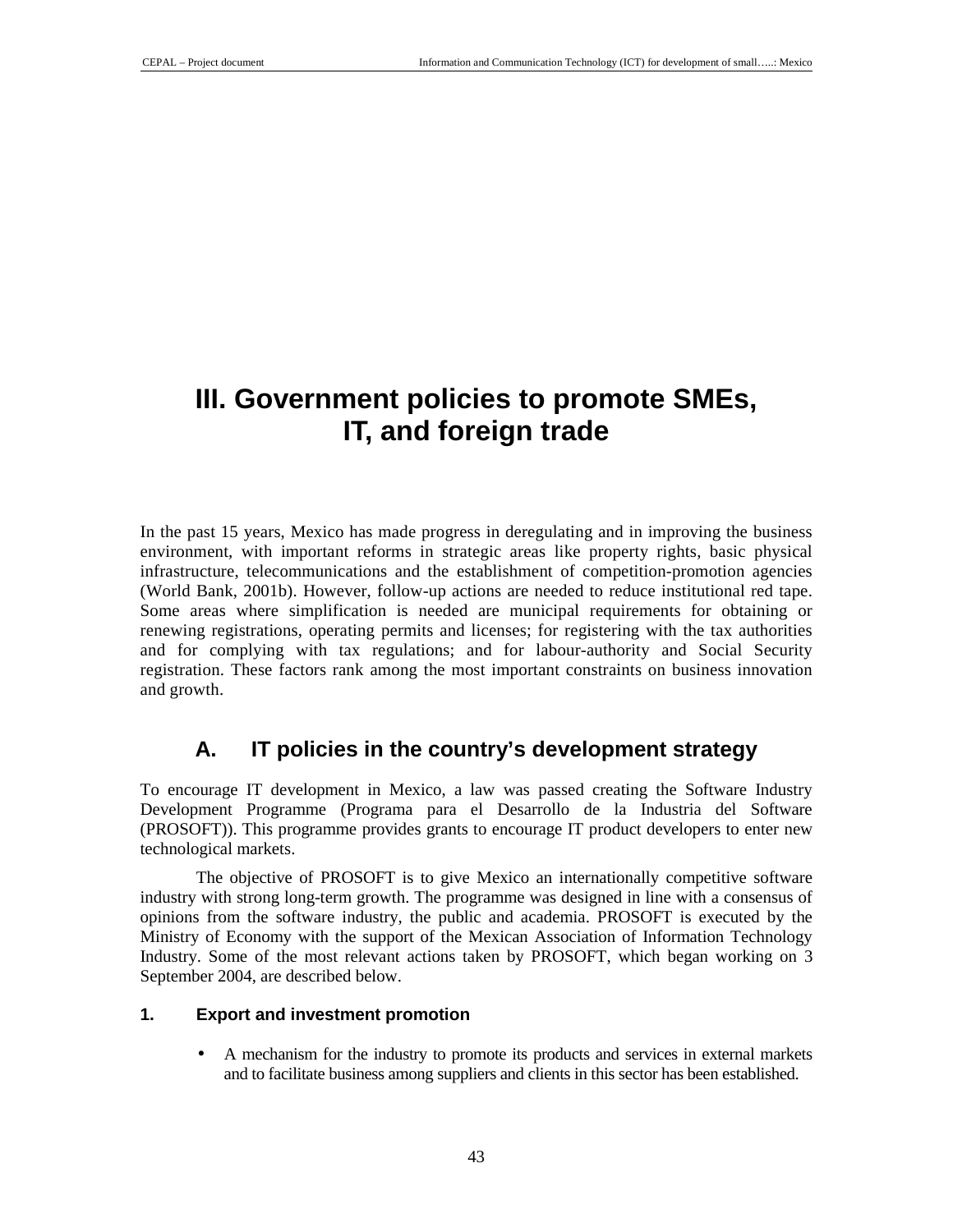# III. Government policies to promote SMEs, IT, and foreign trade

In the past 15 years, Mexico has made progress in deregulating and in improving the business environment, with important reforms in strategic areas like property rights, basic physical infrastructure, telecommunications and the establishment of competition-promotion agencies (World Bank, 2001b). However, follow-up actions are needed to reduce institutional red tape. Some areas where simplification is needed are municipal requirements for obtaining or renewing registrations, operating permits and licenses; for registering with the tax authorities and for complying with tax regulations; and for labour-authority and Social Security registration. These factors rank among the most important constraints on business innovation and growth.

## A. IT policies in the country's development strategy

To encourage IT development in Mexico, a law was passed creating the Software Industry Development Programme (Programa para el Desarrollo de la Industria del Software (PROSOFT)). This programme provides grants to encourage IT product developers to enter new technological markets.

The objective of PROSOFT is to give Mexico an internationally competitive software industry with strong long-term growth. The programme was designed in line with a consensus of opinions from the software industry, the public and academia. PROSOFT is executed by the Ministry of Economy with the support of the Mexican Association of Information Technology Industry. Some of the most relevant actions taken by PROSOFT, which began working on 3 September 2004, are described below.

### 1. Export and investment promotion

- A mechanism for the industry to promote its products and services in external markets and to facilitate business among suppliers and clients in this sector has been established.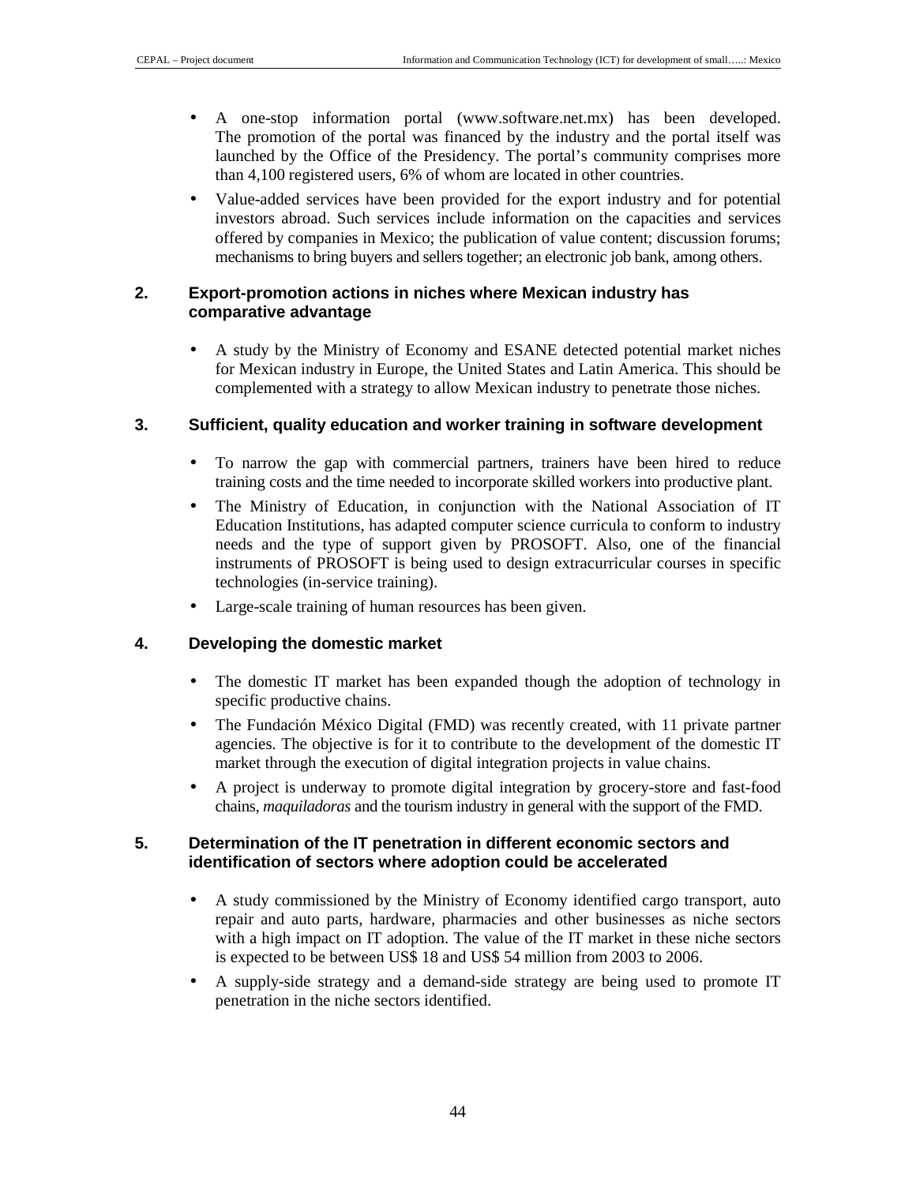- A one-stop information portal (www.software.net.mx) has been developed. The promotion of the portal was financed by the industry and the portal itself was launched by the Office of the Presidency. The portal's community comprises more than 4,100 registered users, 6% of whom are located in other countries.
- Value-added services have been provided for the export industry and for potential investors abroad. Such services include information on the capacities and services offered by companies in Mexico; the publication of value content; discussion forums; mechanisms to bring buyers and sellers together; an electronic job bank, among others.

### 2. Export-promotion actions in niches where Mexican industry has comparative advantage

- A study by the Ministry of Economy and ESANE detected potential market niches for Mexican industry in Europe, the United States and Latin America. This should be complemented with a strategy to allow Mexican industry to penetrate those niches.

### 3. Sufficient, quality education and worker training in software development

- To narrow the gap with commercial partners, trainers have been hired to reduce training costs and the time needed to incorporate skilled workers into productive plant.
- The Ministry of Education, in conjunction with the National Association of IT Education Institutions, has adapted computer science curricula to conform to industry needs and the type of support given by PROSOFT. Also, one of the financial instruments of PROSOFT is being used to design extracurricular courses in specific technologies (in-service training).
- Large-scale training of human resources has been given.

### 4. Developing the domestic market

- The domestic IT market has been expanded though the adoption of technology in specific productive chains.
- The Fundación México Digital (FMD) was recently created, with 11 private partner agencies. The objective is for it to contribute to the development of the domestic IT market through the execution of digital integration projects in value chains.
- A project is underway to promote digital integration by grocery-store and fast-food chains, *maquiladoras* and the tourism industry in general with the support of the FMD.

### 5. Determination of the IT penetration in different economic sectors and identification of sectors where adoption could be accelerated

- A study commissioned by the Ministry of Economy identified cargo transport, auto repair and auto parts, hardware, pharmacies and other businesses as niche sectors with a high impact on IT adoption. The value of the IT market in these niche sectors is expected to be between US$ 18 and US$ 54 million from 2003 to 2006.
- A supply-side strategy and a demand-side strategy are being used to promote IT penetration in the niche sectors identified.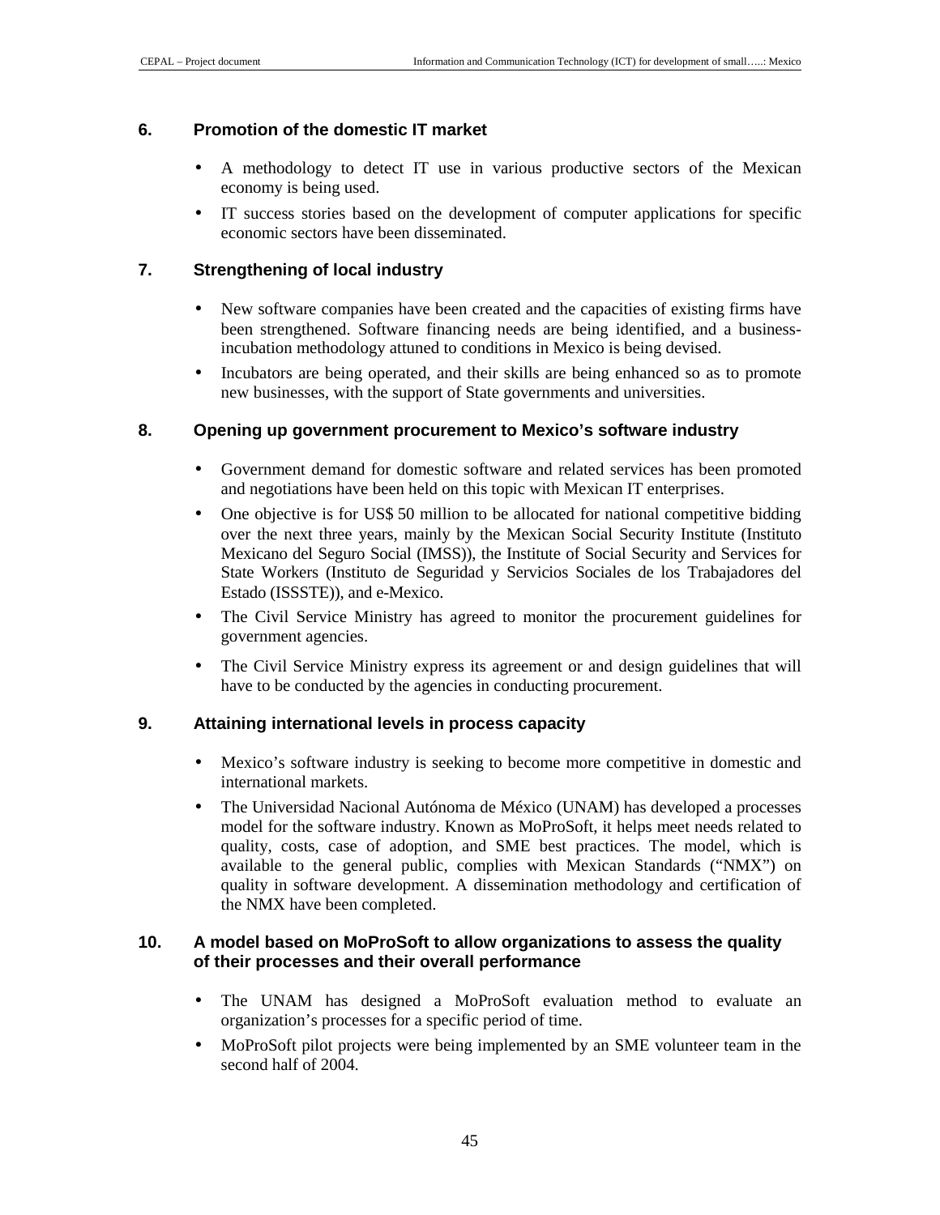### 6. Promotion of the domestic IT market

- A methodology to detect IT use in various productive sectors of the Mexican economy is being used.
- IT success stories based on the development of computer applications for specific economic sectors have been disseminated.

### 7. Strengthening of local industry

- New software companies have been created and the capacities of existing firms have been strengthened. Software financing needs are being identified, and a business-incubation methodology attuned to conditions in Mexico is being devised.
- Incubators are being operated, and their skills are being enhanced so as to promote new businesses, with the support of State governments and universities.

### 8. Opening up government procurement to Mexico's software industry

- Government demand for domestic software and related services has been promoted and negotiations have been held on this topic with Mexican IT enterprises.
- One objective is for US$ 50 million to be allocated for national competitive bidding over the next three years, mainly by the Mexican Social Security Institute (Instituto Mexicano del Seguro Social (IMSS)), the Institute of Social Security and Services for State Workers (Instituto de Seguridad y Servicios Sociales de los Trabajadores del Estado (ISSSTE)), and e-Mexico.
- The Civil Service Ministry has agreed to monitor the procurement guidelines for government agencies.
- The Civil Service Ministry express its agreement or and design guidelines that will have to be conducted by the agencies in conducting procurement.

### 9. Attaining international levels in process capacity

- Mexico's software industry is seeking to become more competitive in domestic and international markets.
- The Universidad Nacional Autónoma de México (UNAM) has developed a processes model for the software industry. Known as MoProSoft, it helps meet needs related to quality, costs, case of adoption, and SME best practices. The model, which is available to the general public, complies with Mexican Standards ("NMX") on quality in software development. A dissemination methodology and certification of the NMX have been completed.

### 10. A model based on MoProSoft to allow organizations to assess the quality of their processes and their overall performance

- The UNAM has designed a MoProSoft evaluation method to evaluate an organization's processes for a specific period of time.
- MoProSoft pilot projects were being implemented by an SME volunteer team in the second half of 2004.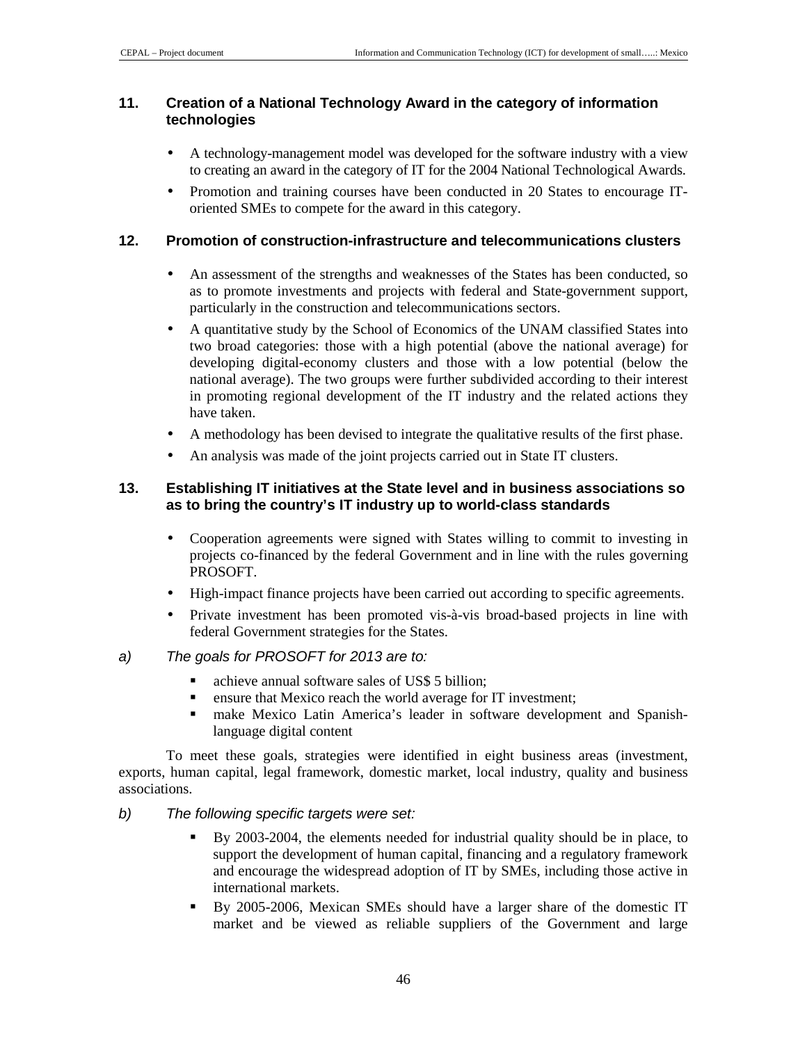### 11. Creation of a National Technology Award in the category of information technologies

- A technology-management model was developed for the software industry with a view to creating an award in the category of IT for the 2004 National Technological Awards.
- Promotion and training courses have been conducted in 20 States to encourage IT-oriented SMEs to compete for the award in this category.

### 12. Promotion of construction-infrastructure and telecommunications clusters

- An assessment of the strengths and weaknesses of the States has been conducted, so as to promote investments and projects with federal and State-government support, particularly in the construction and telecommunications sectors.
- A quantitative study by the School of Economics of the UNAM classified States into two broad categories: those with a high potential (above the national average) for developing digital-economy clusters and those with a low potential (below the national average). The two groups were further subdivided according to their interest in promoting regional development of the IT industry and the related actions they have taken.
- A methodology has been devised to integrate the qualitative results of the first phase.
- An analysis was made of the joint projects carried out in State IT clusters.

### 13. Establishing IT initiatives at the State level and in business associations so as to bring the country's IT industry up to world-class standards

- Cooperation agreements were signed with States willing to commit to investing in projects co-financed by the federal Government and in line with the rules governing PROSOFT.
- High-impact finance projects have been carried out according to specific agreements.
- Private investment has been promoted vis-à-vis broad-based projects in line with federal Government strategies for the States.

*a) The goals for PROSOFT for 2013 are to:*

- achieve annual software sales of US$ 5 billion;
- ensure that Mexico reach the world average for IT investment;
- make Mexico Latin America's leader in software development and Spanish-language digital content

To meet these goals, strategies were identified in eight business areas (investment, exports, human capital, legal framework, domestic market, local industry, quality and business associations.

*b) The following specific targets were set:*

- By 2003-2004, the elements needed for industrial quality should be in place, to support the development of human capital, financing and a regulatory framework and encourage the widespread adoption of IT by SMEs, including those active in international markets.
- By 2005-2006, Mexican SMEs should have a larger share of the domestic IT market and be viewed as reliable suppliers of the Government and large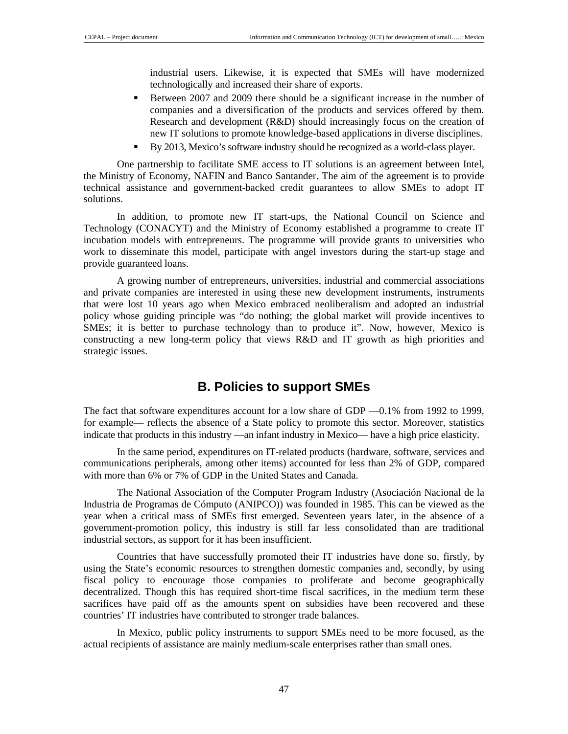industrial users. Likewise, it is expected that SMEs will have modernized technologically and increased their share of exports.

- Between 2007 and 2009 there should be a significant increase in the number of companies and a diversification of the products and services offered by them. Research and development (R&D) should increasingly focus on the creation of new IT solutions to promote knowledge-based applications in diverse disciplines.
- By 2013, Mexico's software industry should be recognized as a world-class player.

One partnership to facilitate SME access to IT solutions is an agreement between Intel, the Ministry of Economy, NAFIN and Banco Santander. The aim of the agreement is to provide technical assistance and government-backed credit guarantees to allow SMEs to adopt IT solutions.

In addition, to promote new IT start-ups, the National Council on Science and Technology (CONACYT) and the Ministry of Economy established a programme to create IT incubation models with entrepreneurs. The programme will provide grants to universities who work to disseminate this model, participate with angel investors during the start-up stage and provide guaranteed loans.

A growing number of entrepreneurs, universities, industrial and commercial associations and private companies are interested in using these new development instruments, instruments that were lost 10 years ago when Mexico embraced neoliberalism and adopted an industrial policy whose guiding principle was "do nothing; the global market will provide incentives to SMEs; it is better to purchase technology than to produce it". Now, however, Mexico is constructing a new long-term policy that views R&D and IT growth as high priorities and strategic issues.

## B. Policies to support SMEs

The fact that software expenditures account for a low share of GDP —0.1% from 1992 to 1999, for example— reflects the absence of a State policy to promote this sector. Moreover, statistics indicate that products in this industry —an infant industry in Mexico— have a high price elasticity.

In the same period, expenditures on IT-related products (hardware, software, services and communications peripherals, among other items) accounted for less than 2% of GDP, compared with more than 6% or 7% of GDP in the United States and Canada.

The National Association of the Computer Program Industry (Asociación Nacional de la Industria de Programas de Cómputo (ANIPCO)) was founded in 1985. This can be viewed as the year when a critical mass of SMEs first emerged. Seventeen years later, in the absence of a government-promotion policy, this industry is still far less consolidated than are traditional industrial sectors, as support for it has been insufficient.

Countries that have successfully promoted their IT industries have done so, firstly, by using the State's economic resources to strengthen domestic companies and, secondly, by using fiscal policy to encourage those companies to proliferate and become geographically decentralized. Though this has required short-time fiscal sacrifices, in the medium term these sacrifices have paid off as the amounts spent on subsidies have been recovered and these countries' IT industries have contributed to stronger trade balances.

In Mexico, public policy instruments to support SMEs need to be more focused, as the actual recipients of assistance are mainly medium-scale enterprises rather than small ones.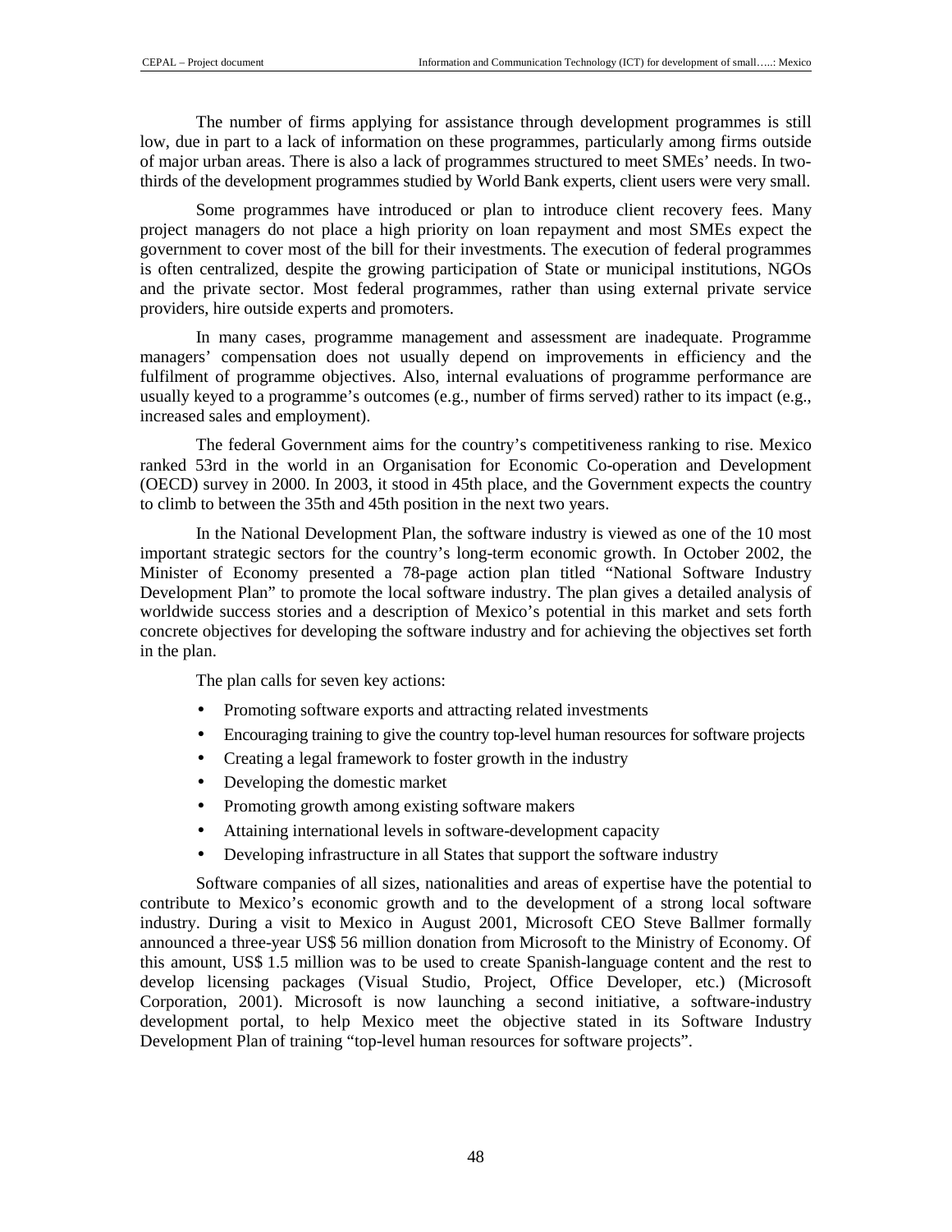The number of firms applying for assistance through development programmes is still low, due in part to a lack of information on these programmes, particularly among firms outside of major urban areas. There is also a lack of programmes structured to meet SMEs' needs. In two-thirds of the development programmes studied by World Bank experts, client users were very small.

Some programmes have introduced or plan to introduce client recovery fees. Many project managers do not place a high priority on loan repayment and most SMEs expect the government to cover most of the bill for their investments. The execution of federal programmes is often centralized, despite the growing participation of State or municipal institutions, NGOs and the private sector. Most federal programmes, rather than using external private service providers, hire outside experts and promoters.

In many cases, programme management and assessment are inadequate. Programme managers' compensation does not usually depend on improvements in efficiency and the fulfilment of programme objectives. Also, internal evaluations of programme performance are usually keyed to a programme's outcomes (e.g., number of firms served) rather to its impact (e.g., increased sales and employment).

The federal Government aims for the country's competitiveness ranking to rise. Mexico ranked 53rd in the world in an Organisation for Economic Co-operation and Development (OECD) survey in 2000. In 2003, it stood in 45th place, and the Government expects the country to climb to between the 35th and 45th position in the next two years.

In the National Development Plan, the software industry is viewed as one of the 10 most important strategic sectors for the country's long-term economic growth. In October 2002, the Minister of Economy presented a 78-page action plan titled "National Software Industry Development Plan" to promote the local software industry. The plan gives a detailed analysis of worldwide success stories and a description of Mexico's potential in this market and sets forth concrete objectives for developing the software industry and for achieving the objectives set forth in the plan.

The plan calls for seven key actions:

- Promoting software exports and attracting related investments
- Encouraging training to give the country top-level human resources for software projects
- Creating a legal framework to foster growth in the industry
- Developing the domestic market
- Promoting growth among existing software makers
- Attaining international levels in software-development capacity
- Developing infrastructure in all States that support the software industry

Software companies of all sizes, nationalities and areas of expertise have the potential to contribute to Mexico's economic growth and to the development of a strong local software industry. During a visit to Mexico in August 2001, Microsoft CEO Steve Ballmer formally announced a three-year US$ 56 million donation from Microsoft to the Ministry of Economy. Of this amount, US$ 1.5 million was to be used to create Spanish-language content and the rest to develop licensing packages (Visual Studio, Project, Office Developer, etc.) (Microsoft Corporation, 2001). Microsoft is now launching a second initiative, a software-industry development portal, to help Mexico meet the objective stated in its Software Industry Development Plan of training "top-level human resources for software projects".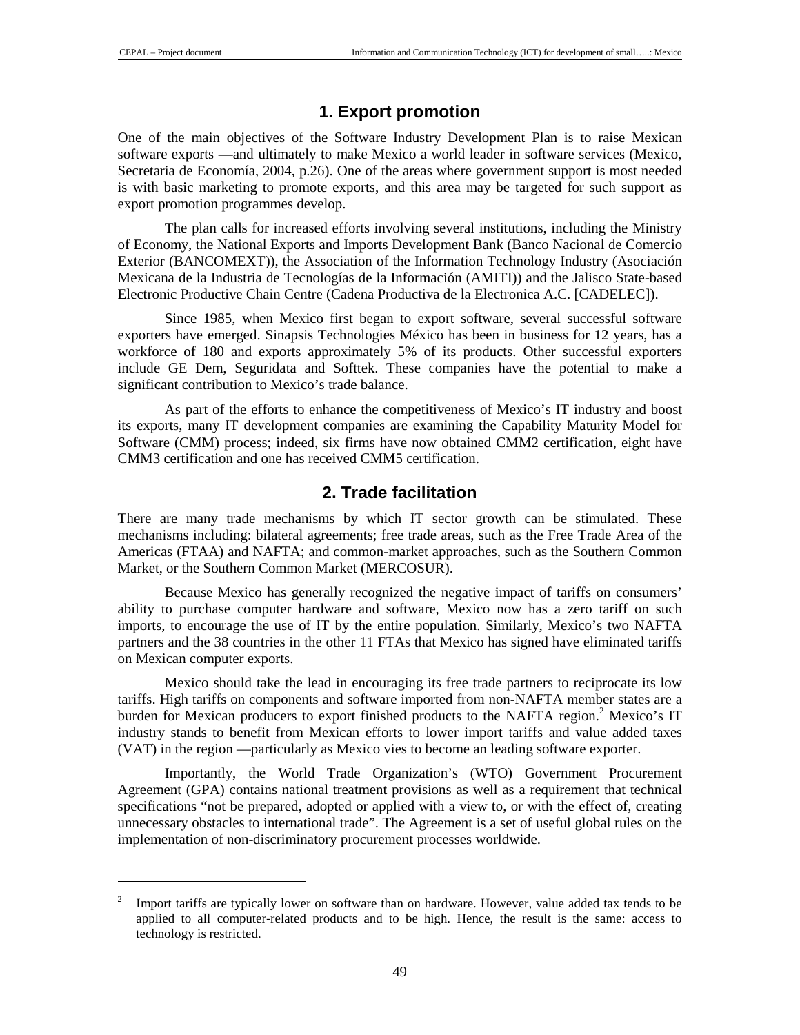## 1. Export promotion

One of the main objectives of the Software Industry Development Plan is to raise Mexican software exports —and ultimately to make Mexico a world leader in software services (Mexico, Secretaria de Economía, 2004, p.26). One of the areas where government support is most needed is with basic marketing to promote exports, and this area may be targeted for such support as export promotion programmes develop.

The plan calls for increased efforts involving several institutions, including the Ministry of Economy, the National Exports and Imports Development Bank (Banco Nacional de Comercio Exterior (BANCOMEXT)), the Association of the Information Technology Industry (Asociación Mexicana de la Industria de Tecnologías de la Información (AMITI)) and the Jalisco State-based Electronic Productive Chain Centre (Cadena Productiva de la Electronica A.C. [CADELEC]).

Since 1985, when Mexico first began to export software, several successful software exporters have emerged. Sinapsis Technologies México has been in business for 12 years, has a workforce of 180 and exports approximately 5% of its products. Other successful exporters include GE Dem, Seguridata and Softtek. These companies have the potential to make a significant contribution to Mexico's trade balance.

As part of the efforts to enhance the competitiveness of Mexico's IT industry and boost its exports, many IT development companies are examining the Capability Maturity Model for Software (CMM) process; indeed, six firms have now obtained CMM2 certification, eight have CMM3 certification and one has received CMM5 certification.

## 2. Trade facilitation

There are many trade mechanisms by which IT sector growth can be stimulated. These mechanisms including: bilateral agreements; free trade areas, such as the Free Trade Area of the Americas (FTAA) and NAFTA; and common-market approaches, such as the Southern Common Market, or the Southern Common Market (MERCOSUR).

Because Mexico has generally recognized the negative impact of tariffs on consumers' ability to purchase computer hardware and software, Mexico now has a zero tariff on such imports, to encourage the use of IT by the entire population. Similarly, Mexico's two NAFTA partners and the 38 countries in the other 11 FTAs that Mexico has signed have eliminated tariffs on Mexican computer exports.

Mexico should take the lead in encouraging its free trade partners to reciprocate its low tariffs. High tariffs on components and software imported from non-NAFTA member states are a burden for Mexican producers to export finished products to the NAFTA region.[2] Mexico's IT industry stands to benefit from Mexican efforts to lower import tariffs and value added taxes (VAT) in the region —particularly as Mexico vies to become an leading software exporter.

Importantly, the World Trade Organization's (WTO) Government Procurement Agreement (GPA) contains national treatment provisions as well as a requirement that technical specifications "not be prepared, adopted or applied with a view to, or with the effect of, creating unnecessary obstacles to international trade". The Agreement is a set of useful global rules on the implementation of non-discriminatory procurement processes worldwide.

---

[2] Import tariffs are typically lower on software than on hardware. However, value added tax tends to be applied to all computer-related products and to be high. Hence, the result is the same: access to technology is restricted.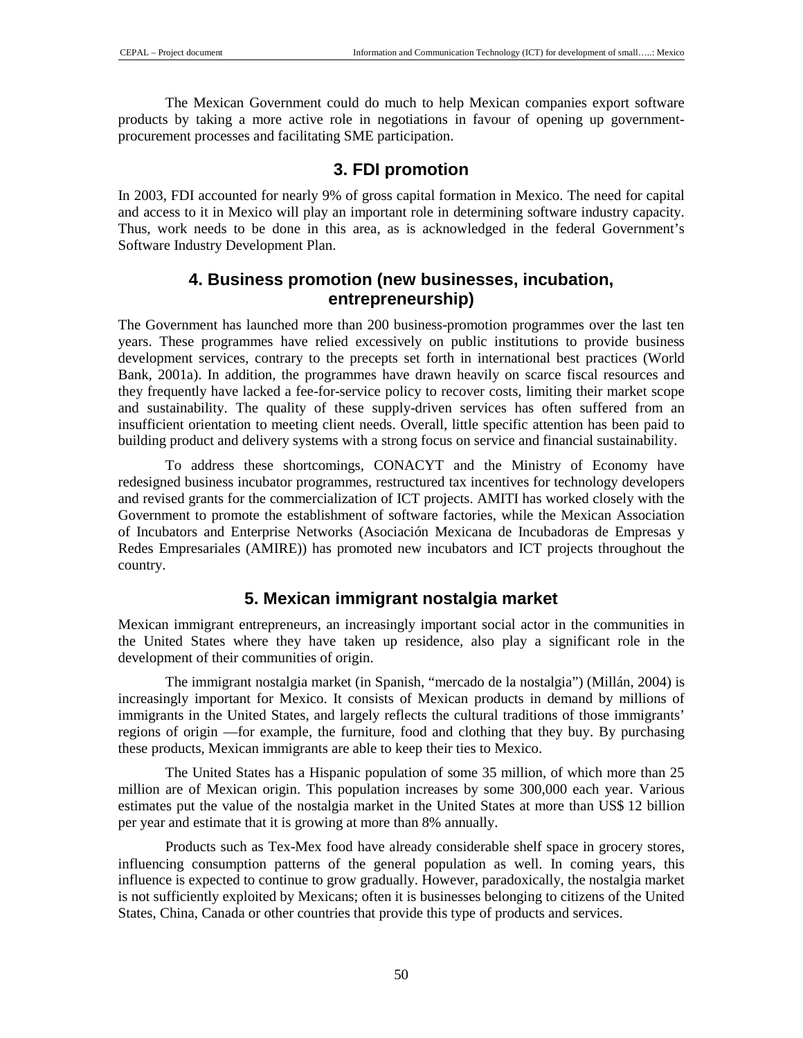The Mexican Government could do much to help Mexican companies export software products by taking a more active role in negotiations in favour of opening up government-procurement processes and facilitating SME participation.

## 3. FDI promotion

In 2003, FDI accounted for nearly 9% of gross capital formation in Mexico. The need for capital and access to it in Mexico will play an important role in determining software industry capacity. Thus, work needs to be done in this area, as is acknowledged in the federal Government's Software Industry Development Plan.

## 4. Business promotion (new businesses, incubation, entrepreneurship)

The Government has launched more than 200 business-promotion programmes over the last ten years. These programmes have relied excessively on public institutions to provide business development services, contrary to the precepts set forth in international best practices (World Bank, 2001a). In addition, the programmes have drawn heavily on scarce fiscal resources and they frequently have lacked a fee-for-service policy to recover costs, limiting their market scope and sustainability. The quality of these supply-driven services has often suffered from an insufficient orientation to meeting client needs. Overall, little specific attention has been paid to building product and delivery systems with a strong focus on service and financial sustainability.

To address these shortcomings, CONACYT and the Ministry of Economy have redesigned business incubator programmes, restructured tax incentives for technology developers and revised grants for the commercialization of ICT projects. AMITI has worked closely with the Government to promote the establishment of software factories, while the Mexican Association of Incubators and Enterprise Networks (Asociación Mexicana de Incubadoras de Empresas y Redes Empresariales (AMIRE)) has promoted new incubators and ICT projects throughout the country.

## 5. Mexican immigrant nostalgia market

Mexican immigrant entrepreneurs, an increasingly important social actor in the communities in the United States where they have taken up residence, also play a significant role in the development of their communities of origin.

The immigrant nostalgia market (in Spanish, "mercado de la nostalgia") (Millán, 2004) is increasingly important for Mexico. It consists of Mexican products in demand by millions of immigrants in the United States, and largely reflects the cultural traditions of those immigrants' regions of origin —for example, the furniture, food and clothing that they buy. By purchasing these products, Mexican immigrants are able to keep their ties to Mexico.

The United States has a Hispanic population of some 35 million, of which more than 25 million are of Mexican origin. This population increases by some 300,000 each year. Various estimates put the value of the nostalgia market in the United States at more than US$ 12 billion per year and estimate that it is growing at more than 8% annually.

Products such as Tex-Mex food have already considerable shelf space in grocery stores, influencing consumption patterns of the general population as well. In coming years, this influence is expected to continue to grow gradually. However, paradoxically, the nostalgia market is not sufficiently exploited by Mexicans; often it is businesses belonging to citizens of the United States, China, Canada or other countries that provide this type of products and services.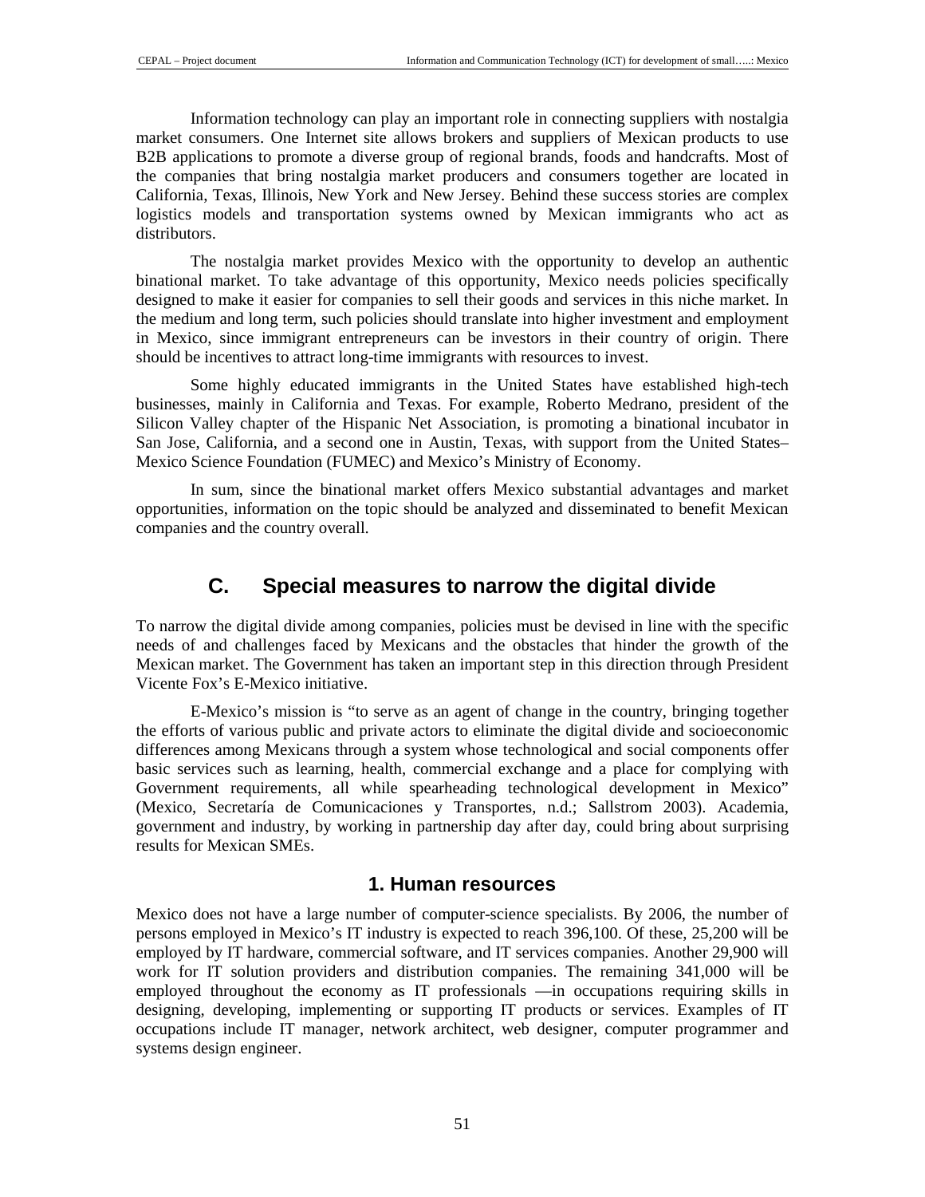Information technology can play an important role in connecting suppliers with nostalgia market consumers. One Internet site allows brokers and suppliers of Mexican products to use B2B applications to promote a diverse group of regional brands, foods and handcrafts. Most of the companies that bring nostalgia market producers and consumers together are located in California, Texas, Illinois, New York and New Jersey. Behind these success stories are complex logistics models and transportation systems owned by Mexican immigrants who act as distributors.

The nostalgia market provides Mexico with the opportunity to develop an authentic binational market. To take advantage of this opportunity, Mexico needs policies specifically designed to make it easier for companies to sell their goods and services in this niche market. In the medium and long term, such policies should translate into higher investment and employment in Mexico, since immigrant entrepreneurs can be investors in their country of origin. There should be incentives to attract long-time immigrants with resources to invest.

Some highly educated immigrants in the United States have established high-tech businesses, mainly in California and Texas. For example, Roberto Medrano, president of the Silicon Valley chapter of the Hispanic Net Association, is promoting a binational incubator in San Jose, California, and a second one in Austin, Texas, with support from the United States–Mexico Science Foundation (FUMEC) and Mexico's Ministry of Economy.

In sum, since the binational market offers Mexico substantial advantages and market opportunities, information on the topic should be analyzed and disseminated to benefit Mexican companies and the country overall.

## C. Special measures to narrow the digital divide

To narrow the digital divide among companies, policies must be devised in line with the specific needs of and challenges faced by Mexicans and the obstacles that hinder the growth of the Mexican market. The Government has taken an important step in this direction through President Vicente Fox's E-Mexico initiative.

E-Mexico's mission is "to serve as an agent of change in the country, bringing together the efforts of various public and private actors to eliminate the digital divide and socioeconomic differences among Mexicans through a system whose technological and social components offer basic services such as learning, health, commercial exchange and a place for complying with Government requirements, all while spearheading technological development in Mexico" (Mexico, Secretaría de Comunicaciones y Transportes, n.d.; Sallstrom 2003). Academia, government and industry, by working in partnership day after day, could bring about surprising results for Mexican SMEs.

### 1. Human resources

Mexico does not have a large number of computer-science specialists. By 2006, the number of persons employed in Mexico's IT industry is expected to reach 396,100. Of these, 25,200 will be employed by IT hardware, commercial software, and IT services companies. Another 29,900 will work for IT solution providers and distribution companies. The remaining 341,000 will be employed throughout the economy as IT professionals —in occupations requiring skills in designing, developing, implementing or supporting IT products or services. Examples of IT occupations include IT manager, network architect, web designer, computer programmer and systems design engineer.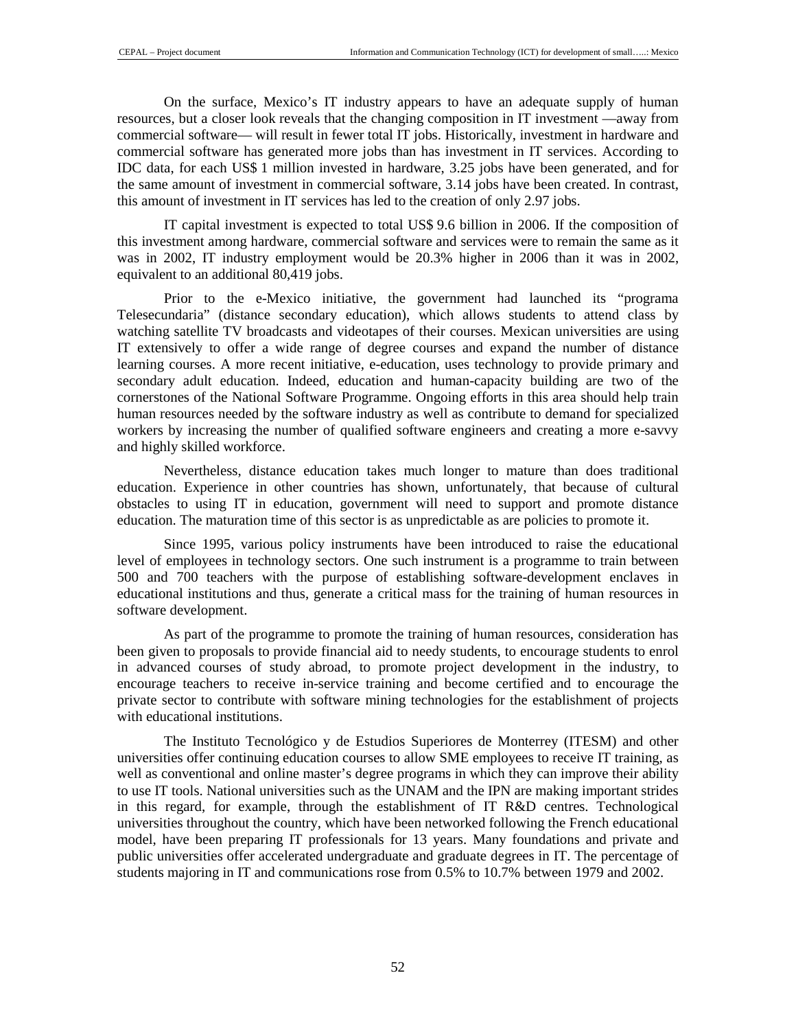On the surface, Mexico's IT industry appears to have an adequate supply of human resources, but a closer look reveals that the changing composition in IT investment —away from commercial software— will result in fewer total IT jobs. Historically, investment in hardware and commercial software has generated more jobs than has investment in IT services. According to IDC data, for each US$ 1 million invested in hardware, 3.25 jobs have been generated, and for the same amount of investment in commercial software, 3.14 jobs have been created. In contrast, this amount of investment in IT services has led to the creation of only 2.97 jobs.

IT capital investment is expected to total US$ 9.6 billion in 2006. If the composition of this investment among hardware, commercial software and services were to remain the same as it was in 2002, IT industry employment would be 20.3% higher in 2006 than it was in 2002, equivalent to an additional 80,419 jobs.

Prior to the e-Mexico initiative, the government had launched its "programa Telesecundaria" (distance secondary education), which allows students to attend class by watching satellite TV broadcasts and videotapes of their courses. Mexican universities are using IT extensively to offer a wide range of degree courses and expand the number of distance learning courses. A more recent initiative, e-education, uses technology to provide primary and secondary adult education. Indeed, education and human-capacity building are two of the cornerstones of the National Software Programme. Ongoing efforts in this area should help train human resources needed by the software industry as well as contribute to demand for specialized workers by increasing the number of qualified software engineers and creating a more e-savvy and highly skilled workforce.

Nevertheless, distance education takes much longer to mature than does traditional education. Experience in other countries has shown, unfortunately, that because of cultural obstacles to using IT in education, government will need to support and promote distance education. The maturation time of this sector is as unpredictable as are policies to promote it.

Since 1995, various policy instruments have been introduced to raise the educational level of employees in technology sectors. One such instrument is a programme to train between 500 and 700 teachers with the purpose of establishing software-development enclaves in educational institutions and thus, generate a critical mass for the training of human resources in software development.

As part of the programme to promote the training of human resources, consideration has been given to proposals to provide financial aid to needy students, to encourage students to enrol in advanced courses of study abroad, to promote project development in the industry, to encourage teachers to receive in-service training and become certified and to encourage the private sector to contribute with software mining technologies for the establishment of projects with educational institutions.

The Instituto Tecnológico y de Estudios Superiores de Monterrey (ITESM) and other universities offer continuing education courses to allow SME employees to receive IT training, as well as conventional and online master's degree programs in which they can improve their ability to use IT tools. National universities such as the UNAM and the IPN are making important strides in this regard, for example, through the establishment of IT R&D centres. Technological universities throughout the country, which have been networked following the French educational model, have been preparing IT professionals for 13 years. Many foundations and private and public universities offer accelerated undergraduate and graduate degrees in IT. The percentage of students majoring in IT and communications rose from 0.5% to 10.7% between 1979 and 2002.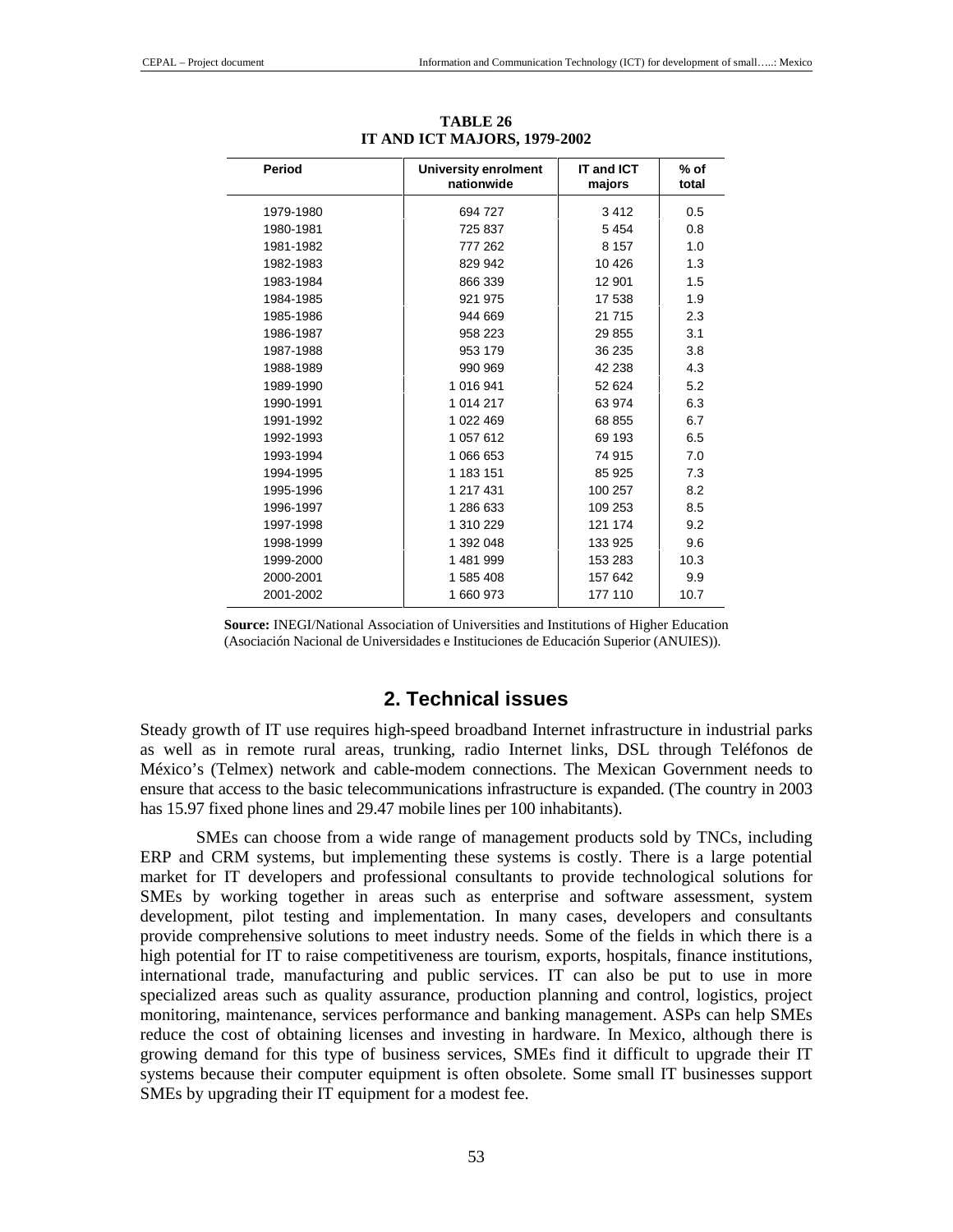**TABLE 26**
**IT AND ICT MAJORS, 1979-2002**

| Period | University enrolment nationwide | IT and ICT majors | % of total |
|---|---|---|---|
| 1979-1980 | 694 727 | 3 412 | 0.5 |
| 1980-1981 | 725 837 | 5 454 | 0.8 |
| 1981-1982 | 777 262 | 8 157 | 1.0 |
| 1982-1983 | 829 942 | 10 426 | 1.3 |
| 1983-1984 | 866 339 | 12 901 | 1.5 |
| 1984-1985 | 921 975 | 17 538 | 1.9 |
| 1985-1986 | 944 669 | 21 715 | 2.3 |
| 1986-1987 | 958 223 | 29 855 | 3.1 |
| 1987-1988 | 953 179 | 36 235 | 3.8 |
| 1988-1989 | 990 969 | 42 238 | 4.3 |
| 1989-1990 | 1 016 941 | 52 624 | 5.2 |
| 1990-1991 | 1 014 217 | 63 974 | 6.3 |
| 1991-1992 | 1 022 469 | 68 855 | 6.7 |
| 1992-1993 | 1 057 612 | 69 193 | 6.5 |
| 1993-1994 | 1 066 653 | 74 915 | 7.0 |
| 1994-1995 | 1 183 151 | 85 925 | 7.3 |
| 1995-1996 | 1 217 431 | 100 257 | 8.2 |
| 1996-1997 | 1 286 633 | 109 253 | 8.5 |
| 1997-1998 | 1 310 229 | 121 174 | 9.2 |
| 1998-1999 | 1 392 048 | 133 925 | 9.6 |
| 1999-2000 | 1 481 999 | 153 283 | 10.3 |
| 2000-2001 | 1 585 408 | 157 642 | 9.9 |
| 2001-2002 | 1 660 973 | 177 110 | 10.7 |

**Source:** INEGI/National Association of Universities and Institutions of Higher Education (Asociación Nacional de Universidades e Instituciones de Educación Superior (ANUIES)).

## 2. Technical issues

Steady growth of IT use requires high-speed broadband Internet infrastructure in industrial parks as well as in remote rural areas, trunking, radio Internet links, DSL through Teléfonos de México's (Telmex) network and cable-modem connections. The Mexican Government needs to ensure that access to the basic telecommunications infrastructure is expanded. (The country in 2003 has 15.97 fixed phone lines and 29.47 mobile lines per 100 inhabitants).

SMEs can choose from a wide range of management products sold by TNCs, including ERP and CRM systems, but implementing these systems is costly. There is a large potential market for IT developers and professional consultants to provide technological solutions for SMEs by working together in areas such as enterprise and software assessment, system development, pilot testing and implementation. In many cases, developers and consultants provide comprehensive solutions to meet industry needs. Some of the fields in which there is a high potential for IT to raise competitiveness are tourism, exports, hospitals, finance institutions, international trade, manufacturing and public services. IT can also be put to use in more specialized areas such as quality assurance, production planning and control, logistics, project monitoring, maintenance, services performance and banking management. ASPs can help SMEs reduce the cost of obtaining licenses and investing in hardware. In Mexico, although there is growing demand for this type of business services, SMEs find it difficult to upgrade their IT systems because their computer equipment is often obsolete. Some small IT businesses support SMEs by upgrading their IT equipment for a modest fee.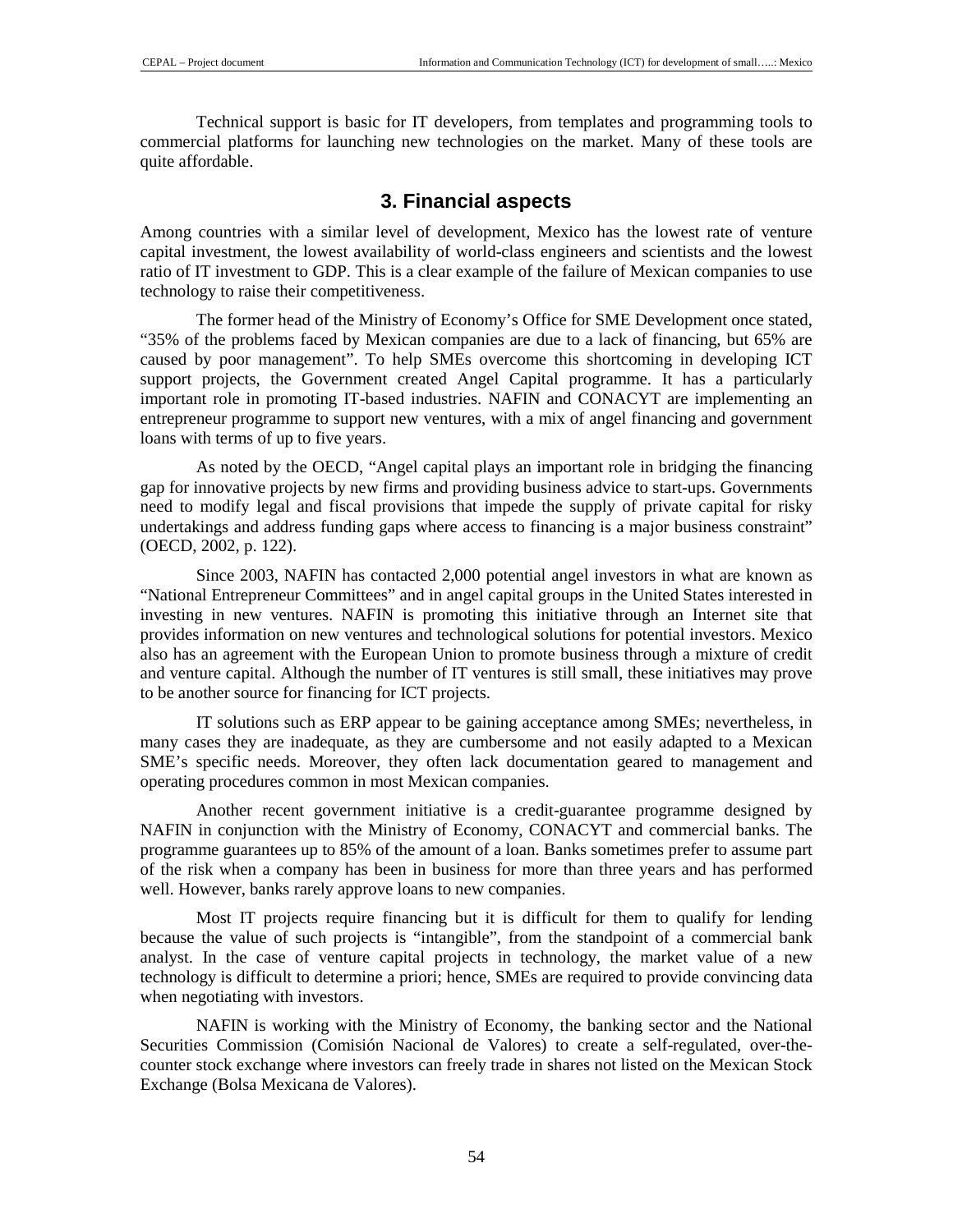Technical support is basic for IT developers, from templates and programming tools to commercial platforms for launching new technologies on the market. Many of these tools are quite affordable.

## 3. Financial aspects

Among countries with a similar level of development, Mexico has the lowest rate of venture capital investment, the lowest availability of world-class engineers and scientists and the lowest ratio of IT investment to GDP. This is a clear example of the failure of Mexican companies to use technology to raise their competitiveness.

The former head of the Ministry of Economy's Office for SME Development once stated, "35% of the problems faced by Mexican companies are due to a lack of financing, but 65% are caused by poor management". To help SMEs overcome this shortcoming in developing ICT support projects, the Government created Angel Capital programme. It has a particularly important role in promoting IT-based industries. NAFIN and CONACYT are implementing an entrepreneur programme to support new ventures, with a mix of angel financing and government loans with terms of up to five years.

As noted by the OECD, "Angel capital plays an important role in bridging the financing gap for innovative projects by new firms and providing business advice to start-ups. Governments need to modify legal and fiscal provisions that impede the supply of private capital for risky undertakings and address funding gaps where access to financing is a major business constraint" (OECD, 2002, p. 122).

Since 2003, NAFIN has contacted 2,000 potential angel investors in what are known as "National Entrepreneur Committees" and in angel capital groups in the United States interested in investing in new ventures. NAFIN is promoting this initiative through an Internet site that provides information on new ventures and technological solutions for potential investors. Mexico also has an agreement with the European Union to promote business through a mixture of credit and venture capital. Although the number of IT ventures is still small, these initiatives may prove to be another source for financing for ICT projects.

IT solutions such as ERP appear to be gaining acceptance among SMEs; nevertheless, in many cases they are inadequate, as they are cumbersome and not easily adapted to a Mexican SME's specific needs. Moreover, they often lack documentation geared to management and operating procedures common in most Mexican companies.

Another recent government initiative is a credit-guarantee programme designed by NAFIN in conjunction with the Ministry of Economy, CONACYT and commercial banks. The programme guarantees up to 85% of the amount of a loan. Banks sometimes prefer to assume part of the risk when a company has been in business for more than three years and has performed well. However, banks rarely approve loans to new companies.

Most IT projects require financing but it is difficult for them to qualify for lending because the value of such projects is "intangible", from the standpoint of a commercial bank analyst. In the case of venture capital projects in technology, the market value of a new technology is difficult to determine a priori; hence, SMEs are required to provide convincing data when negotiating with investors.

NAFIN is working with the Ministry of Economy, the banking sector and the National Securities Commission (Comisión Nacional de Valores) to create a self-regulated, over-the-counter stock exchange where investors can freely trade in shares not listed on the Mexican Stock Exchange (Bolsa Mexicana de Valores).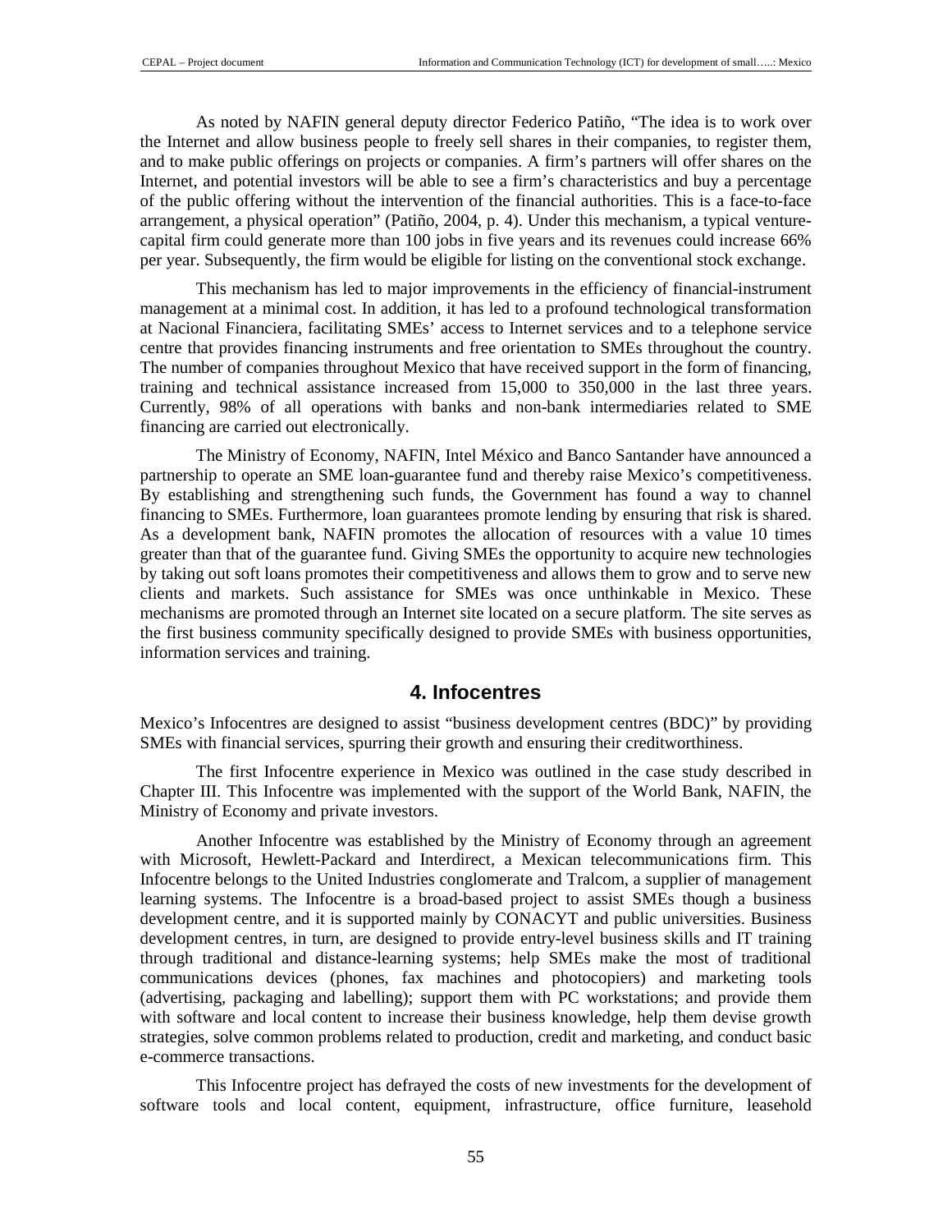As noted by NAFIN general deputy director Federico Patiño, "The idea is to work over the Internet and allow business people to freely sell shares in their companies, to register them, and to make public offerings on projects or companies. A firm's partners will offer shares on the Internet, and potential investors will be able to see a firm's characteristics and buy a percentage of the public offering without the intervention of the financial authorities. This is a face-to-face arrangement, a physical operation" (Patiño, 2004, p. 4). Under this mechanism, a typical venture-capital firm could generate more than 100 jobs in five years and its revenues could increase 66% per year. Subsequently, the firm would be eligible for listing on the conventional stock exchange.

This mechanism has led to major improvements in the efficiency of financial-instrument management at a minimal cost. In addition, it has led to a profound technological transformation at Nacional Financiera, facilitating SMEs' access to Internet services and to a telephone service centre that provides financing instruments and free orientation to SMEs throughout the country. The number of companies throughout Mexico that have received support in the form of financing, training and technical assistance increased from 15,000 to 350,000 in the last three years. Currently, 98% of all operations with banks and non-bank intermediaries related to SME financing are carried out electronically.

The Ministry of Economy, NAFIN, Intel México and Banco Santander have announced a partnership to operate an SME loan-guarantee fund and thereby raise Mexico's competitiveness. By establishing and strengthening such funds, the Government has found a way to channel financing to SMEs. Furthermore, loan guarantees promote lending by ensuring that risk is shared. As a development bank, NAFIN promotes the allocation of resources with a value 10 times greater than that of the guarantee fund. Giving SMEs the opportunity to acquire new technologies by taking out soft loans promotes their competitiveness and allows them to grow and to serve new clients and markets. Such assistance for SMEs was once unthinkable in Mexico. These mechanisms are promoted through an Internet site located on a secure platform. The site serves as the first business community specifically designed to provide SMEs with business opportunities, information services and training.

## 4. Infocentres

Mexico's Infocentres are designed to assist "business development centres (BDC)" by providing SMEs with financial services, spurring their growth and ensuring their creditworthiness.

The first Infocentre experience in Mexico was outlined in the case study described in Chapter III. This Infocentre was implemented with the support of the World Bank, NAFIN, the Ministry of Economy and private investors.

Another Infocentre was established by the Ministry of Economy through an agreement with Microsoft, Hewlett-Packard and Interdirect, a Mexican telecommunications firm. This Infocentre belongs to the United Industries conglomerate and Tralcom, a supplier of management learning systems. The Infocentre is a broad-based project to assist SMEs though a business development centre, and it is supported mainly by CONACYT and public universities. Business development centres, in turn, are designed to provide entry-level business skills and IT training through traditional and distance-learning systems; help SMEs make the most of traditional communications devices (phones, fax machines and photocopiers) and marketing tools (advertising, packaging and labelling); support them with PC workstations; and provide them with software and local content to increase their business knowledge, help them devise growth strategies, solve common problems related to production, credit and marketing, and conduct basic e-commerce transactions.

This Infocentre project has defrayed the costs of new investments for the development of software tools and local content, equipment, infrastructure, office furniture, leasehold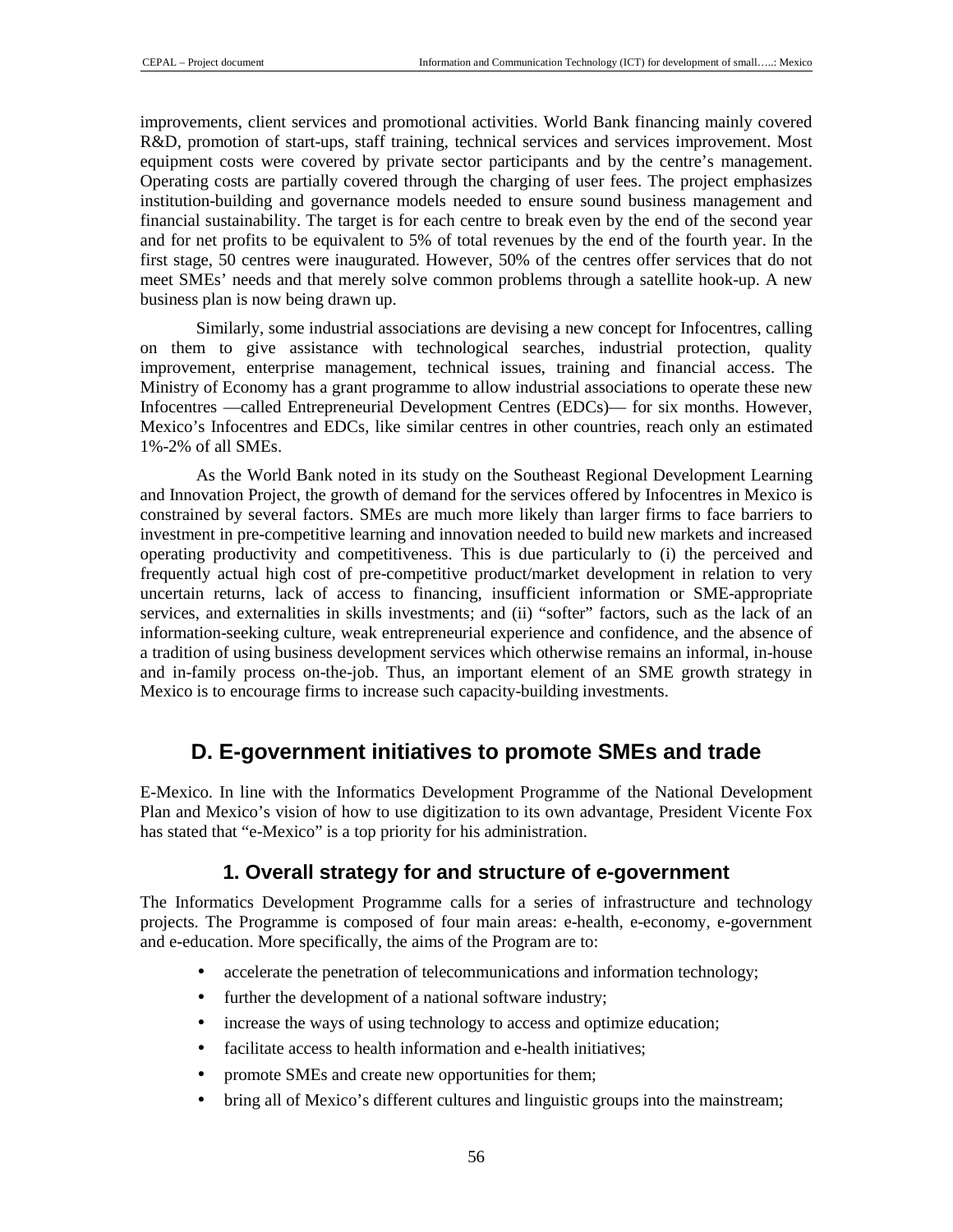improvements, client services and promotional activities. World Bank financing mainly covered R&D, promotion of start-ups, staff training, technical services and services improvement. Most equipment costs were covered by private sector participants and by the centre's management. Operating costs are partially covered through the charging of user fees. The project emphasizes institution-building and governance models needed to ensure sound business management and financial sustainability. The target is for each centre to break even by the end of the second year and for net profits to be equivalent to 5% of total revenues by the end of the fourth year. In the first stage, 50 centres were inaugurated. However, 50% of the centres offer services that do not meet SMEs' needs and that merely solve common problems through a satellite hook-up. A new business plan is now being drawn up.

Similarly, some industrial associations are devising a new concept for Infocentres, calling on them to give assistance with technological searches, industrial protection, quality improvement, enterprise management, technical issues, training and financial access. The Ministry of Economy has a grant programme to allow industrial associations to operate these new Infocentres —called Entrepreneurial Development Centres (EDCs)— for six months. However, Mexico's Infocentres and EDCs, like similar centres in other countries, reach only an estimated 1%-2% of all SMEs.

As the World Bank noted in its study on the Southeast Regional Development Learning and Innovation Project, the growth of demand for the services offered by Infocentres in Mexico is constrained by several factors. SMEs are much more likely than larger firms to face barriers to investment in pre-competitive learning and innovation needed to build new markets and increased operating productivity and competitiveness. This is due particularly to (i) the perceived and frequently actual high cost of pre-competitive product/market development in relation to very uncertain returns, lack of access to financing, insufficient information or SME-appropriate services, and externalities in skills investments; and (ii) "softer" factors, such as the lack of an information-seeking culture, weak entrepreneurial experience and confidence, and the absence of a tradition of using business development services which otherwise remains an informal, in-house and in-family process on-the-job. Thus, an important element of an SME growth strategy in Mexico is to encourage firms to increase such capacity-building investments.

## D. E-government initiatives to promote SMEs and trade

E-Mexico. In line with the Informatics Development Programme of the National Development Plan and Mexico's vision of how to use digitization to its own advantage, President Vicente Fox has stated that "e-Mexico" is a top priority for his administration.

### 1. Overall strategy for and structure of e-government

The Informatics Development Programme calls for a series of infrastructure and technology projects. The Programme is composed of four main areas: e-health, e-economy, e-government and e-education. More specifically, the aims of the Program are to:

- accelerate the penetration of telecommunications and information technology;
- further the development of a national software industry;
- increase the ways of using technology to access and optimize education;
- facilitate access to health information and e-health initiatives;
- promote SMEs and create new opportunities for them;
- bring all of Mexico's different cultures and linguistic groups into the mainstream;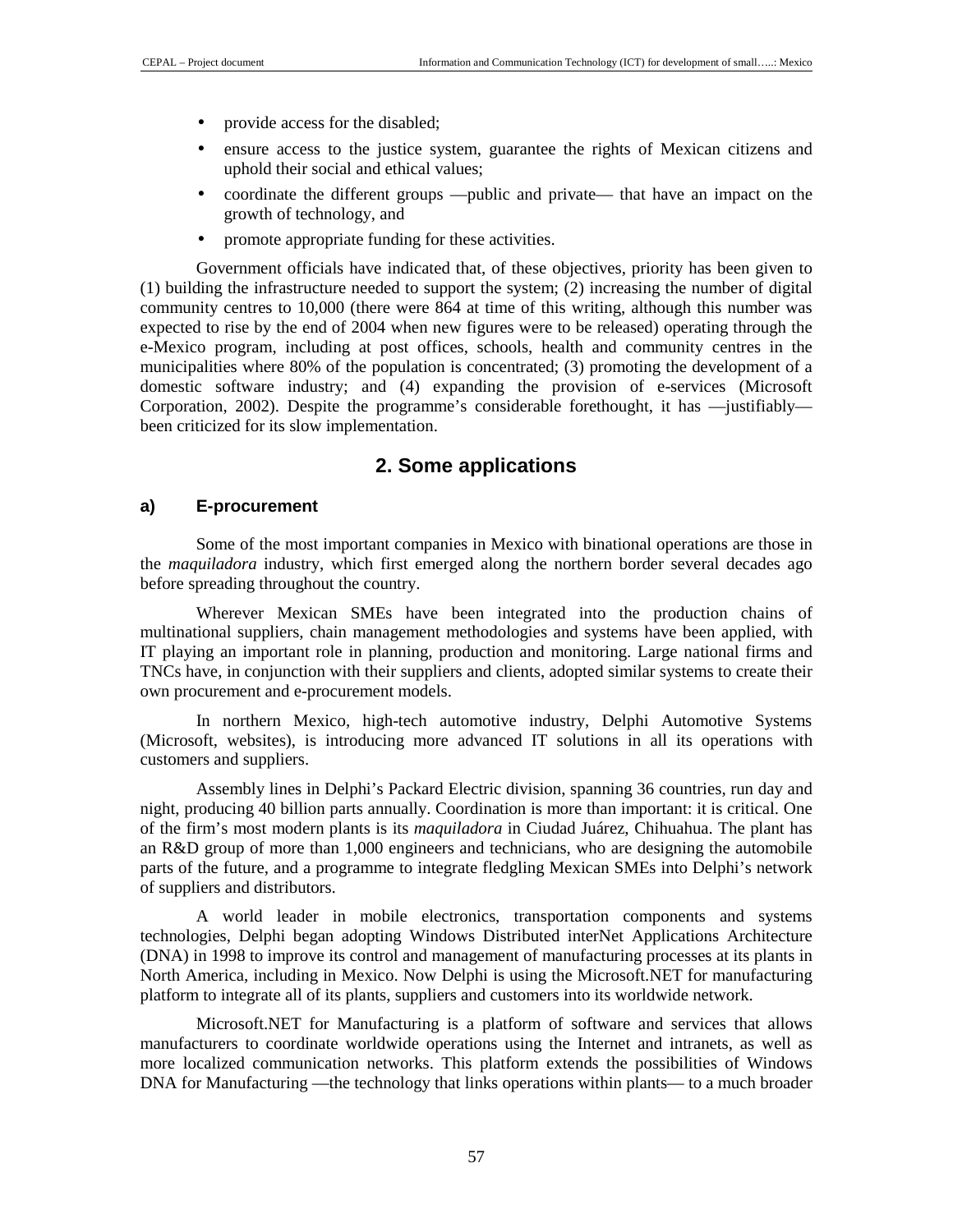- provide access for the disabled;
- ensure access to the justice system, guarantee the rights of Mexican citizens and uphold their social and ethical values;
- coordinate the different groups —public and private— that have an impact on the growth of technology, and
- promote appropriate funding for these activities.

Government officials have indicated that, of these objectives, priority has been given to (1) building the infrastructure needed to support the system; (2) increasing the number of digital community centres to 10,000 (there were 864 at time of this writing, although this number was expected to rise by the end of 2004 when new figures were to be released) operating through the e-Mexico program, including at post offices, schools, health and community centres in the municipalities where 80% of the population is concentrated; (3) promoting the development of a domestic software industry; and (4) expanding the provision of e-services (Microsoft Corporation, 2002). Despite the programme's considerable forethought, it has —justifiably— been criticized for its slow implementation.

## 2. Some applications

### a) E-procurement

Some of the most important companies in Mexico with binational operations are those in the *maquiladora* industry, which first emerged along the northern border several decades ago before spreading throughout the country.

Wherever Mexican SMEs have been integrated into the production chains of multinational suppliers, chain management methodologies and systems have been applied, with IT playing an important role in planning, production and monitoring. Large national firms and TNCs have, in conjunction with their suppliers and clients, adopted similar systems to create their own procurement and e-procurement models.

In northern Mexico, high-tech automotive industry, Delphi Automotive Systems (Microsoft, websites), is introducing more advanced IT solutions in all its operations with customers and suppliers.

Assembly lines in Delphi's Packard Electric division, spanning 36 countries, run day and night, producing 40 billion parts annually. Coordination is more than important: it is critical. One of the firm's most modern plants is its *maquiladora* in Ciudad Juárez, Chihuahua. The plant has an R&D group of more than 1,000 engineers and technicians, who are designing the automobile parts of the future, and a programme to integrate fledgling Mexican SMEs into Delphi's network of suppliers and distributors.

A world leader in mobile electronics, transportation components and systems technologies, Delphi began adopting Windows Distributed interNet Applications Architecture (DNA) in 1998 to improve its control and management of manufacturing processes at its plants in North America, including in Mexico. Now Delphi is using the Microsoft.NET for manufacturing platform to integrate all of its plants, suppliers and customers into its worldwide network.

Microsoft.NET for Manufacturing is a platform of software and services that allows manufacturers to coordinate worldwide operations using the Internet and intranets, as well as more localized communication networks. This platform extends the possibilities of Windows DNA for Manufacturing —the technology that links operations within plants— to a much broader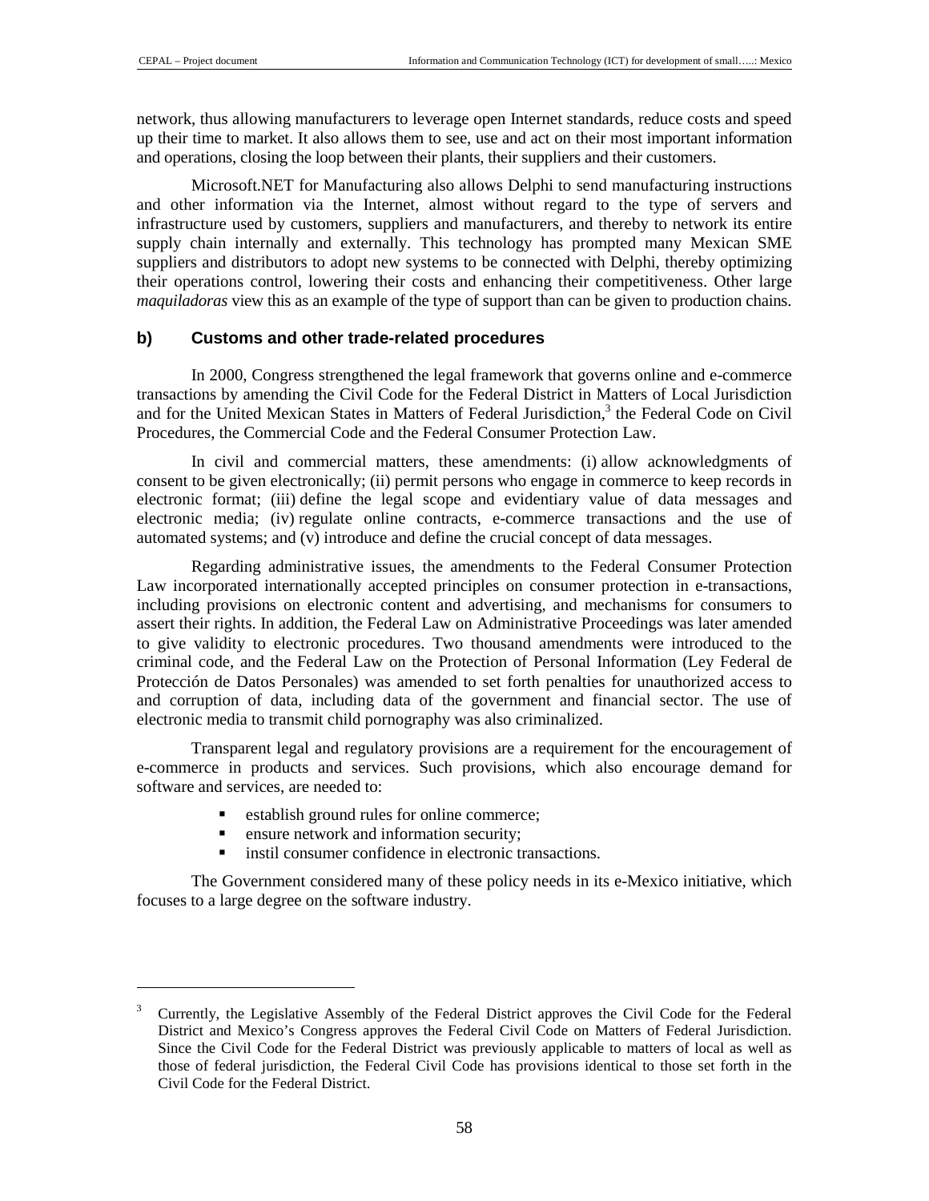network, thus allowing manufacturers to leverage open Internet standards, reduce costs and speed up their time to market. It also allows them to see, use and act on their most important information and operations, closing the loop between their plants, their suppliers and their customers.

Microsoft.NET for Manufacturing also allows Delphi to send manufacturing instructions and other information via the Internet, almost without regard to the type of servers and infrastructure used by customers, suppliers and manufacturers, and thereby to network its entire supply chain internally and externally. This technology has prompted many Mexican SME suppliers and distributors to adopt new systems to be connected with Delphi, thereby optimizing their operations control, lowering their costs and enhancing their competitiveness. Other large *maquiladoras* view this as an example of the type of support than can be given to production chains.

#### b) Customs and other trade-related procedures

In 2000, Congress strengthened the legal framework that governs online and e-commerce transactions by amending the Civil Code for the Federal District in Matters of Local Jurisdiction and for the United Mexican States in Matters of Federal Jurisdiction,[3] the Federal Code on Civil Procedures, the Commercial Code and the Federal Consumer Protection Law.

In civil and commercial matters, these amendments: (i) allow acknowledgments of consent to be given electronically; (ii) permit persons who engage in commerce to keep records in electronic format; (iii) define the legal scope and evidentiary value of data messages and electronic media; (iv) regulate online contracts, e-commerce transactions and the use of automated systems; and (v) introduce and define the crucial concept of data messages.

Regarding administrative issues, the amendments to the Federal Consumer Protection Law incorporated internationally accepted principles on consumer protection in e-transactions, including provisions on electronic content and advertising, and mechanisms for consumers to assert their rights. In addition, the Federal Law on Administrative Proceedings was later amended to give validity to electronic procedures. Two thousand amendments were introduced to the criminal code, and the Federal Law on the Protection of Personal Information (Ley Federal de Protección de Datos Personales) was amended to set forth penalties for unauthorized access to and corruption of data, including data of the government and financial sector. The use of electronic media to transmit child pornography was also criminalized.

Transparent legal and regulatory provisions are a requirement for the encouragement of e-commerce in products and services. Such provisions, which also encourage demand for software and services, are needed to:

- establish ground rules for online commerce;
- ensure network and information security;
- instil consumer confidence in electronic transactions.

The Government considered many of these policy needs in its e-Mexico initiative, which focuses to a large degree on the software industry.

---

[3] Currently, the Legislative Assembly of the Federal District approves the Civil Code for the Federal District and Mexico's Congress approves the Federal Civil Code on Matters of Federal Jurisdiction. Since the Civil Code for the Federal District was previously applicable to matters of local as well as those of federal jurisdiction, the Federal Civil Code has provisions identical to those set forth in the Civil Code for the Federal District.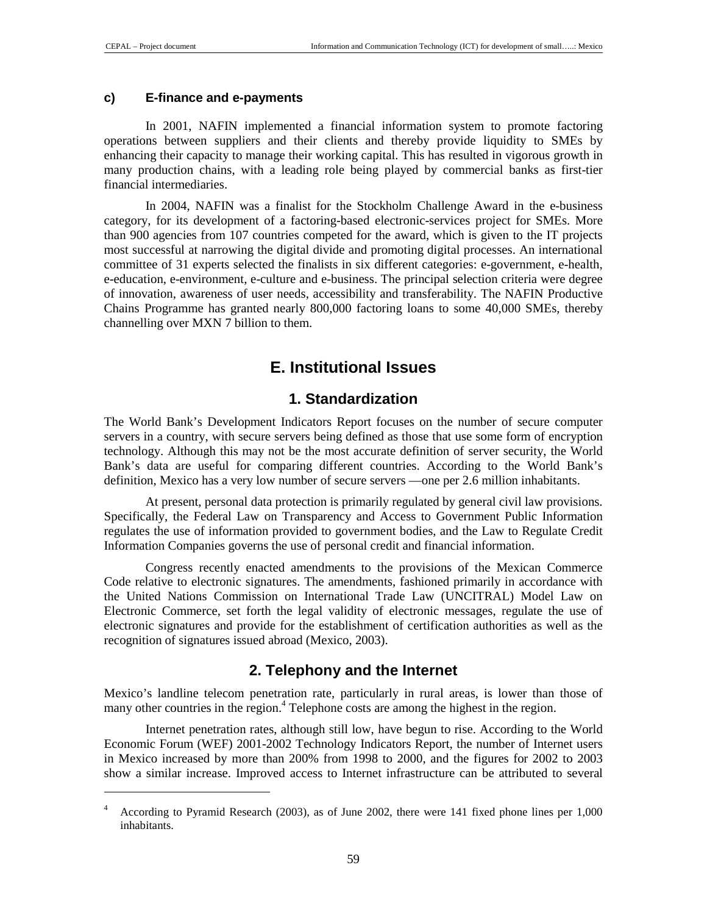### c) E-finance and e-payments

In 2001, NAFIN implemented a financial information system to promote factoring operations between suppliers and their clients and thereby provide liquidity to SMEs by enhancing their capacity to manage their working capital. This has resulted in vigorous growth in many production chains, with a leading role being played by commercial banks as first-tier financial intermediaries.

In 2004, NAFIN was a finalist for the Stockholm Challenge Award in the e-business category, for its development of a factoring-based electronic-services project for SMEs. More than 900 agencies from 107 countries competed for the award, which is given to the IT projects most successful at narrowing the digital divide and promoting digital processes. An international committee of 31 experts selected the finalists in six different categories: e-government, e-health, e-education, e-environment, e-culture and e-business. The principal selection criteria were degree of innovation, awareness of user needs, accessibility and transferability. The NAFIN Productive Chains Programme has granted nearly 800,000 factoring loans to some 40,000 SMEs, thereby channelling over MXN 7 billion to them.

## E. Institutional Issues

### 1. Standardization

The World Bank's Development Indicators Report focuses on the number of secure computer servers in a country, with secure servers being defined as those that use some form of encryption technology. Although this may not be the most accurate definition of server security, the World Bank's data are useful for comparing different countries. According to the World Bank's definition, Mexico has a very low number of secure servers —one per 2.6 million inhabitants.

At present, personal data protection is primarily regulated by general civil law provisions. Specifically, the Federal Law on Transparency and Access to Government Public Information regulates the use of information provided to government bodies, and the Law to Regulate Credit Information Companies governs the use of personal credit and financial information.

Congress recently enacted amendments to the provisions of the Mexican Commerce Code relative to electronic signatures. The amendments, fashioned primarily in accordance with the United Nations Commission on International Trade Law (UNCITRAL) Model Law on Electronic Commerce, set forth the legal validity of electronic messages, regulate the use of electronic signatures and provide for the establishment of certification authorities as well as the recognition of signatures issued abroad (Mexico, 2003).

### 2. Telephony and the Internet

Mexico's landline telecom penetration rate, particularly in rural areas, is lower than those of many other countries in the region.[4] Telephone costs are among the highest in the region.

Internet penetration rates, although still low, have begun to rise. According to the World Economic Forum (WEF) 2001-2002 Technology Indicators Report, the number of Internet users in Mexico increased by more than 200% from 1998 to 2000, and the figures for 2002 to 2003 show a similar increase. Improved access to Internet infrastructure can be attributed to several

[4] According to Pyramid Research (2003), as of June 2002, there were 141 fixed phone lines per 1,000 inhabitants.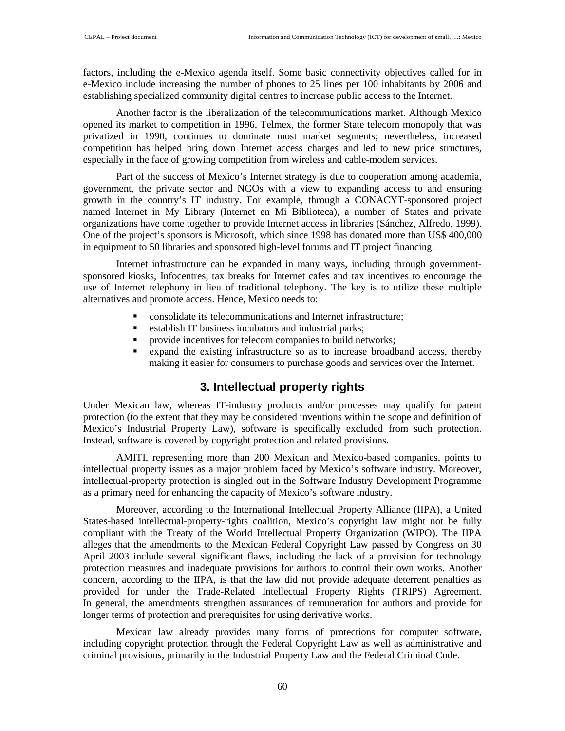factors, including the e-Mexico agenda itself. Some basic connectivity objectives called for in e-Mexico include increasing the number of phones to 25 lines per 100 inhabitants by 2006 and establishing specialized community digital centres to increase public access to the Internet.

Another factor is the liberalization of the telecommunications market. Although Mexico opened its market to competition in 1996, Telmex, the former State telecom monopoly that was privatized in 1990, continues to dominate most market segments; nevertheless, increased competition has helped bring down Internet access charges and led to new price structures, especially in the face of growing competition from wireless and cable-modem services.

Part of the success of Mexico's Internet strategy is due to cooperation among academia, government, the private sector and NGOs with a view to expanding access to and ensuring growth in the country's IT industry. For example, through a CONACYT-sponsored project named Internet in My Library (Internet en Mi Biblioteca), a number of States and private organizations have come together to provide Internet access in libraries (Sánchez, Alfredo, 1999). One of the project's sponsors is Microsoft, which since 1998 has donated more than US$ 400,000 in equipment to 50 libraries and sponsored high-level forums and IT project financing.

Internet infrastructure can be expanded in many ways, including through government-sponsored kiosks, Infocentres, tax breaks for Internet cafes and tax incentives to encourage the use of Internet telephony in lieu of traditional telephony. The key is to utilize these multiple alternatives and promote access. Hence, Mexico needs to:

- consolidate its telecommunications and Internet infrastructure;
- establish IT business incubators and industrial parks;
- provide incentives for telecom companies to build networks;
- expand the existing infrastructure so as to increase broadband access, thereby making it easier for consumers to purchase goods and services over the Internet.

## 3. Intellectual property rights

Under Mexican law, whereas IT-industry products and/or processes may qualify for patent protection (to the extent that they may be considered inventions within the scope and definition of Mexico's Industrial Property Law), software is specifically excluded from such protection. Instead, software is covered by copyright protection and related provisions.

AMITI, representing more than 200 Mexican and Mexico-based companies, points to intellectual property issues as a major problem faced by Mexico's software industry. Moreover, intellectual-property protection is singled out in the Software Industry Development Programme as a primary need for enhancing the capacity of Mexico's software industry.

Moreover, according to the International Intellectual Property Alliance (IIPA), a United States-based intellectual-property-rights coalition, Mexico's copyright law might not be fully compliant with the Treaty of the World Intellectual Property Organization (WIPO). The IIPA alleges that the amendments to the Mexican Federal Copyright Law passed by Congress on 30 April 2003 include several significant flaws, including the lack of a provision for technology protection measures and inadequate provisions for authors to control their own works. Another concern, according to the IIPA, is that the law did not provide adequate deterrent penalties as provided for under the Trade-Related Intellectual Property Rights (TRIPS) Agreement. In general, the amendments strengthen assurances of remuneration for authors and provide for longer terms of protection and prerequisites for using derivative works.

Mexican law already provides many forms of protections for computer software, including copyright protection through the Federal Copyright Law as well as administrative and criminal provisions, primarily in the Industrial Property Law and the Federal Criminal Code.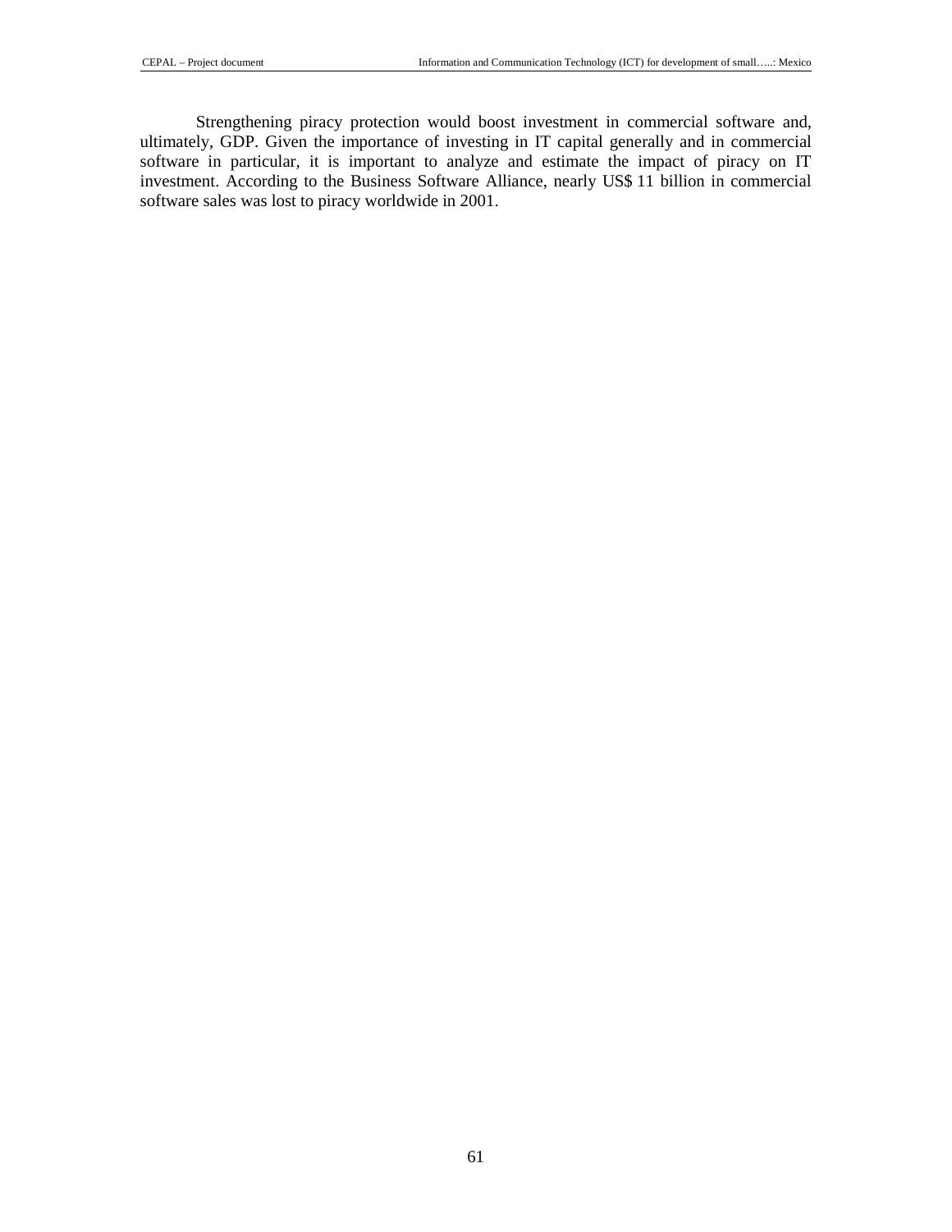Strengthening piracy protection would boost investment in commercial software and, ultimately, GDP. Given the importance of investing in IT capital generally and in commercial software in particular, it is important to analyze and estimate the impact of piracy on IT investment. According to the Business Software Alliance, nearly US$ 11 billion in commercial software sales was lost to piracy worldwide in 2001.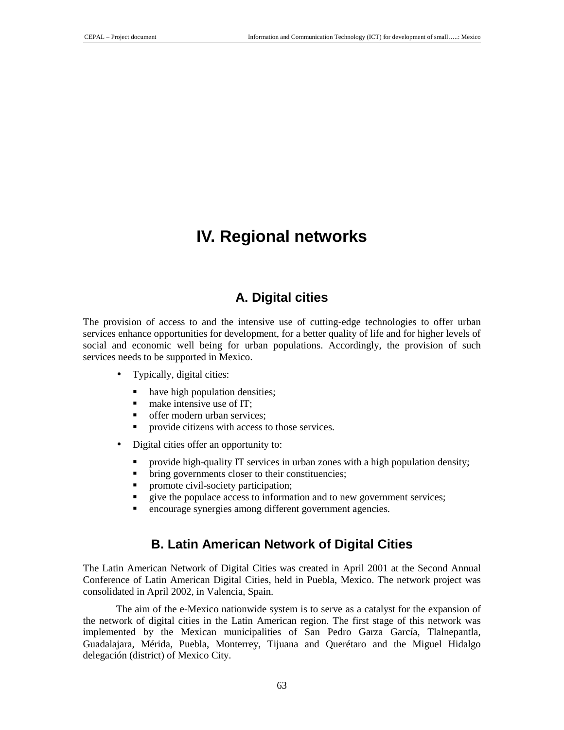# IV. Regional networks

## A. Digital cities

The provision of access to and the intensive use of cutting-edge technologies to offer urban services enhance opportunities for development, for a better quality of life and for higher levels of social and economic well being for urban populations. Accordingly, the provision of such services needs to be supported in Mexico.

- Typically, digital cities:
  - have high population densities;
  - make intensive use of IT;
  - offer modern urban services;
  - provide citizens with access to those services.
- Digital cities offer an opportunity to:
  - provide high-quality IT services in urban zones with a high population density;
  - bring governments closer to their constituencies;
  - promote civil-society participation;
  - give the populace access to information and to new government services;
  - encourage synergies among different government agencies.

## B. Latin American Network of Digital Cities

The Latin American Network of Digital Cities was created in April 2001 at the Second Annual Conference of Latin American Digital Cities, held in Puebla, Mexico. The network project was consolidated in April 2002, in Valencia, Spain.

The aim of the e-Mexico nationwide system is to serve as a catalyst for the expansion of the network of digital cities in the Latin American region. The first stage of this network was implemented by the Mexican municipalities of San Pedro Garza García, Tlalnepantla, Guadalajara, Mérida, Puebla, Monterrey, Tijuana and Querétaro and the Miguel Hidalgo delegación (district) of Mexico City.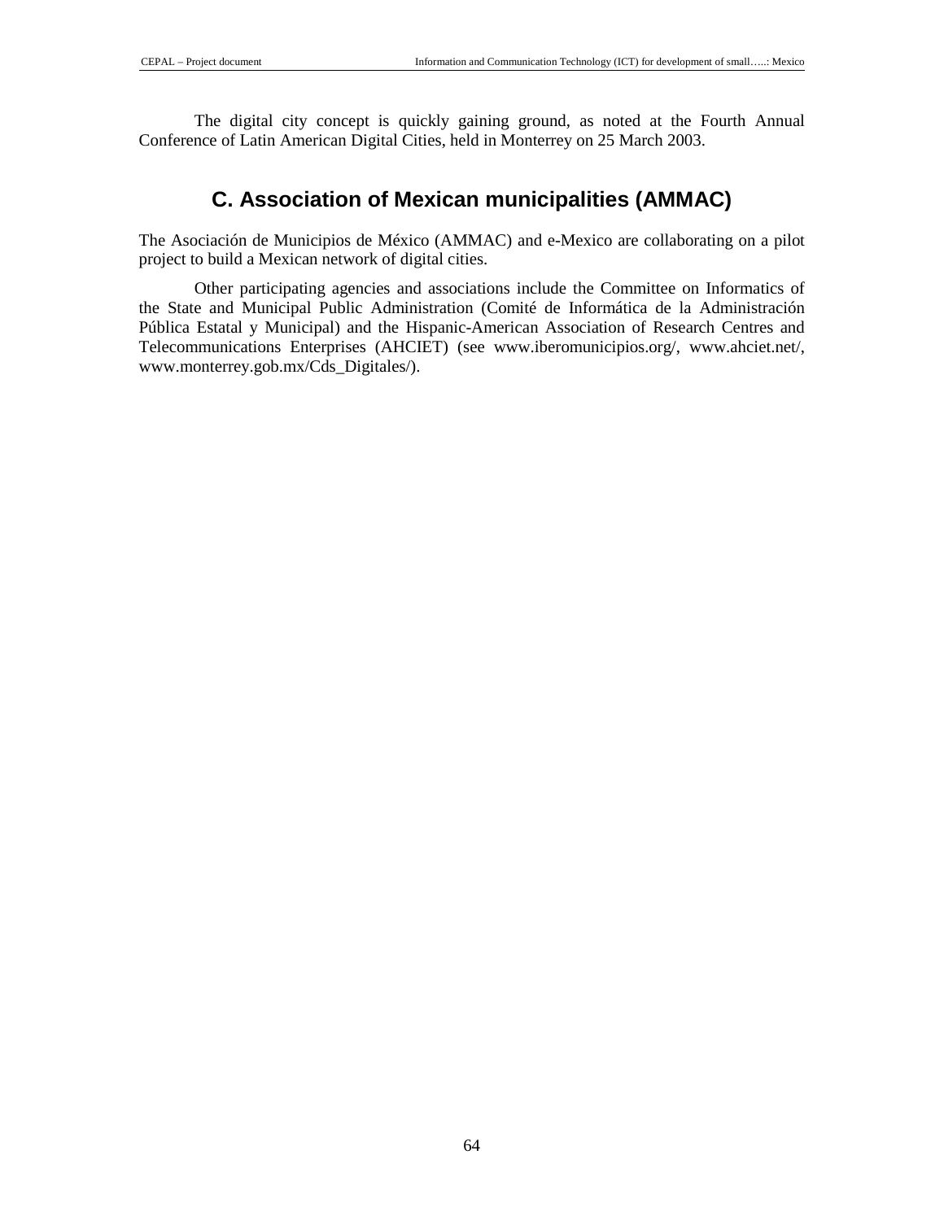The digital city concept is quickly gaining ground, as noted at the Fourth Annual Conference of Latin American Digital Cities, held in Monterrey on 25 March 2003.

## C. Association of Mexican municipalities (AMMAC)

The Asociación de Municipios de México (AMMAC) and e-Mexico are collaborating on a pilot project to build a Mexican network of digital cities.

Other participating agencies and associations include the Committee on Informatics of the State and Municipal Public Administration (Comité de Informática de la Administración Pública Estatal y Municipal) and the Hispanic-American Association of Research Centres and Telecommunications Enterprises (AHCIET) (see www.iberomunicipios.org/, www.ahciet.net/, www.monterrey.gob.mx/Cds_Digitales/).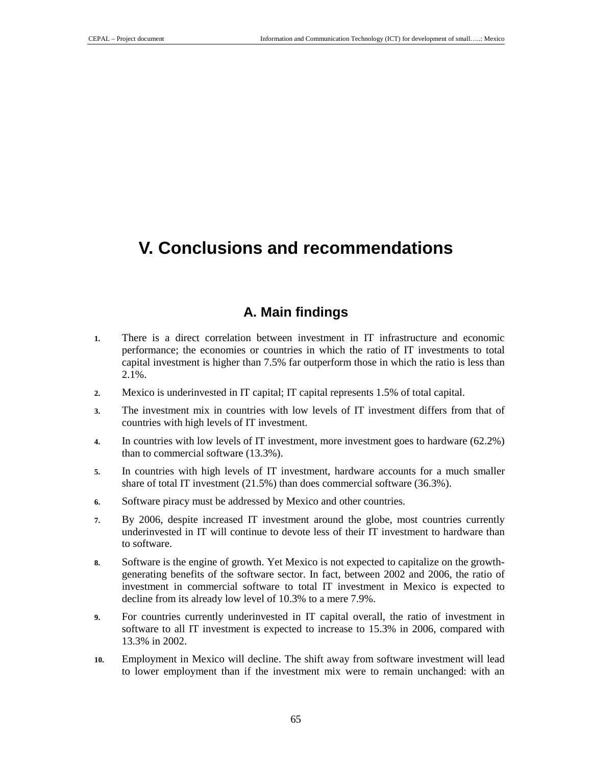# V. Conclusions and recommendations

## A. Main findings

1. There is a direct correlation between investment in IT infrastructure and economic performance; the economies or countries in which the ratio of IT investments to total capital investment is higher than 7.5% far outperform those in which the ratio is less than 2.1%.
2. Mexico is underinvested in IT capital; IT capital represents 1.5% of total capital.
3. The investment mix in countries with low levels of IT investment differs from that of countries with high levels of IT investment.
4. In countries with low levels of IT investment, more investment goes to hardware (62.2%) than to commercial software (13.3%).
5. In countries with high levels of IT investment, hardware accounts for a much smaller share of total IT investment (21.5%) than does commercial software (36.3%).
6. Software piracy must be addressed by Mexico and other countries.
7. By 2006, despite increased IT investment around the globe, most countries currently underinvested in IT will continue to devote less of their IT investment to hardware than to software.
8. Software is the engine of growth. Yet Mexico is not expected to capitalize on the growth-generating benefits of the software sector. In fact, between 2002 and 2006, the ratio of investment in commercial software to total IT investment in Mexico is expected to decline from its already low level of 10.3% to a mere 7.9%.
9. For countries currently underinvested in IT capital overall, the ratio of investment in software to all IT investment is expected to increase to 15.3% in 2006, compared with 13.3% in 2002.
10. Employment in Mexico will decline. The shift away from software investment will lead to lower employment than if the investment mix were to remain unchanged: with an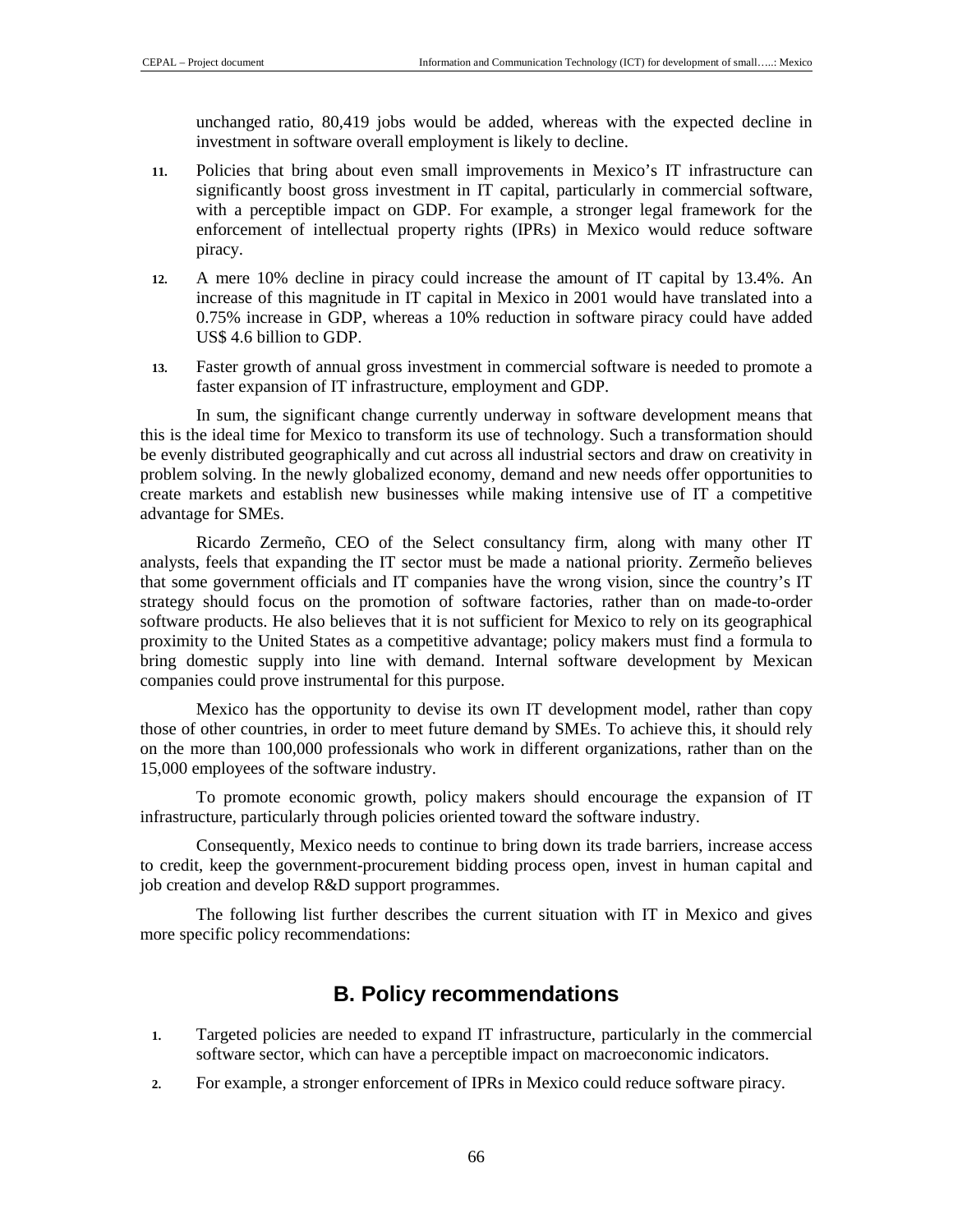unchanged ratio, 80,419 jobs would be added, whereas with the expected decline in investment in software overall employment is likely to decline.

11. Policies that bring about even small improvements in Mexico's IT infrastructure can significantly boost gross investment in IT capital, particularly in commercial software, with a perceptible impact on GDP. For example, a stronger legal framework for the enforcement of intellectual property rights (IPRs) in Mexico would reduce software piracy.

12. A mere 10% decline in piracy could increase the amount of IT capital by 13.4%. An increase of this magnitude in IT capital in Mexico in 2001 would have translated into a 0.75% increase in GDP, whereas a 10% reduction in software piracy could have added US$ 4.6 billion to GDP.

13. Faster growth of annual gross investment in commercial software is needed to promote a faster expansion of IT infrastructure, employment and GDP.

In sum, the significant change currently underway in software development means that this is the ideal time for Mexico to transform its use of technology. Such a transformation should be evenly distributed geographically and cut across all industrial sectors and draw on creativity in problem solving. In the newly globalized economy, demand and new needs offer opportunities to create markets and establish new businesses while making intensive use of IT a competitive advantage for SMEs.

Ricardo Zermeño, CEO of the Select consultancy firm, along with many other IT analysts, feels that expanding the IT sector must be made a national priority. Zermeño believes that some government officials and IT companies have the wrong vision, since the country's IT strategy should focus on the promotion of software factories, rather than on made-to-order software products. He also believes that it is not sufficient for Mexico to rely on its geographical proximity to the United States as a competitive advantage; policy makers must find a formula to bring domestic supply into line with demand. Internal software development by Mexican companies could prove instrumental for this purpose.

Mexico has the opportunity to devise its own IT development model, rather than copy those of other countries, in order to meet future demand by SMEs. To achieve this, it should rely on the more than 100,000 professionals who work in different organizations, rather than on the 15,000 employees of the software industry.

To promote economic growth, policy makers should encourage the expansion of IT infrastructure, particularly through policies oriented toward the software industry.

Consequently, Mexico needs to continue to bring down its trade barriers, increase access to credit, keep the government-procurement bidding process open, invest in human capital and job creation and develop R&D support programmes.

The following list further describes the current situation with IT in Mexico and gives more specific policy recommendations:

## B. Policy recommendations

1. Targeted policies are needed to expand IT infrastructure, particularly in the commercial software sector, which can have a perceptible impact on macroeconomic indicators.

2. For example, a stronger enforcement of IPRs in Mexico could reduce software piracy.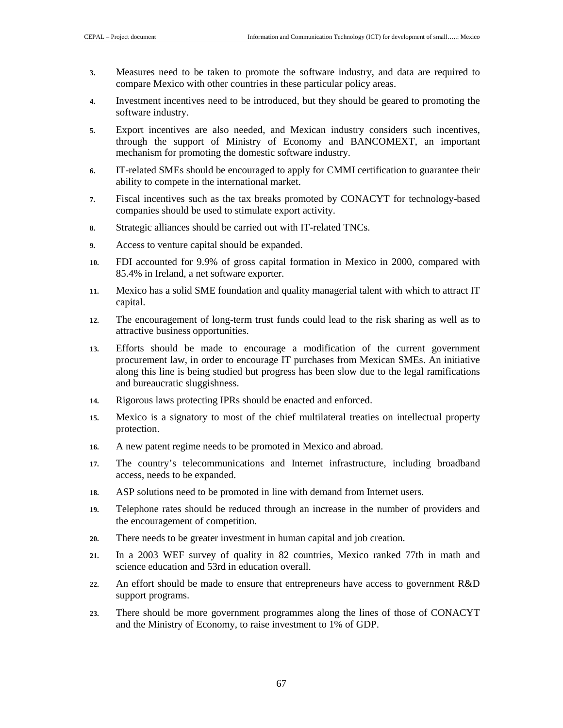3. Measures need to be taken to promote the software industry, and data are required to compare Mexico with other countries in these particular policy areas.
4. Investment incentives need to be introduced, but they should be geared to promoting the software industry.
5. Export incentives are also needed, and Mexican industry considers such incentives, through the support of Ministry of Economy and BANCOMEXT, an important mechanism for promoting the domestic software industry.
6. IT-related SMEs should be encouraged to apply for CMMI certification to guarantee their ability to compete in the international market.
7. Fiscal incentives such as the tax breaks promoted by CONACYT for technology-based companies should be used to stimulate export activity.
8. Strategic alliances should be carried out with IT-related TNCs.
9. Access to venture capital should be expanded.
10. FDI accounted for 9.9% of gross capital formation in Mexico in 2000, compared with 85.4% in Ireland, a net software exporter.
11. Mexico has a solid SME foundation and quality managerial talent with which to attract IT capital.
12. The encouragement of long-term trust funds could lead to the risk sharing as well as to attractive business opportunities.
13. Efforts should be made to encourage a modification of the current government procurement law, in order to encourage IT purchases from Mexican SMEs. An initiative along this line is being studied but progress has been slow due to the legal ramifications and bureaucratic sluggishness.
14. Rigorous laws protecting IPRs should be enacted and enforced.
15. Mexico is a signatory to most of the chief multilateral treaties on intellectual property protection.
16. A new patent regime needs to be promoted in Mexico and abroad.
17. The country's telecommunications and Internet infrastructure, including broadband access, needs to be expanded.
18. ASP solutions need to be promoted in line with demand from Internet users.
19. Telephone rates should be reduced through an increase in the number of providers and the encouragement of competition.
20. There needs to be greater investment in human capital and job creation.
21. In a 2003 WEF survey of quality in 82 countries, Mexico ranked 77th in math and science education and 53rd in education overall.
22. An effort should be made to ensure that entrepreneurs have access to government R&D support programs.
23. There should be more government programmes along the lines of those of CONACYT and the Ministry of Economy, to raise investment to 1% of GDP.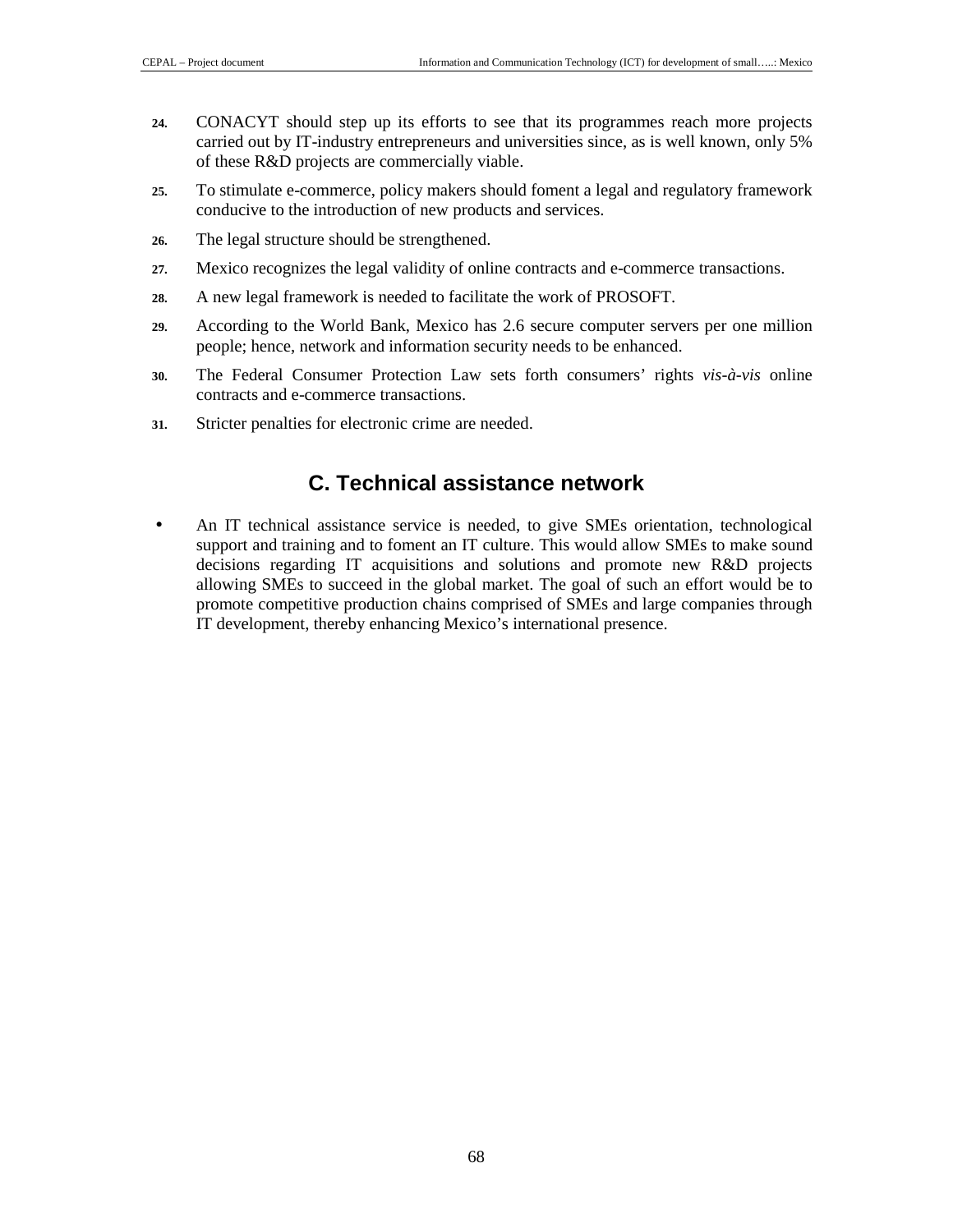24. CONACYT should step up its efforts to see that its programmes reach more projects carried out by IT-industry entrepreneurs and universities since, as is well known, only 5% of these R&D projects are commercially viable.

25. To stimulate e-commerce, policy makers should foment a legal and regulatory framework conducive to the introduction of new products and services.

26. The legal structure should be strengthened.

27. Mexico recognizes the legal validity of online contracts and e-commerce transactions.

28. A new legal framework is needed to facilitate the work of PROSOFT.

29. According to the World Bank, Mexico has 2.6 secure computer servers per one million people; hence, network and information security needs to be enhanced.

30. The Federal Consumer Protection Law sets forth consumers' rights *vis-à-vis* online contracts and e-commerce transactions.

31. Stricter penalties for electronic crime are needed.

## C. Technical assistance network

- An IT technical assistance service is needed, to give SMEs orientation, technological support and training and to foment an IT culture. This would allow SMEs to make sound decisions regarding IT acquisitions and solutions and promote new R&D projects allowing SMEs to succeed in the global market. The goal of such an effort would be to promote competitive production chains comprised of SMEs and large companies through IT development, thereby enhancing Mexico's international presence.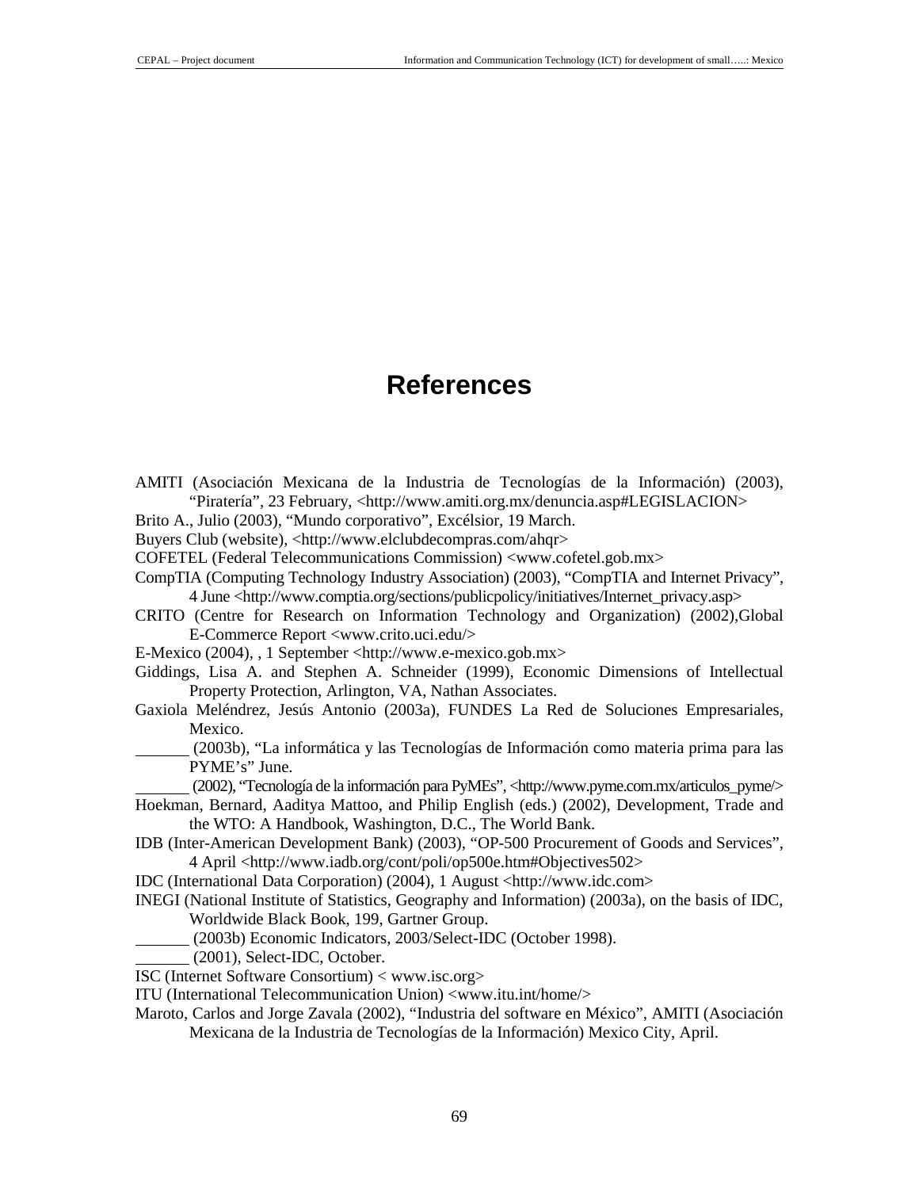# References

AMITI (Asociación Mexicana de la Industria de Tecnologías de la Información) (2003), "Piratería", 23 February, <http://www.amiti.org.mx/denuncia.asp#LEGISLACION>

Brito A., Julio (2003), "Mundo corporativo", Excélsior, 19 March.

Buyers Club (website), <http://www.elclubdecompras.com/ahqr>

COFETEL (Federal Telecommunications Commission) <www.cofetel.gob.mx>

CompTIA (Computing Technology Industry Association) (2003), "CompTIA and Internet Privacy", 4 June <http://www.comptia.org/sections/publicpolicy/initiatives/Internet_privacy.asp>

CRITO (Centre for Research on Information Technology and Organization) (2002),Global E-Commerce Report <www.crito.uci.edu/>

E-Mexico (2004), , 1 September <http://www.e-mexico.gob.mx>

Giddings, Lisa A. and Stephen A. Schneider (1999), Economic Dimensions of Intellectual Property Protection, Arlington, VA, Nathan Associates.

Gaxiola Meléndrez, Jesús Antonio (2003a), FUNDES La Red de Soluciones Empresariales, Mexico.

_______ (2003b), "La informática y las Tecnologías de Información como materia prima para las PYME's" June.

_______ (2002), "Tecnología de la información para PyMEs", <http://www.pyme.com.mx/articulos_pyme/>

Hoekman, Bernard, Aaditya Mattoo, and Philip English (eds.) (2002), Development, Trade and the WTO: A Handbook, Washington, D.C., The World Bank.

IDB (Inter-American Development Bank) (2003), "OP-500 Procurement of Goods and Services", 4 April <http://www.iadb.org/cont/poli/op500e.htm#Objectives502>

IDC (International Data Corporation) (2004), 1 August <http://www.idc.com>

INEGI (National Institute of Statistics, Geography and Information) (2003a), on the basis of IDC, Worldwide Black Book, 199, Gartner Group.

_______ (2003b) Economic Indicators, 2003/Select-IDC (October 1998).

_______ (2001), Select-IDC, October.

ISC (Internet Software Consortium) < www.isc.org>

ITU (International Telecommunication Union) <www.itu.int/home/>

Maroto, Carlos and Jorge Zavala (2002), "Industria del software en México", AMITI (Asociación Mexicana de la Industria de Tecnologías de la Información) Mexico City, April.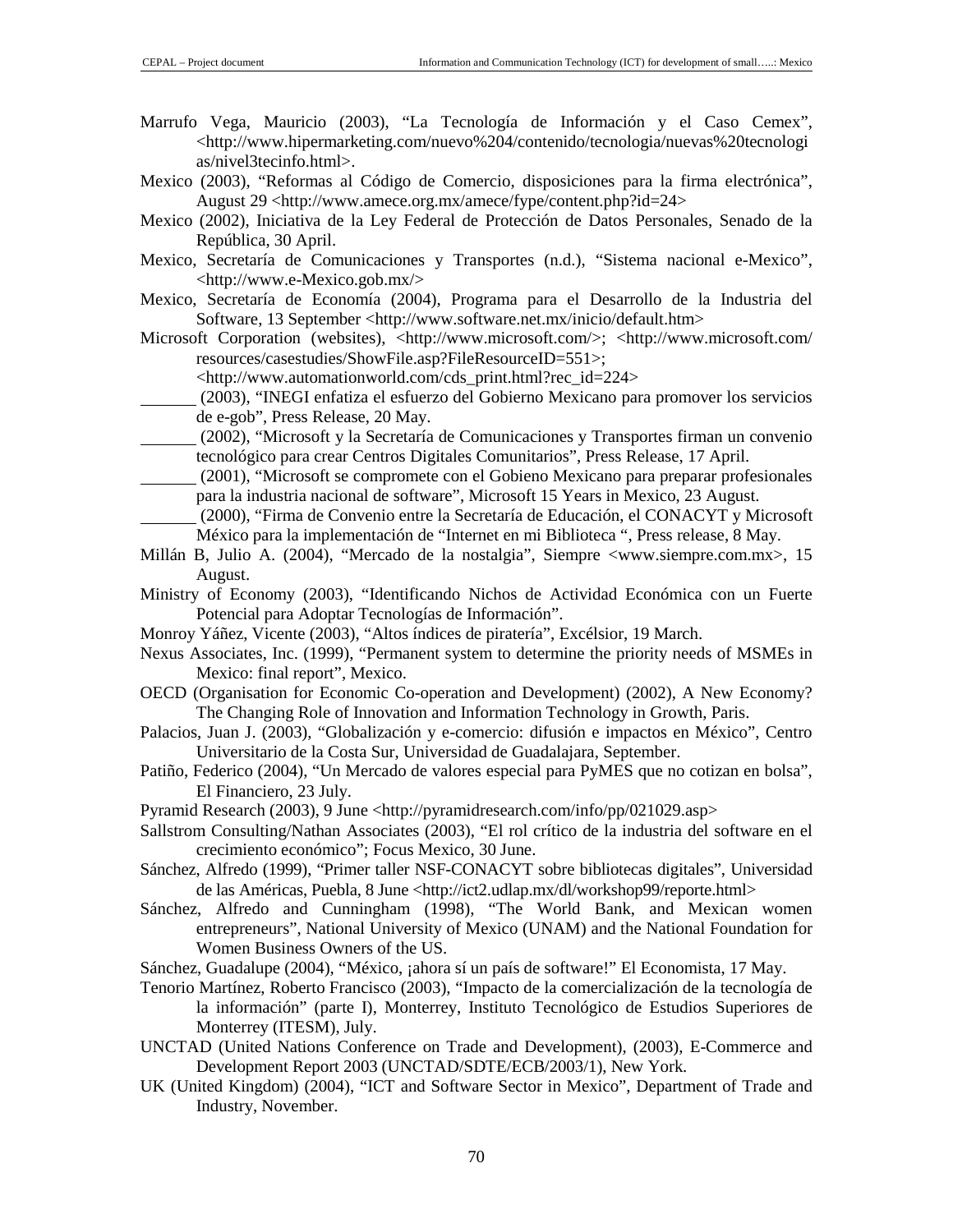Marrufo Vega, Mauricio (2003), "La Tecnología de Información y el Caso Cemex", <http://www.hipermarketing.com/nuevo%204/contenido/tecnologia/nuevas%20tecnologias/nivel3tecinfo.html>.

Mexico (2003), "Reformas al Código de Comercio, disposiciones para la firma electrónica", August 29 <http://www.amece.org.mx/amece/fype/content.php?id=24>

Mexico (2002), Iniciativa de la Ley Federal de Protección de Datos Personales, Senado de la República, 30 April.

Mexico, Secretaría de Comunicaciones y Transportes (n.d.), "Sistema nacional e-Mexico", <http://www.e-Mexico.gob.mx/>

Mexico, Secretaría de Economía (2004), Programa para el Desarrollo de la Industria del Software, 13 September <http://www.software.net.mx/inicio/default.htm>

Microsoft Corporation (websites), <http://www.microsoft.com/>; <http://www.microsoft.com/resources/casestudies/ShowFile.asp?FileResourceID=551>; <http://www.automationworld.com/cds_print.html?rec_id=224>

\_\_\_\_\_\_ (2003), "INEGI enfatiza el esfuerzo del Gobierno Mexicano para promover los servicios de e-gob", Press Release, 20 May.

\_\_\_\_\_\_ (2002), "Microsoft y la Secretaría de Comunicaciones y Transportes firman un convenio tecnológico para crear Centros Digitales Comunitarios", Press Release, 17 April.

\_\_\_\_\_\_ (2001), "Microsoft se compromete con el Gobieno Mexicano para preparar profesionales para la industria nacional de software", Microsoft 15 Years in Mexico, 23 August.

\_\_\_\_\_\_ (2000), "Firma de Convenio entre la Secretaría de Educación, el CONACYT y Microsoft México para la implementación de "Internet en mi Biblioteca ", Press release, 8 May.

Millán B, Julio A. (2004), "Mercado de la nostalgia", Siempre <www.siempre.com.mx>, 15 August.

Ministry of Economy (2003), "Identificando Nichos de Actividad Económica con un Fuerte Potencial para Adoptar Tecnologías de Información".

Monroy Yáñez, Vicente (2003), "Altos índices de piratería", Excélsior, 19 March.

Nexus Associates, Inc. (1999), "Permanent system to determine the priority needs of MSMEs in Mexico: final report", Mexico.

OECD (Organisation for Economic Co-operation and Development) (2002), A New Economy? The Changing Role of Innovation and Information Technology in Growth, Paris.

Palacios, Juan J. (2003), "Globalización y e-comercio: difusión e impactos en México", Centro Universitario de la Costa Sur, Universidad de Guadalajara, September.

Patiño, Federico (2004), "Un Mercado de valores especial para PyMES que no cotizan en bolsa", El Financiero, 23 July.

Pyramid Research (2003), 9 June <http://pyramidresearch.com/info/pp/021029.asp>

Sallstrom Consulting/Nathan Associates (2003), "El rol crítico de la industria del software en el crecimiento económico"; Focus Mexico, 30 June.

Sánchez, Alfredo (1999), "Primer taller NSF-CONACYT sobre bibliotecas digitales", Universidad de las Américas, Puebla, 8 June <http://ict2.udlap.mx/dl/workshop99/reporte.html>

Sánchez, Alfredo and Cunningham (1998), "The World Bank, and Mexican women entrepreneurs", National University of Mexico (UNAM) and the National Foundation for Women Business Owners of the US.

Sánchez, Guadalupe (2004), "México, ¡ahora sí un país de software!" El Economista, 17 May.

Tenorio Martínez, Roberto Francisco (2003), "Impacto de la comercialización de la tecnología de la información" (parte I), Monterrey, Instituto Tecnológico de Estudios Superiores de Monterrey (ITESM), July.

UNCTAD (United Nations Conference on Trade and Development), (2003), E-Commerce and Development Report 2003 (UNCTAD/SDTE/ECB/2003/1), New York.

UK (United Kingdom) (2004), "ICT and Software Sector in Mexico", Department of Trade and Industry, November.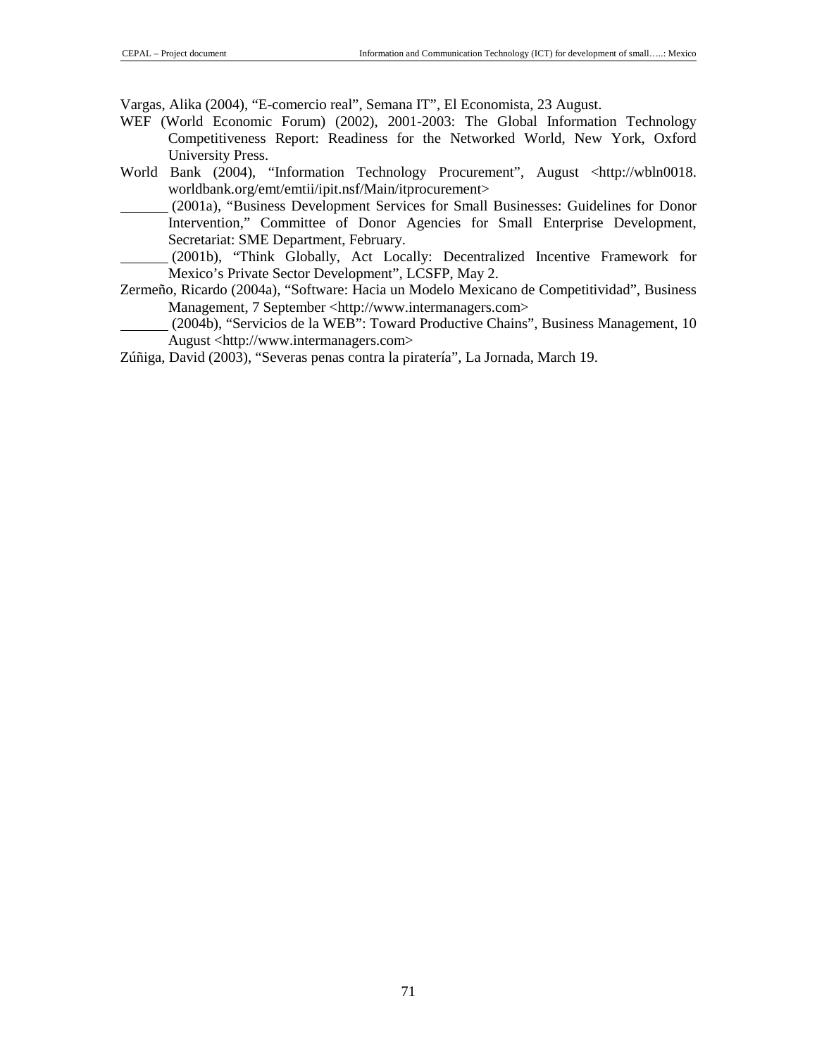Vargas, Alika (2004), "E-comercio real", Semana IT", El Economista, 23 August.

WEF (World Economic Forum) (2002), 2001-2003: The Global Information Technology Competitiveness Report: Readiness for the Networked World, New York, Oxford University Press.

World Bank (2004), "Information Technology Procurement", August <http://wbln0018.worldbank.org/emt/emtii/ipit.nsf/Main/itprocurement>

_______ (2001a), "Business Development Services for Small Businesses: Guidelines for Donor Intervention," Committee of Donor Agencies for Small Enterprise Development, Secretariat: SME Department, February.

_______ (2001b), "Think Globally, Act Locally: Decentralized Incentive Framework for Mexico's Private Sector Development", LCSFP, May 2.

Zermeño, Ricardo (2004a), "Software: Hacia un Modelo Mexicano de Competitividad", Business Management, 7 September <http://www.intermanagers.com>

_______ (2004b), "Servicios de la WEB": Toward Productive Chains", Business Management, 10 August <http://www.intermanagers.com>

Zúñiga, David (2003), "Severas penas contra la piratería", La Jornada, March 19.